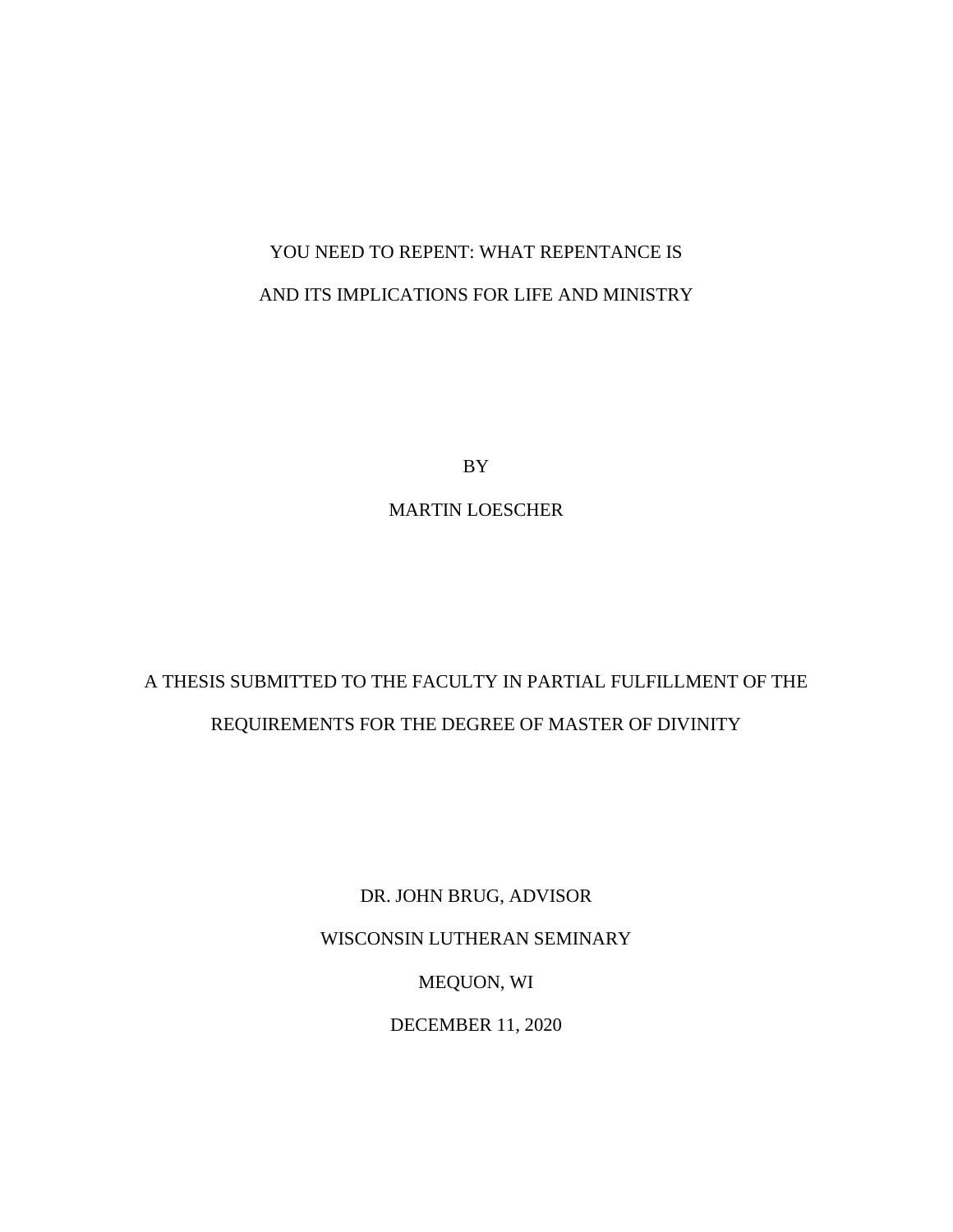# YOU NEED TO REPENT: WHAT REPENTANCE IS AND ITS IMPLICATIONS FOR LIFE AND MINISTRY

BY

MARTIN LOESCHER

A THESIS SUBMITTED TO THE FACULTY IN PARTIAL FULFILLMENT OF THE REQUIREMENTS FOR THE DEGREE OF MASTER OF DIVINITY

DR. JOHN BRUG, ADVISOR

WISCONSIN LUTHERAN SEMINARY

MEQUON, WI

DECEMBER 11, 2020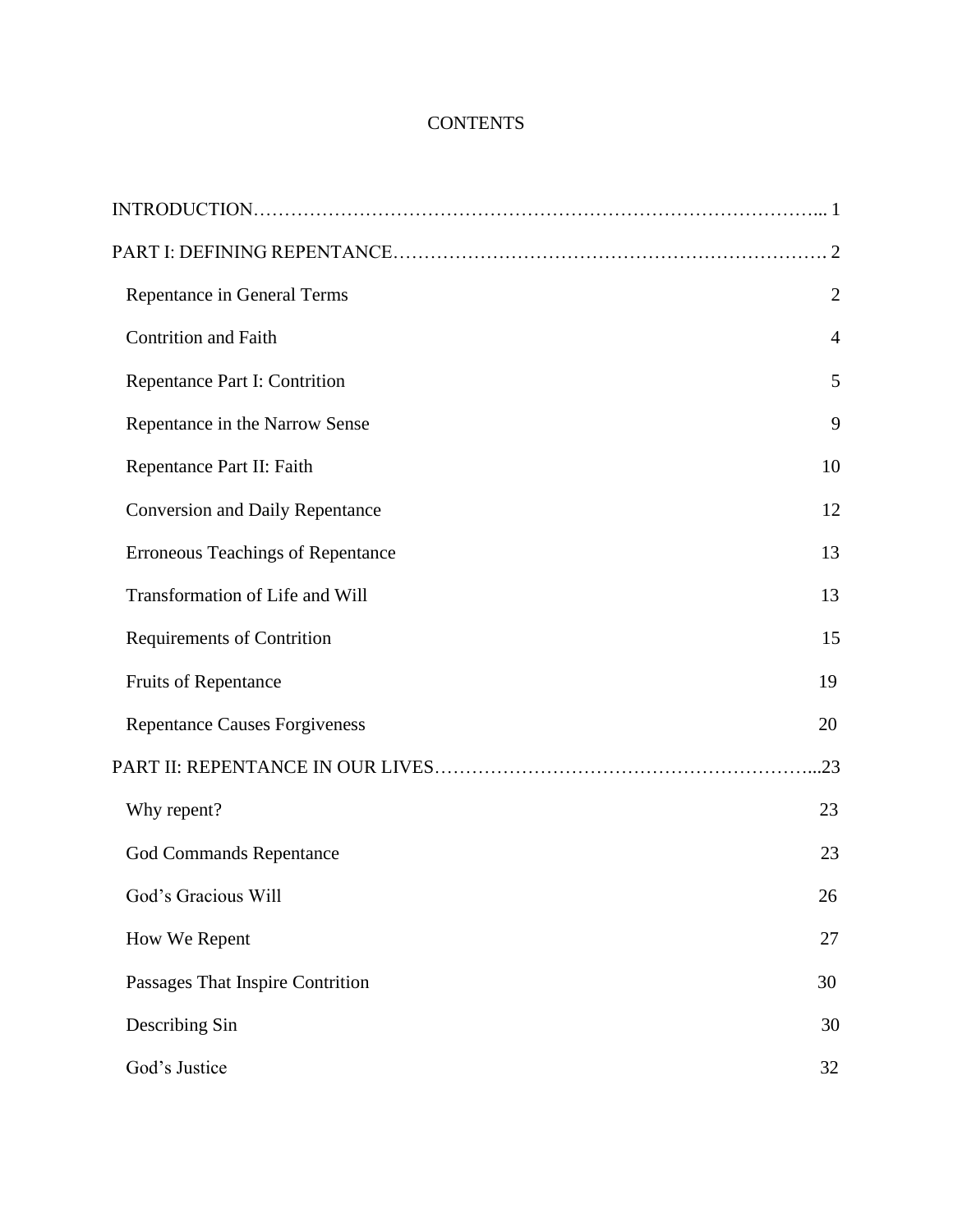# CONTENTS

INTRODUCTION……………………………………………………………………………... 1

PART I: DEFINING REPENTANCE…………………………………………………………. 2

- Repentance in General Terms 2
- Contrition and Faith 4
- Repentance Part I: Contrition 5
- Repentance in the Narrow Sense 9
- Repentance Part II: Faith 10
- Conversion and Daily Repentance 12
- Erroneous Teachings of Repentance 13
- Transformation of Life and Will 13
- Requirements of Contrition 15
- Fruits of Repentance 19
- Repentance Causes Forgiveness 20

PART II: REPENTANCE IN OUR LIVES…………………………………………………...23

- Why repent? 23
- God Commands Repentance 23
- God's Gracious Will 26
- How We Repent 27
- Passages That Inspire Contrition 30
- Describing Sin 30
- God's Justice 32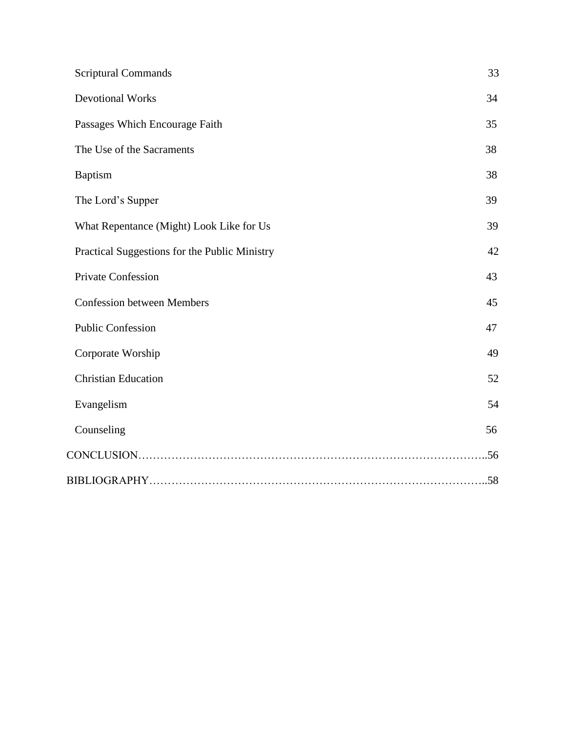Scriptural Commands 33

Devotional Works 34

Passages Which Encourage Faith 35

The Use of the Sacraments 38

Baptism 38

The Lord's Supper 39

What Repentance (Might) Look Like for Us 39

Practical Suggestions for the Public Ministry 42

Private Confession 43

Confession between Members 45

Public Confession 47

Corporate Worship 49

Christian Education 52

Evangelism 54

Counseling 56

CONCLUSION……………………………………………………………………………..56

BIBLIOGRAPHY…………………………………………………………………………..58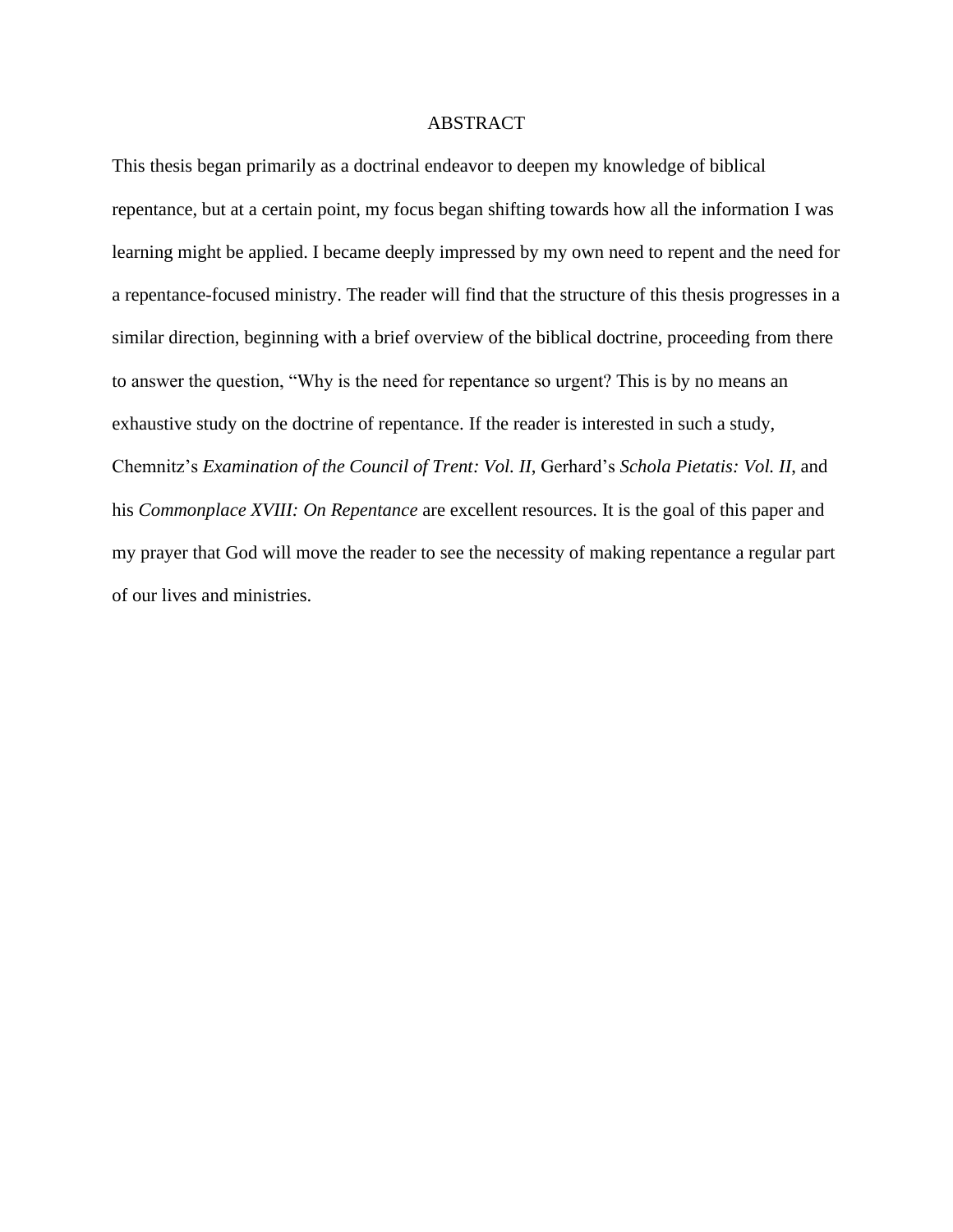# ABSTRACT

This thesis began primarily as a doctrinal endeavor to deepen my knowledge of biblical repentance, but at a certain point, my focus began shifting towards how all the information I was learning might be applied. I became deeply impressed by my own need to repent and the need for a repentance-focused ministry. The reader will find that the structure of this thesis progresses in a similar direction, beginning with a brief overview of the biblical doctrine, proceeding from there to answer the question, "Why is the need for repentance so urgent? This is by no means an exhaustive study on the doctrine of repentance. If the reader is interested in such a study, Chemnitz's *Examination of the Council of Trent: Vol. II*, Gerhard's *Schola Pietatis: Vol. II*, and his *Commonplace XVIII: On Repentance* are excellent resources. It is the goal of this paper and my prayer that God will move the reader to see the necessity of making repentance a regular part of our lives and ministries.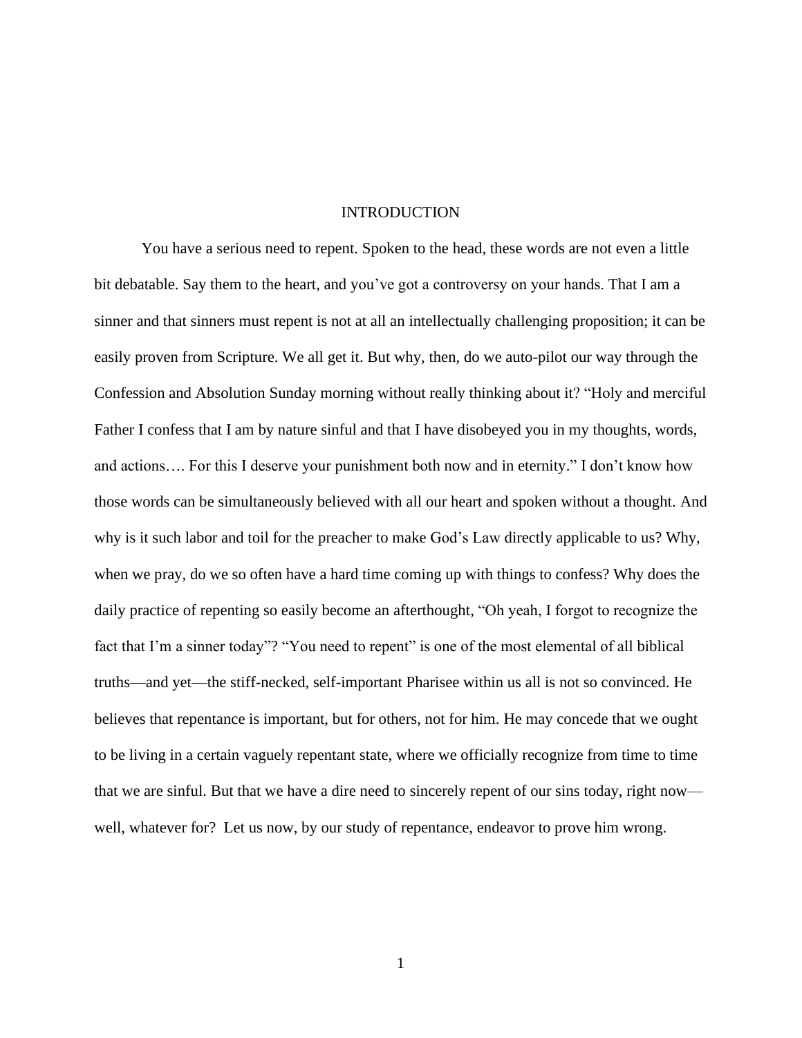# INTRODUCTION

You have a serious need to repent. Spoken to the head, these words are not even a little bit debatable. Say them to the heart, and you've got a controversy on your hands. That I am a sinner and that sinners must repent is not at all an intellectually challenging proposition; it can be easily proven from Scripture. We all get it. But why, then, do we auto-pilot our way through the Confession and Absolution Sunday morning without really thinking about it? "Holy and merciful Father I confess that I am by nature sinful and that I have disobeyed you in my thoughts, words, and actions…. For this I deserve your punishment both now and in eternity." I don't know how those words can be simultaneously believed with all our heart and spoken without a thought. And why is it such labor and toil for the preacher to make God's Law directly applicable to us? Why, when we pray, do we so often have a hard time coming up with things to confess? Why does the daily practice of repenting so easily become an afterthought, "Oh yeah, I forgot to recognize the fact that I'm a sinner today"? "You need to repent" is one of the most elemental of all biblical truths—and yet—the stiff-necked, self-important Pharisee within us all is not so convinced. He believes that repentance is important, but for others, not for him. He may concede that we ought to be living in a certain vaguely repentant state, where we officially recognize from time to time that we are sinful. But that we have a dire need to sincerely repent of our sins today, right now—well, whatever for? Let us now, by our study of repentance, endeavor to prove him wrong.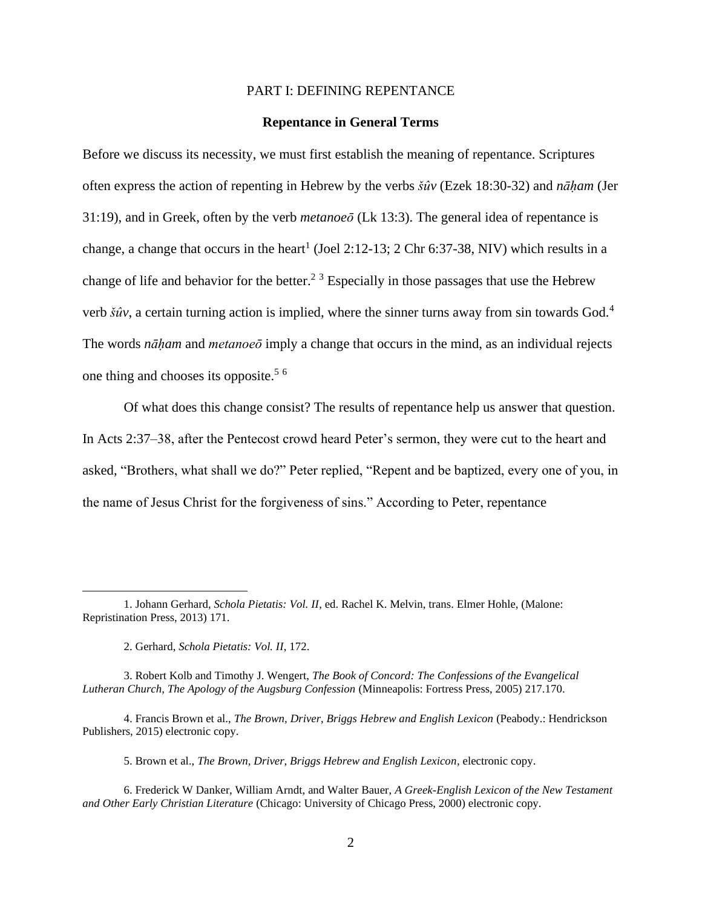# PART I: DEFINING REPENTANCE

## Repentance in General Terms

Before we discuss its necessity, we must first establish the meaning of repentance. Scriptures often express the action of repenting in Hebrew by the verbs *šûv* (Ezek 18:30-32) and *nāḥam* (Jer 31:19), and in Greek, often by the verb *metanoeō* (Lk 13:3). The general idea of repentance is change, a change that occurs in the heart[1] (Joel 2:12-13; 2 Chr 6:37-38, NIV) which results in a change of life and behavior for the better.[2] [3] Especially in those passages that use the Hebrew verb *šûv*, a certain turning action is implied, where the sinner turns away from sin towards God.[4] The words *nāḥam* and *metanoeō* imply a change that occurs in the mind, as an individual rejects one thing and chooses its opposite.[5] [6]

Of what does this change consist? The results of repentance help us answer that question. In Acts 2:37–38, after the Pentecost crowd heard Peter's sermon, they were cut to the heart and asked, "Brothers, what shall we do?" Peter replied, "Repent and be baptized, every one of you, in the name of Jesus Christ for the forgiveness of sins." According to Peter, repentance

---

1. Johann Gerhard, *Schola Pietatis: Vol. II*, ed. Rachel K. Melvin, trans. Elmer Hohle, (Malone: Repristination Press, 2013) 171.

2. Gerhard, *Schola Pietatis: Vol. II*, 172.

3. Robert Kolb and Timothy J. Wengert, *The Book of Concord: The Confessions of the Evangelical Lutheran Church, The Apology of the Augsburg Confession* (Minneapolis: Fortress Press, 2005) 217.170.

4. Francis Brown et al., *The Brown, Driver, Briggs Hebrew and English Lexicon* (Peabody.: Hendrickson Publishers, 2015) electronic copy.

5. Brown et al., *The Brown, Driver, Briggs Hebrew and English Lexicon*, electronic copy.

6. Frederick W Danker, William Arndt, and Walter Bauer, *A Greek-English Lexicon of the New Testament and Other Early Christian Literature* (Chicago: University of Chicago Press, 2000) electronic copy.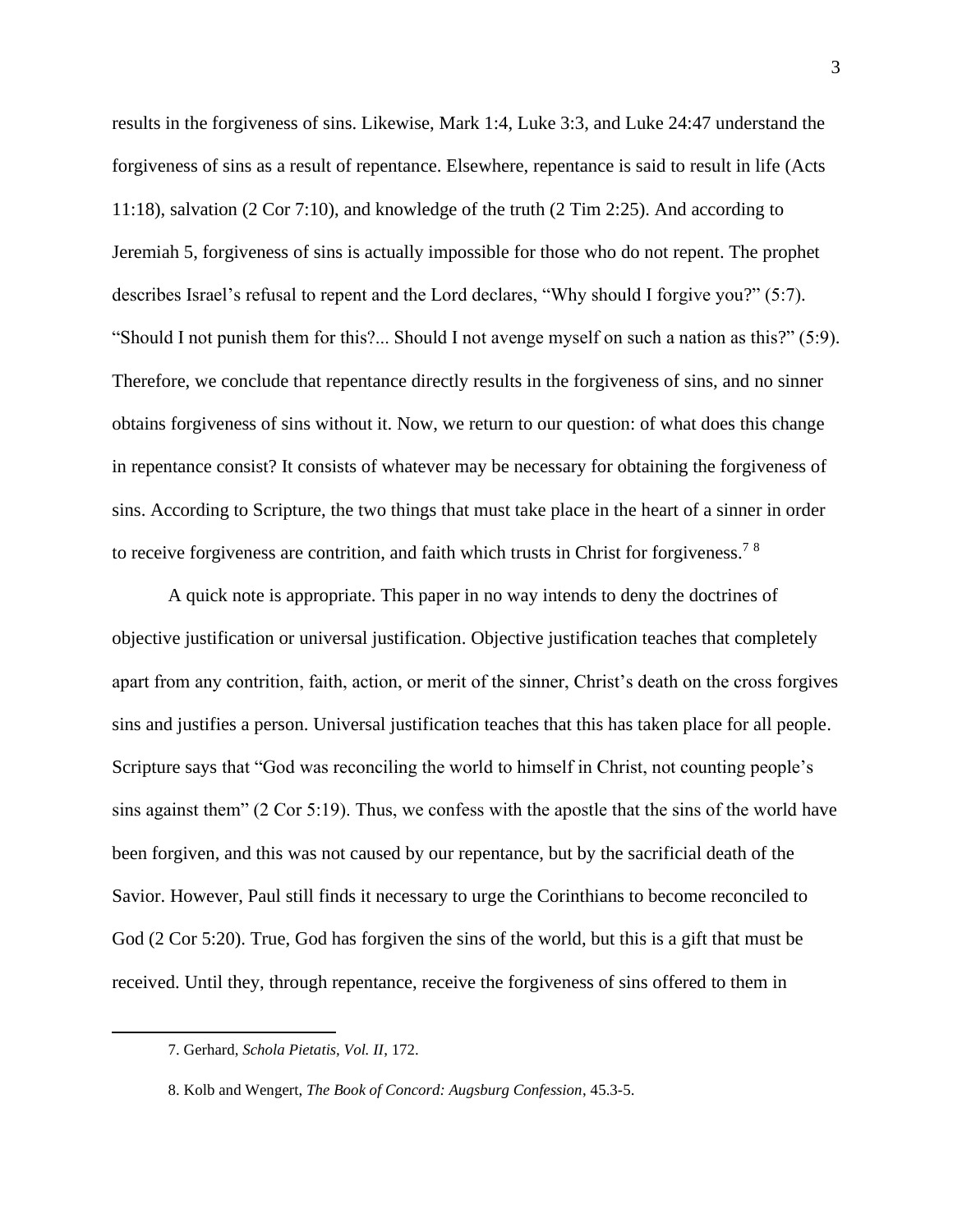results in the forgiveness of sins. Likewise, Mark 1:4, Luke 3:3, and Luke 24:47 understand the forgiveness of sins as a result of repentance. Elsewhere, repentance is said to result in life (Acts 11:18), salvation (2 Cor 7:10), and knowledge of the truth (2 Tim 2:25). And according to Jeremiah 5, forgiveness of sins is actually impossible for those who do not repent. The prophet describes Israel's refusal to repent and the Lord declares, "Why should I forgive you?" (5:7). "Should I not punish them for this?... Should I not avenge myself on such a nation as this?" (5:9). Therefore, we conclude that repentance directly results in the forgiveness of sins, and no sinner obtains forgiveness of sins without it. Now, we return to our question: of what does this change in repentance consist? It consists of whatever may be necessary for obtaining the forgiveness of sins. According to Scripture, the two things that must take place in the heart of a sinner in order to receive forgiveness are contrition, and faith which trusts in Christ for forgiveness.[7] [8]

A quick note is appropriate. This paper in no way intends to deny the doctrines of objective justification or universal justification. Objective justification teaches that completely apart from any contrition, faith, action, or merit of the sinner, Christ's death on the cross forgives sins and justifies a person. Universal justification teaches that this has taken place for all people. Scripture says that "God was reconciling the world to himself in Christ, not counting people's sins against them" (2 Cor 5:19). Thus, we confess with the apostle that the sins of the world have been forgiven, and this was not caused by our repentance, but by the sacrificial death of the Savior. However, Paul still finds it necessary to urge the Corinthians to become reconciled to God (2 Cor 5:20). True, God has forgiven the sins of the world, but this is a gift that must be received. Until they, through repentance, receive the forgiveness of sins offered to them in

7. Gerhard, *Schola Pietatis, Vol. II*, 172.

8. Kolb and Wengert, *The Book of Concord: Augsburg Confession*, 45.3-5.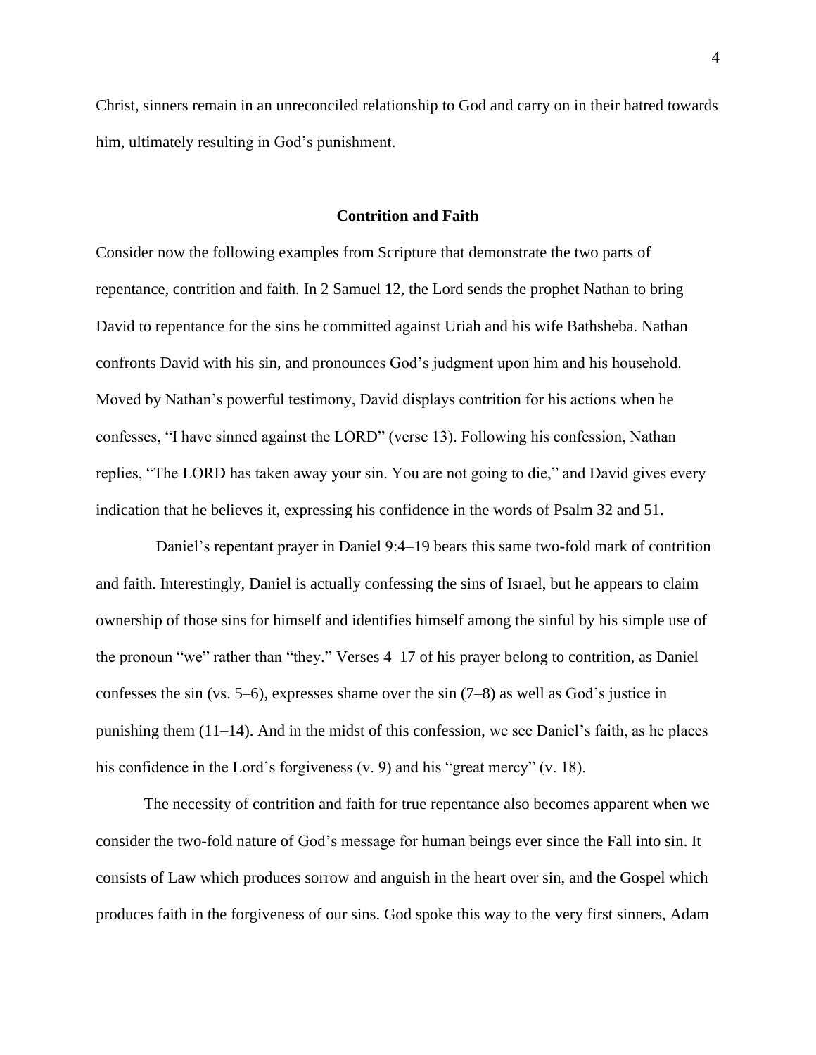Christ, sinners remain in an unreconciled relationship to God and carry on in their hatred towards him, ultimately resulting in God's punishment.

## Contrition and Faith

Consider now the following examples from Scripture that demonstrate the two parts of repentance, contrition and faith. In 2 Samuel 12, the Lord sends the prophet Nathan to bring David to repentance for the sins he committed against Uriah and his wife Bathsheba. Nathan confronts David with his sin, and pronounces God's judgment upon him and his household. Moved by Nathan's powerful testimony, David displays contrition for his actions when he confesses, "I have sinned against the LORD" (verse 13). Following his confession, Nathan replies, "The LORD has taken away your sin. You are not going to die," and David gives every indication that he believes it, expressing his confidence in the words of Psalm 32 and 51.

Daniel's repentant prayer in Daniel 9:4–19 bears this same two-fold mark of contrition and faith. Interestingly, Daniel is actually confessing the sins of Israel, but he appears to claim ownership of those sins for himself and identifies himself among the sinful by his simple use of the pronoun "we" rather than "they." Verses 4–17 of his prayer belong to contrition, as Daniel confesses the sin (vs. 5–6), expresses shame over the sin (7–8) as well as God's justice in punishing them (11–14). And in the midst of this confession, we see Daniel's faith, as he places his confidence in the Lord's forgiveness (v. 9) and his "great mercy" (v. 18).

The necessity of contrition and faith for true repentance also becomes apparent when we consider the two-fold nature of God's message for human beings ever since the Fall into sin. It consists of Law which produces sorrow and anguish in the heart over sin, and the Gospel which produces faith in the forgiveness of our sins. God spoke this way to the very first sinners, Adam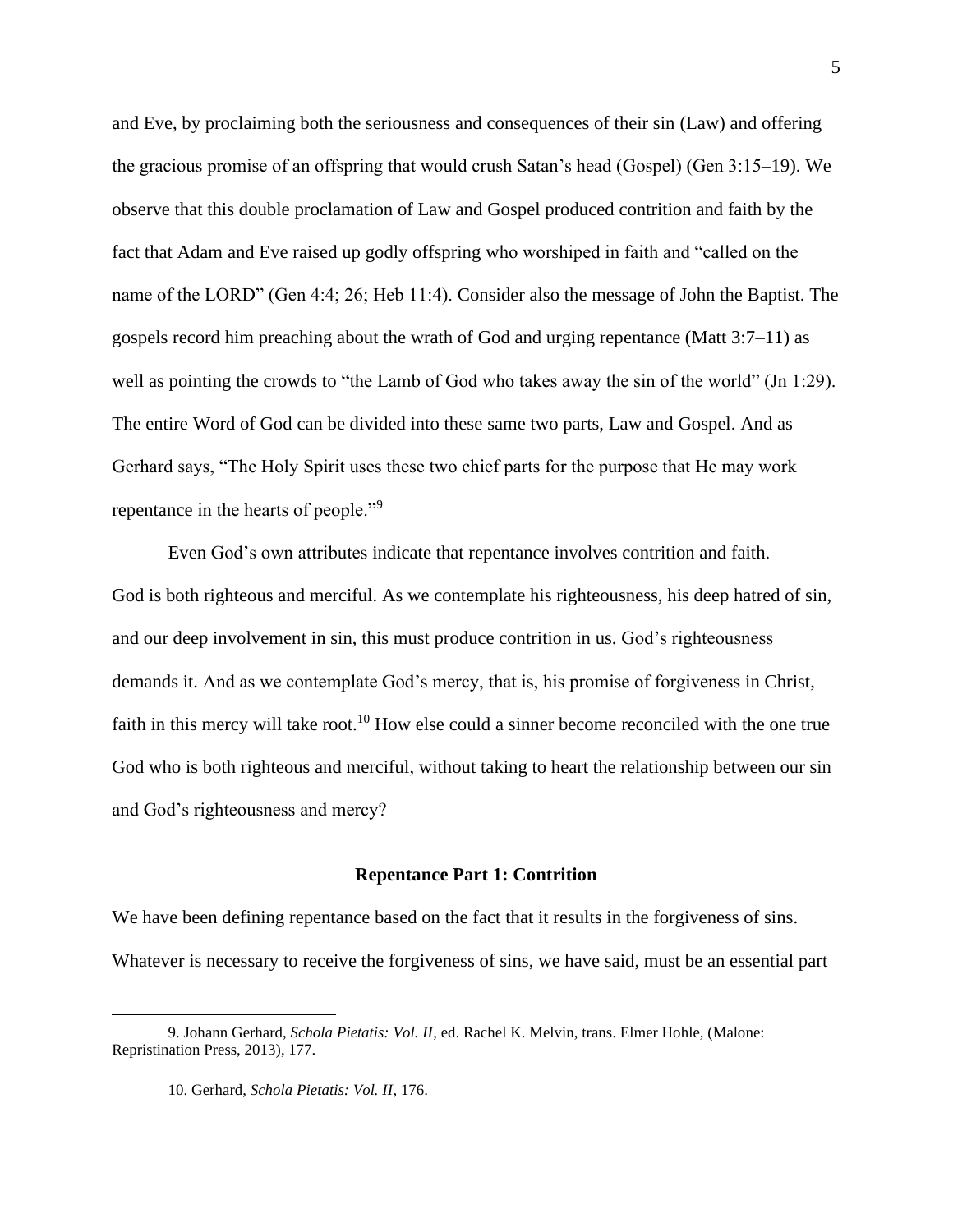and Eve, by proclaiming both the seriousness and consequences of their sin (Law) and offering the gracious promise of an offspring that would crush Satan's head (Gospel) (Gen 3:15–19). We observe that this double proclamation of Law and Gospel produced contrition and faith by the fact that Adam and Eve raised up godly offspring who worshiped in faith and "called on the name of the LORD" (Gen 4:4; 26; Heb 11:4). Consider also the message of John the Baptist. The gospels record him preaching about the wrath of God and urging repentance (Matt 3:7–11) as well as pointing the crowds to "the Lamb of God who takes away the sin of the world" (Jn 1:29). The entire Word of God can be divided into these same two parts, Law and Gospel. And as Gerhard says, "The Holy Spirit uses these two chief parts for the purpose that He may work repentance in the hearts of people."[9]

Even God's own attributes indicate that repentance involves contrition and faith. God is both righteous and merciful. As we contemplate his righteousness, his deep hatred of sin, and our deep involvement in sin, this must produce contrition in us. God's righteousness demands it. And as we contemplate God's mercy, that is, his promise of forgiveness in Christ, faith in this mercy will take root.[10] How else could a sinner become reconciled with the one true God who is both righteous and merciful, without taking to heart the relationship between our sin and God's righteousness and mercy?

## Repentance Part 1: Contrition

We have been defining repentance based on the fact that it results in the forgiveness of sins. Whatever is necessary to receive the forgiveness of sins, we have said, must be an essential part

---

9. Johann Gerhard, *Schola Pietatis: Vol. II*, ed. Rachel K. Melvin, trans. Elmer Hohle, (Malone: Repristination Press, 2013), 177.

10. Gerhard, *Schola Pietatis: Vol. II*, 176.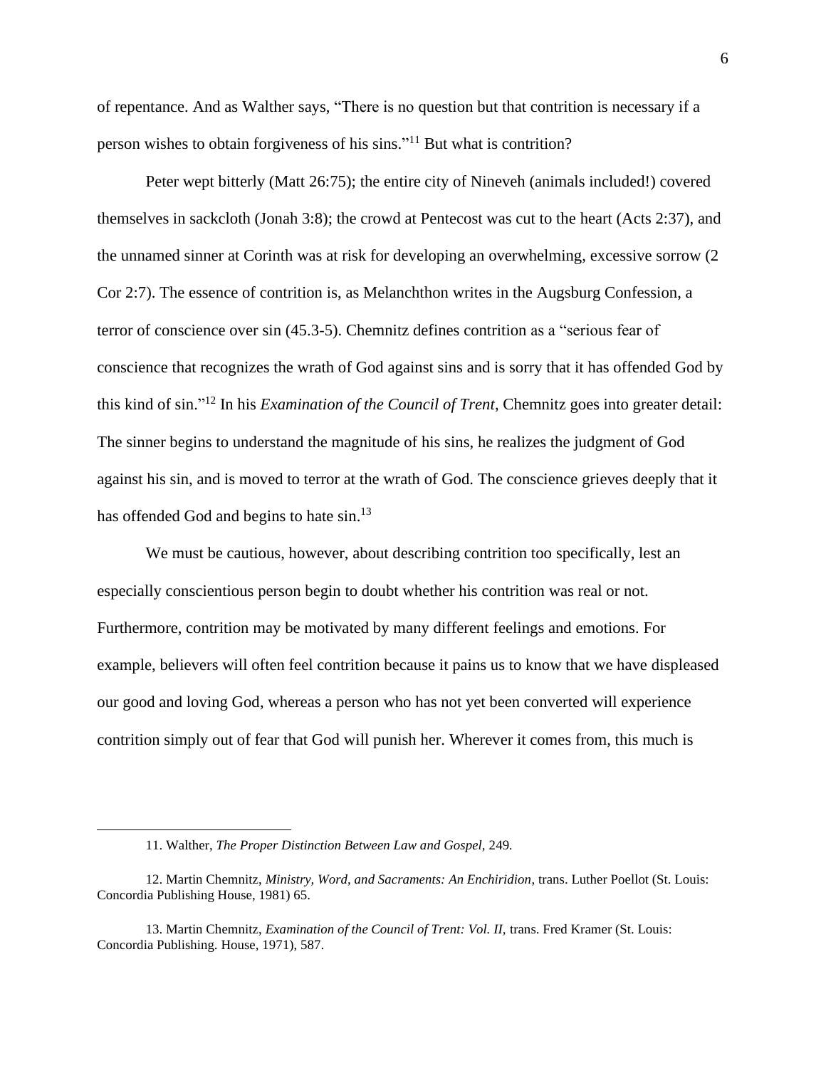of repentance. And as Walther says, "There is no question but that contrition is necessary if a person wishes to obtain forgiveness of his sins."[11] But what is contrition?

Peter wept bitterly (Matt 26:75); the entire city of Nineveh (animals included!) covered themselves in sackcloth (Jonah 3:8); the crowd at Pentecost was cut to the heart (Acts 2:37), and the unnamed sinner at Corinth was at risk for developing an overwhelming, excessive sorrow (2 Cor 2:7). The essence of contrition is, as Melanchthon writes in the Augsburg Confession, a terror of conscience over sin (45.3-5). Chemnitz defines contrition as a "serious fear of conscience that recognizes the wrath of God against sins and is sorry that it has offended God by this kind of sin."[12] In his *Examination of the Council of Trent*, Chemnitz goes into greater detail: The sinner begins to understand the magnitude of his sins, he realizes the judgment of God against his sin, and is moved to terror at the wrath of God. The conscience grieves deeply that it has offended God and begins to hate sin.[13]

We must be cautious, however, about describing contrition too specifically, lest an especially conscientious person begin to doubt whether his contrition was real or not. Furthermore, contrition may be motivated by many different feelings and emotions. For example, believers will often feel contrition because it pains us to know that we have displeased our good and loving God, whereas a person who has not yet been converted will experience contrition simply out of fear that God will punish her. Wherever it comes from, this much is

---

11. Walther, *The Proper Distinction Between Law and Gospel,* 249.

12. Martin Chemnitz, *Ministry, Word, and Sacraments: An Enchiridion*, trans. Luther Poellot (St. Louis: Concordia Publishing House, 1981) 65.

13. Martin Chemnitz, *Examination of the Council of Trent: Vol. II,* trans. Fred Kramer (St. Louis: Concordia Publishing. House, 1971), 587.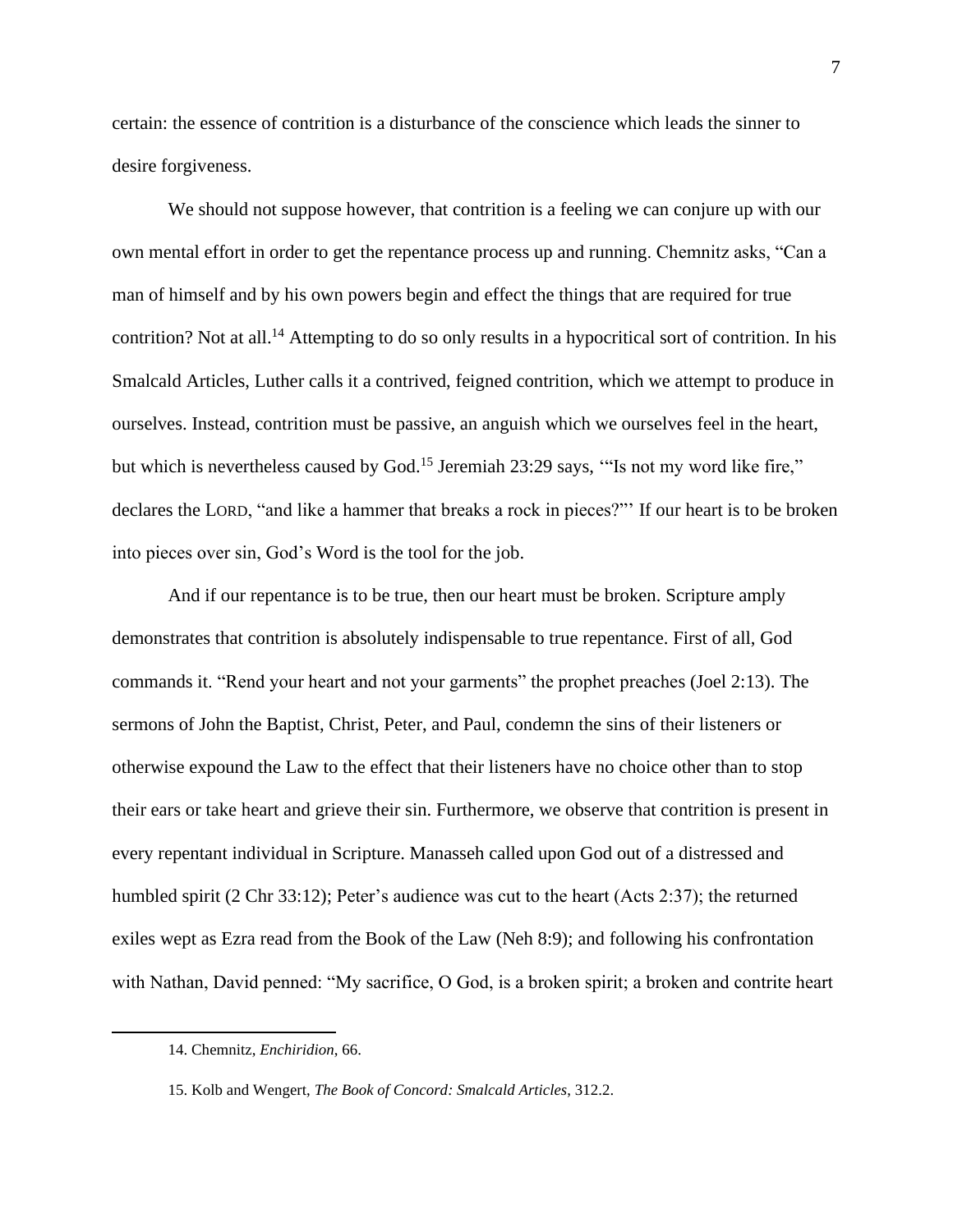certain: the essence of contrition is a disturbance of the conscience which leads the sinner to desire forgiveness.

We should not suppose however, that contrition is a feeling we can conjure up with our own mental effort in order to get the repentance process up and running. Chemnitz asks, "Can a man of himself and by his own powers begin and effect the things that are required for true contrition? Not at all.[14] Attempting to do so only results in a hypocritical sort of contrition. In his Smalcald Articles, Luther calls it a contrived, feigned contrition, which we attempt to produce in ourselves. Instead, contrition must be passive, an anguish which we ourselves feel in the heart, but which is nevertheless caused by God.[15] Jeremiah 23:29 says, '"Is not my word like fire," declares the LORD, "and like a hammer that breaks a rock in pieces?"' If our heart is to be broken into pieces over sin, God's Word is the tool for the job.

And if our repentance is to be true, then our heart must be broken. Scripture amply demonstrates that contrition is absolutely indispensable to true repentance. First of all, God commands it. "Rend your heart and not your garments" the prophet preaches (Joel 2:13). The sermons of John the Baptist, Christ, Peter, and Paul, condemn the sins of their listeners or otherwise expound the Law to the effect that their listeners have no choice other than to stop their ears or take heart and grieve their sin. Furthermore, we observe that contrition is present in every repentant individual in Scripture. Manasseh called upon God out of a distressed and humbled spirit (2 Chr 33:12); Peter's audience was cut to the heart (Acts 2:37); the returned exiles wept as Ezra read from the Book of the Law (Neh 8:9); and following his confrontation with Nathan, David penned: "My sacrifice, O God, is a broken spirit; a broken and contrite heart

---

14. Chemnitz, *Enchiridion*, 66.

15. Kolb and Wengert, *The Book of Concord: Smalcald Articles*, 312.2.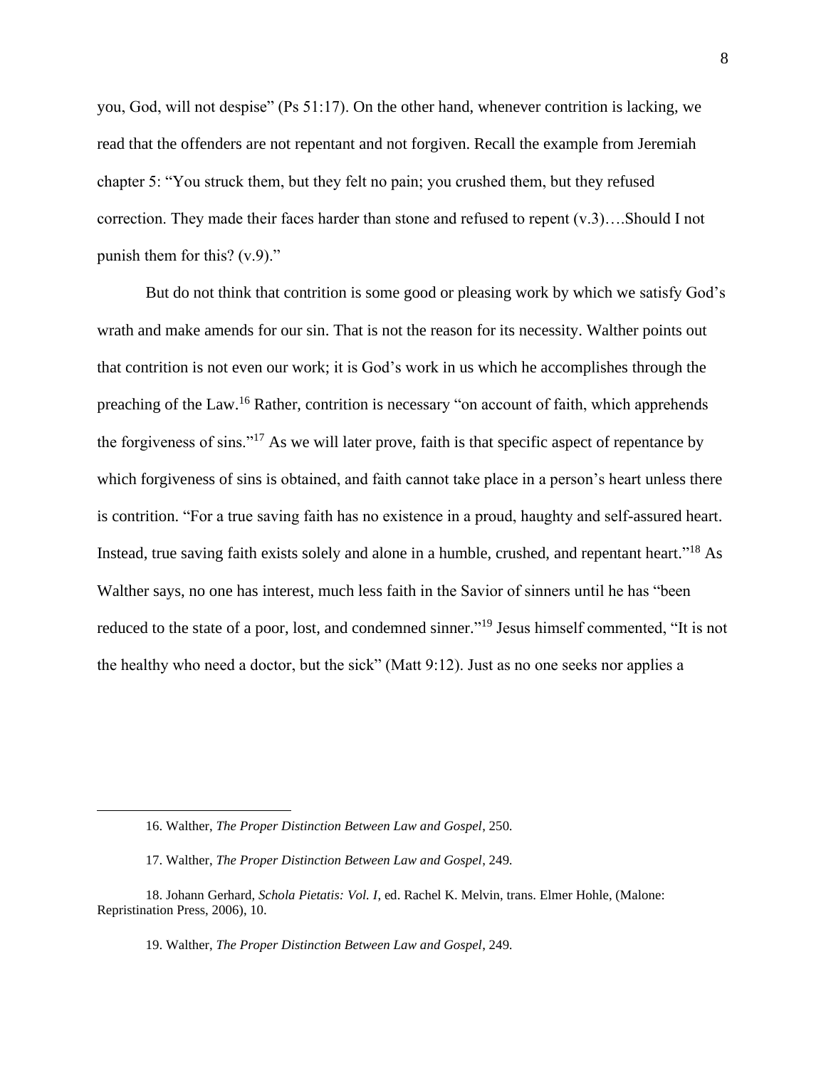you, God, will not despise" (Ps 51:17). On the other hand, whenever contrition is lacking, we read that the offenders are not repentant and not forgiven. Recall the example from Jeremiah chapter 5: "You struck them, but they felt no pain; you crushed them, but they refused correction. They made their faces harder than stone and refused to repent (v.3)….Should I not punish them for this? (v.9)."

But do not think that contrition is some good or pleasing work by which we satisfy God's wrath and make amends for our sin. That is not the reason for its necessity. Walther points out that contrition is not even our work; it is God's work in us which he accomplishes through the preaching of the Law.[16] Rather, contrition is necessary "on account of faith, which apprehends the forgiveness of sins."[17] As we will later prove, faith is that specific aspect of repentance by which forgiveness of sins is obtained, and faith cannot take place in a person's heart unless there is contrition. "For a true saving faith has no existence in a proud, haughty and self-assured heart. Instead, true saving faith exists solely and alone in a humble, crushed, and repentant heart."[18] As Walther says, no one has interest, much less faith in the Savior of sinners until he has "been reduced to the state of a poor, lost, and condemned sinner."[19] Jesus himself commented, "It is not the healthy who need a doctor, but the sick" (Matt 9:12). Just as no one seeks nor applies a

---

16. Walther, *The Proper Distinction Between Law and Gospel*, 250.

17. Walther, *The Proper Distinction Between Law and Gospel*, 249.

18. Johann Gerhard, *Schola Pietatis: Vol. I*, ed. Rachel K. Melvin, trans. Elmer Hohle, (Malone: Repristination Press, 2006), 10.

19. Walther, *The Proper Distinction Between Law and Gospel*, 249.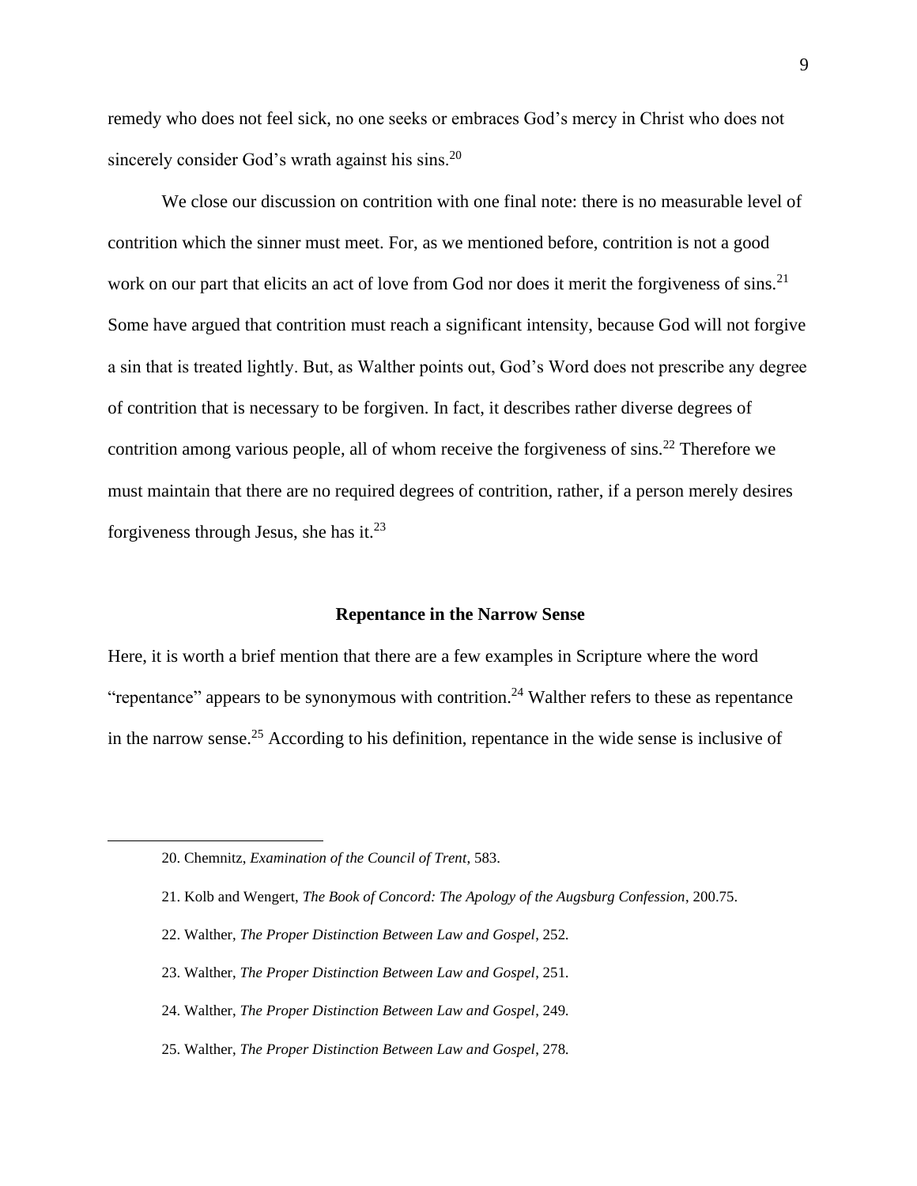remedy who does not feel sick, no one seeks or embraces God's mercy in Christ who does not sincerely consider God's wrath against his sins.[20]

We close our discussion on contrition with one final note: there is no measurable level of contrition which the sinner must meet. For, as we mentioned before, contrition is not a good work on our part that elicits an act of love from God nor does it merit the forgiveness of sins.[21] Some have argued that contrition must reach a significant intensity, because God will not forgive a sin that is treated lightly. But, as Walther points out, God's Word does not prescribe any degree of contrition that is necessary to be forgiven. In fact, it describes rather diverse degrees of contrition among various people, all of whom receive the forgiveness of sins.[22] Therefore we must maintain that there are no required degrees of contrition, rather, if a person merely desires forgiveness through Jesus, she has it.[23]

## Repentance in the Narrow Sense

Here, it is worth a brief mention that there are a few examples in Scripture where the word "repentance" appears to be synonymous with contrition.[24] Walther refers to these as repentance in the narrow sense.[25] According to his definition, repentance in the wide sense is inclusive of

---

20. Chemnitz, *Examination of the Council of Trent*, 583.

21. Kolb and Wengert, *The Book of Concord: The Apology of the Augsburg Confession*, 200.75.

22. Walther, *The Proper Distinction Between Law and Gospel*, 252.

23. Walther, *The Proper Distinction Between Law and Gospel*, 251.

24. Walther, *The Proper Distinction Between Law and Gospel*, 249.

25. Walther, *The Proper Distinction Between Law and Gospel*, 278.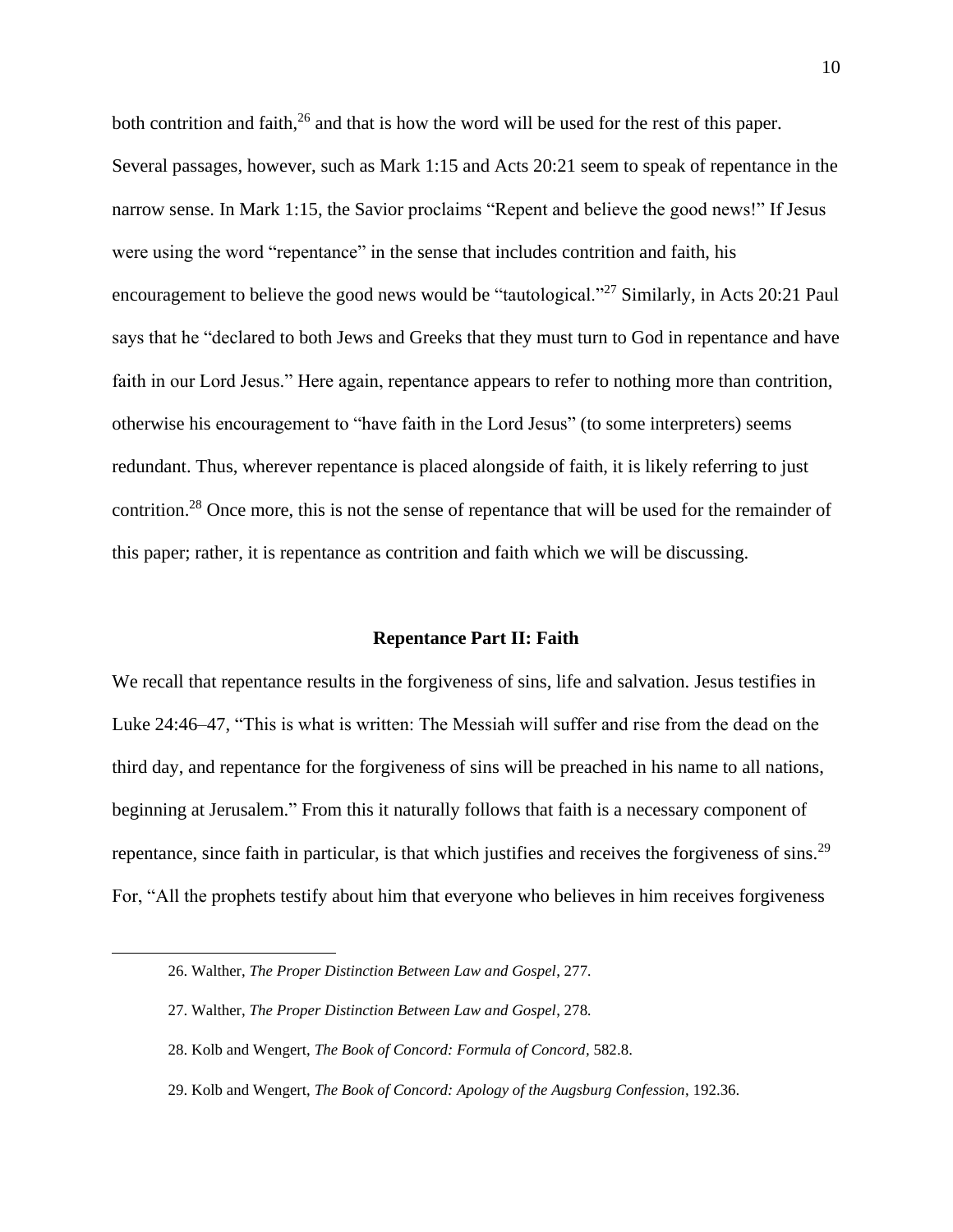both contrition and faith,[26] and that is how the word will be used for the rest of this paper. Several passages, however, such as Mark 1:15 and Acts 20:21 seem to speak of repentance in the narrow sense. In Mark 1:15, the Savior proclaims "Repent and believe the good news!" If Jesus were using the word "repentance" in the sense that includes contrition and faith, his encouragement to believe the good news would be "tautological."[27] Similarly, in Acts 20:21 Paul says that he "declared to both Jews and Greeks that they must turn to God in repentance and have faith in our Lord Jesus." Here again, repentance appears to refer to nothing more than contrition, otherwise his encouragement to "have faith in the Lord Jesus" (to some interpreters) seems redundant. Thus, wherever repentance is placed alongside of faith, it is likely referring to just contrition.[28] Once more, this is not the sense of repentance that will be used for the remainder of this paper; rather, it is repentance as contrition and faith which we will be discussing.

## Repentance Part II: Faith

We recall that repentance results in the forgiveness of sins, life and salvation. Jesus testifies in Luke 24:46–47, "This is what is written: The Messiah will suffer and rise from the dead on the third day, and repentance for the forgiveness of sins will be preached in his name to all nations, beginning at Jerusalem." From this it naturally follows that faith is a necessary component of repentance, since faith in particular, is that which justifies and receives the forgiveness of sins.[29] For, "All the prophets testify about him that everyone who believes in him receives forgiveness

26. Walther, *The Proper Distinction Between Law and Gospel*, 277.

27. Walther, *The Proper Distinction Between Law and Gospel*, 278.

28. Kolb and Wengert, *The Book of Concord: Formula of Concord*, 582.8.

29. Kolb and Wengert, *The Book of Concord: Apology of the Augsburg Confession*, 192.36.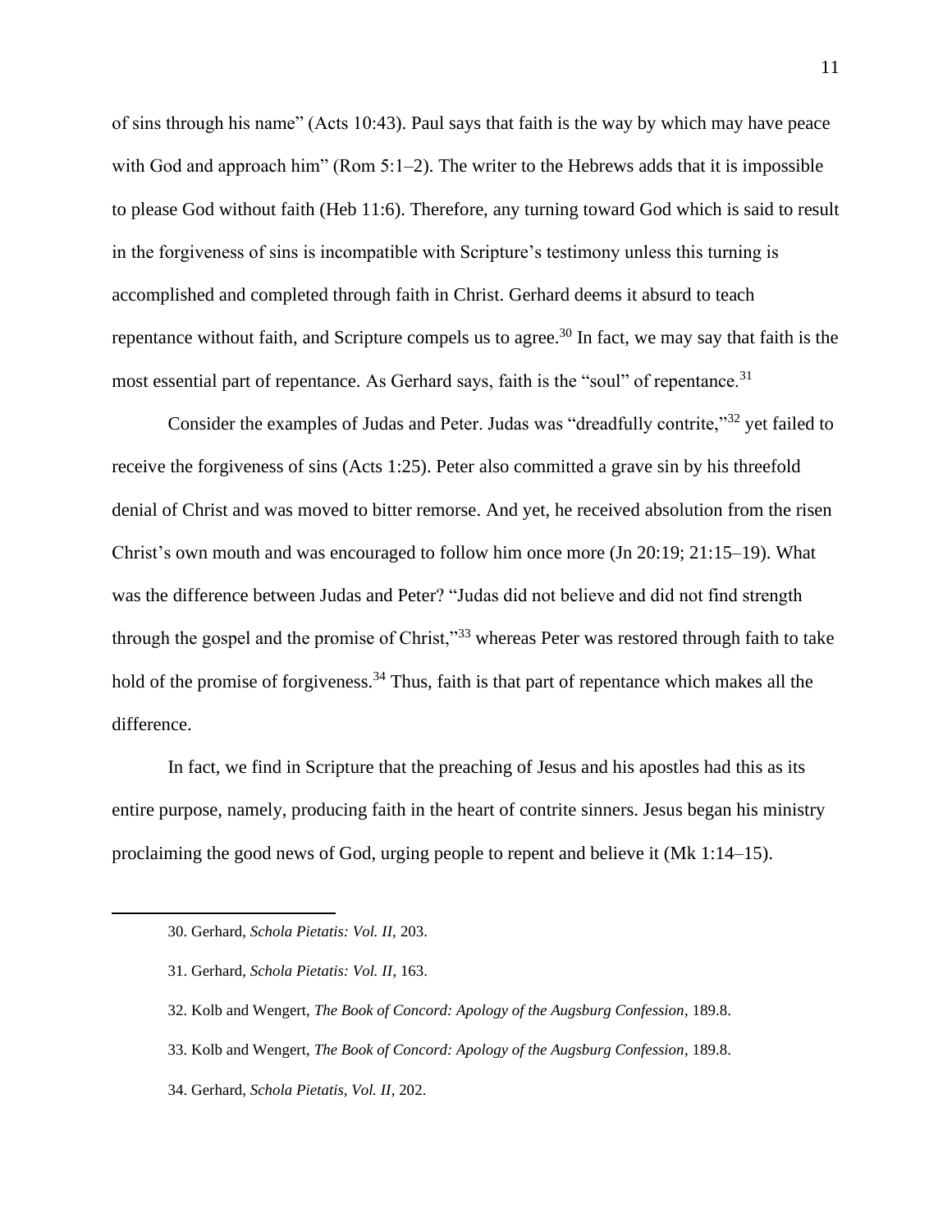of sins through his name" (Acts 10:43). Paul says that faith is the way by which may have peace with God and approach him" (Rom 5:1–2). The writer to the Hebrews adds that it is impossible to please God without faith (Heb 11:6). Therefore, any turning toward God which is said to result in the forgiveness of sins is incompatible with Scripture's testimony unless this turning is accomplished and completed through faith in Christ. Gerhard deems it absurd to teach repentance without faith, and Scripture compels us to agree.[30] In fact, we may say that faith is the most essential part of repentance. As Gerhard says, faith is the "soul" of repentance.[31]

Consider the examples of Judas and Peter. Judas was "dreadfully contrite,"[32] yet failed to receive the forgiveness of sins (Acts 1:25). Peter also committed a grave sin by his threefold denial of Christ and was moved to bitter remorse. And yet, he received absolution from the risen Christ's own mouth and was encouraged to follow him once more (Jn 20:19; 21:15–19). What was the difference between Judas and Peter? "Judas did not believe and did not find strength through the gospel and the promise of Christ,"[33] whereas Peter was restored through faith to take hold of the promise of forgiveness.[34] Thus, faith is that part of repentance which makes all the difference.

In fact, we find in Scripture that the preaching of Jesus and his apostles had this as its entire purpose, namely, producing faith in the heart of contrite sinners. Jesus began his ministry proclaiming the good news of God, urging people to repent and believe it (Mk 1:14–15).

---

30. Gerhard, *Schola Pietatis: Vol. II,* 203.

31. Gerhard, *Schola Pietatis: Vol. II,* 163.

32. Kolb and Wengert, *The Book of Concord: Apology of the Augsburg Confession*, 189.8.

33. Kolb and Wengert, *The Book of Concord: Apology of the Augsburg Confession*, 189.8.

34. Gerhard, *Schola Pietatis, Vol. II*, 202.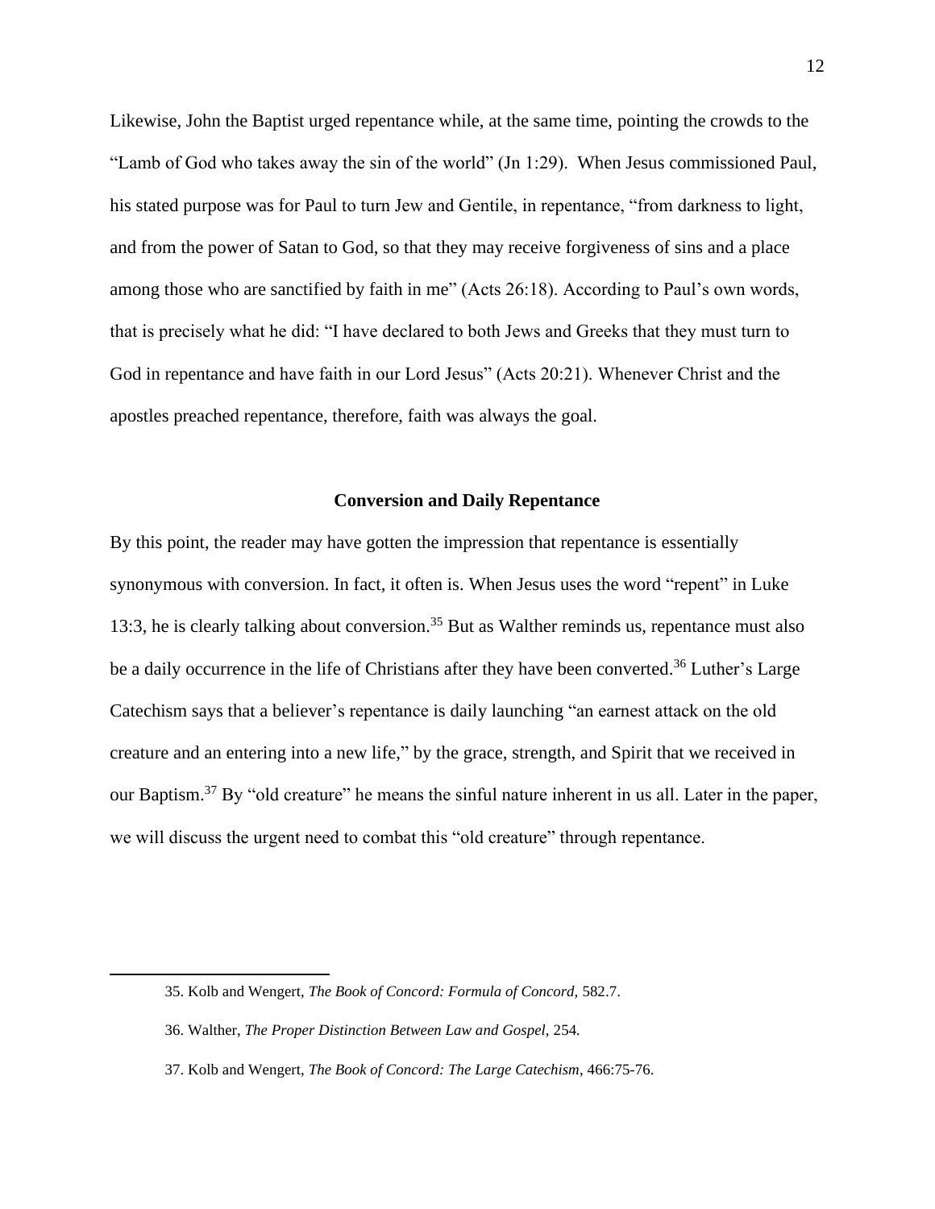Likewise, John the Baptist urged repentance while, at the same time, pointing the crowds to the "Lamb of God who takes away the sin of the world" (Jn 1:29). When Jesus commissioned Paul, his stated purpose was for Paul to turn Jew and Gentile, in repentance, "from darkness to light, and from the power of Satan to God, so that they may receive forgiveness of sins and a place among those who are sanctified by faith in me" (Acts 26:18). According to Paul's own words, that is precisely what he did: "I have declared to both Jews and Greeks that they must turn to God in repentance and have faith in our Lord Jesus" (Acts 20:21). Whenever Christ and the apostles preached repentance, therefore, faith was always the goal.

## Conversion and Daily Repentance

By this point, the reader may have gotten the impression that repentance is essentially synonymous with conversion. In fact, it often is. When Jesus uses the word "repent" in Luke 13:3, he is clearly talking about conversion.[35] But as Walther reminds us, repentance must also be a daily occurrence in the life of Christians after they have been converted.[36] Luther's Large Catechism says that a believer's repentance is daily launching "an earnest attack on the old creature and an entering into a new life," by the grace, strength, and Spirit that we received in our Baptism.[37] By "old creature" he means the sinful nature inherent in us all. Later in the paper, we will discuss the urgent need to combat this "old creature" through repentance.

---

35. Kolb and Wengert, *The Book of Concord: Formula of Concord,* 582.7.

36. Walther, *The Proper Distinction Between Law and Gospel,* 254.

37. Kolb and Wengert, *The Book of Concord: The Large Catechism*, 466:75-76.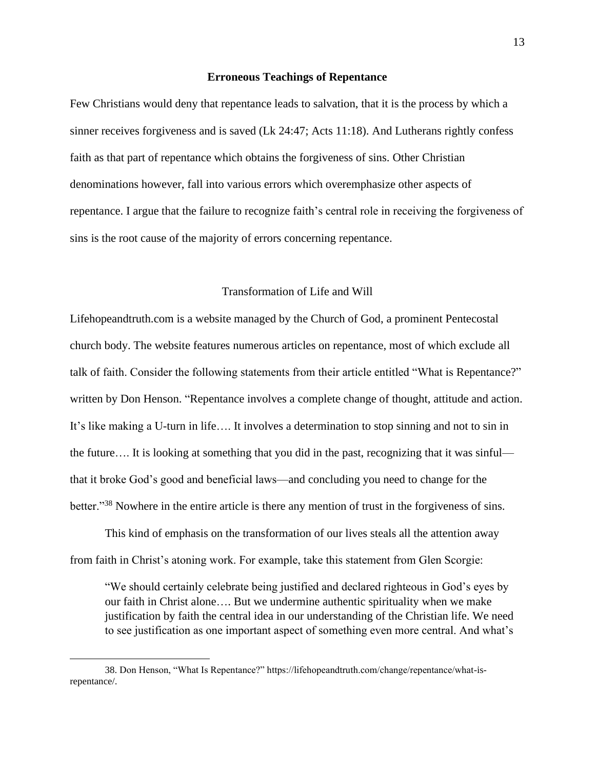## Erroneous Teachings of Repentance

Few Christians would deny that repentance leads to salvation, that it is the process by which a sinner receives forgiveness and is saved (Lk 24:47; Acts 11:18). And Lutherans rightly confess faith as that part of repentance which obtains the forgiveness of sins. Other Christian denominations however, fall into various errors which overemphasize other aspects of repentance. I argue that the failure to recognize faith's central role in receiving the forgiveness of sins is the root cause of the majority of errors concerning repentance.

### Transformation of Life and Will

Lifehopeandtruth.com is a website managed by the Church of God, a prominent Pentecostal church body. The website features numerous articles on repentance, most of which exclude all talk of faith. Consider the following statements from their article entitled "What is Repentance?" written by Don Henson. "Repentance involves a complete change of thought, attitude and action. It's like making a U-turn in life…. It involves a determination to stop sinning and not to sin in the future…. It is looking at something that you did in the past, recognizing that it was sinful—that it broke God's good and beneficial laws—and concluding you need to change for the better."[38] Nowhere in the entire article is there any mention of trust in the forgiveness of sins.

This kind of emphasis on the transformation of our lives steals all the attention away from faith in Christ's atoning work. For example, take this statement from Glen Scorgie:

> "We should certainly celebrate being justified and declared righteous in God's eyes by our faith in Christ alone…. But we undermine authentic spirituality when we make justification by faith the central idea in our understanding of the Christian life. We need to see justification as one important aspect of something even more central. And what's

---

38. Don Henson, "What Is Repentance?" https://lifehopeandtruth.com/change/repentance/what-is-repentance/.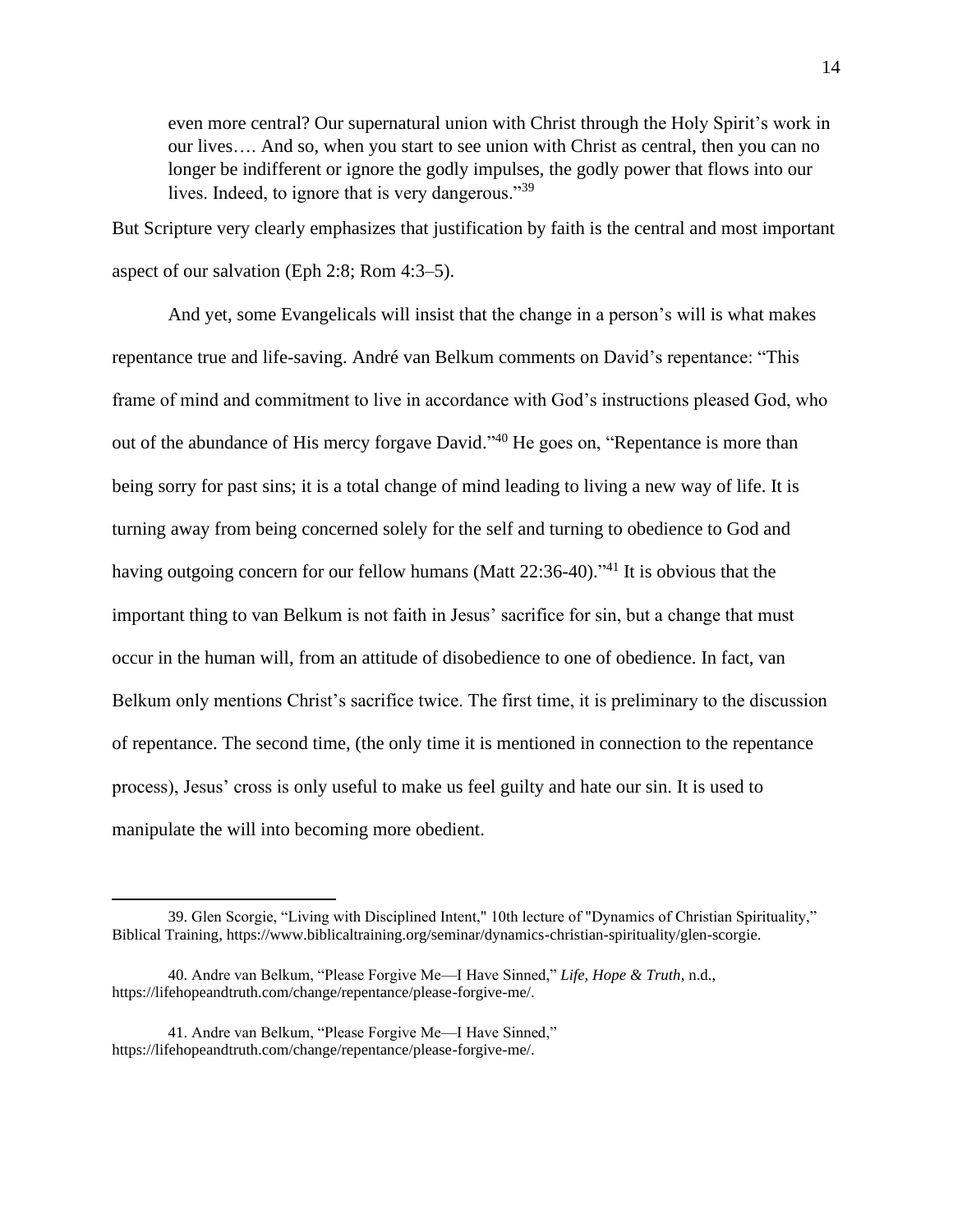> even more central? Our supernatural union with Christ through the Holy Spirit's work in our lives…. And so, when you start to see union with Christ as central, then you can no longer be indifferent or ignore the godly impulses, the godly power that flows into our lives. Indeed, to ignore that is very dangerous."[39]

But Scripture very clearly emphasizes that justification by faith is the central and most important aspect of our salvation (Eph 2:8; Rom 4:3–5).

And yet, some Evangelicals will insist that the change in a person's will is what makes repentance true and life-saving. André van Belkum comments on David's repentance: "This frame of mind and commitment to live in accordance with God's instructions pleased God, who out of the abundance of His mercy forgave David."[40] He goes on, "Repentance is more than being sorry for past sins; it is a total change of mind leading to living a new way of life. It is turning away from being concerned solely for the self and turning to obedience to God and having outgoing concern for our fellow humans (Matt 22:36-40)."[41] It is obvious that the important thing to van Belkum is not faith in Jesus' sacrifice for sin, but a change that must occur in the human will, from an attitude of disobedience to one of obedience. In fact, van Belkum only mentions Christ's sacrifice twice. The first time, it is preliminary to the discussion of repentance. The second time, (the only time it is mentioned in connection to the repentance process), Jesus' cross is only useful to make us feel guilty and hate our sin. It is used to manipulate the will into becoming more obedient.

---

39. Glen Scorgie, "Living with Disciplined Intent," 10th lecture of "Dynamics of Christian Spirituality," Biblical Training, https://www.biblicaltraining.org/seminar/dynamics-christian-spirituality/glen-scorgie.

40. Andre van Belkum, "Please Forgive Me—I Have Sinned," *Life, Hope & Truth*, n.d., https://lifehopeandtruth.com/change/repentance/please-forgive-me/.

41. Andre van Belkum, "Please Forgive Me—I Have Sinned," https://lifehopeandtruth.com/change/repentance/please-forgive-me/.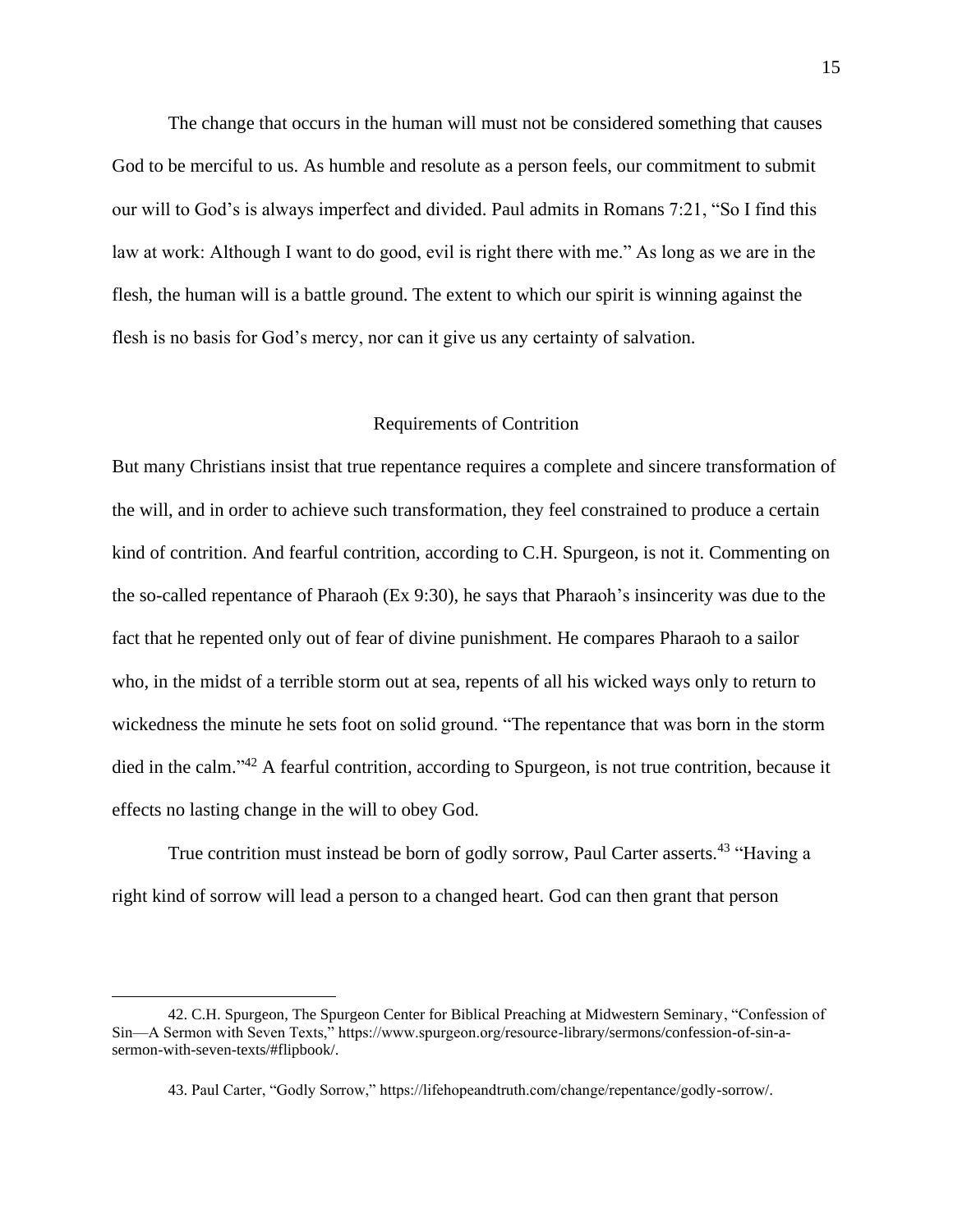The change that occurs in the human will must not be considered something that causes God to be merciful to us. As humble and resolute as a person feels, our commitment to submit our will to God's is always imperfect and divided. Paul admits in Romans 7:21, "So I find this law at work: Although I want to do good, evil is right there with me." As long as we are in the flesh, the human will is a battle ground. The extent to which our spirit is winning against the flesh is no basis for God's mercy, nor can it give us any certainty of salvation.

## Requirements of Contrition

But many Christians insist that true repentance requires a complete and sincere transformation of the will, and in order to achieve such transformation, they feel constrained to produce a certain kind of contrition. And fearful contrition, according to C.H. Spurgeon, is not it. Commenting on the so-called repentance of Pharaoh (Ex 9:30), he says that Pharaoh's insincerity was due to the fact that he repented only out of fear of divine punishment. He compares Pharaoh to a sailor who, in the midst of a terrible storm out at sea, repents of all his wicked ways only to return to wickedness the minute he sets foot on solid ground. "The repentance that was born in the storm died in the calm."[42] A fearful contrition, according to Spurgeon, is not true contrition, because it effects no lasting change in the will to obey God.

True contrition must instead be born of godly sorrow, Paul Carter asserts.[43] "Having a right kind of sorrow will lead a person to a changed heart. God can then grant that person

---

42. C.H. Spurgeon, The Spurgeon Center for Biblical Preaching at Midwestern Seminary, "Confession of Sin—A Sermon with Seven Texts," https://www.spurgeon.org/resource-library/sermons/confession-of-sin-a-sermon-with-seven-texts/#flipbook/.

43. Paul Carter, "Godly Sorrow," https://lifehopeandtruth.com/change/repentance/godly-sorrow/.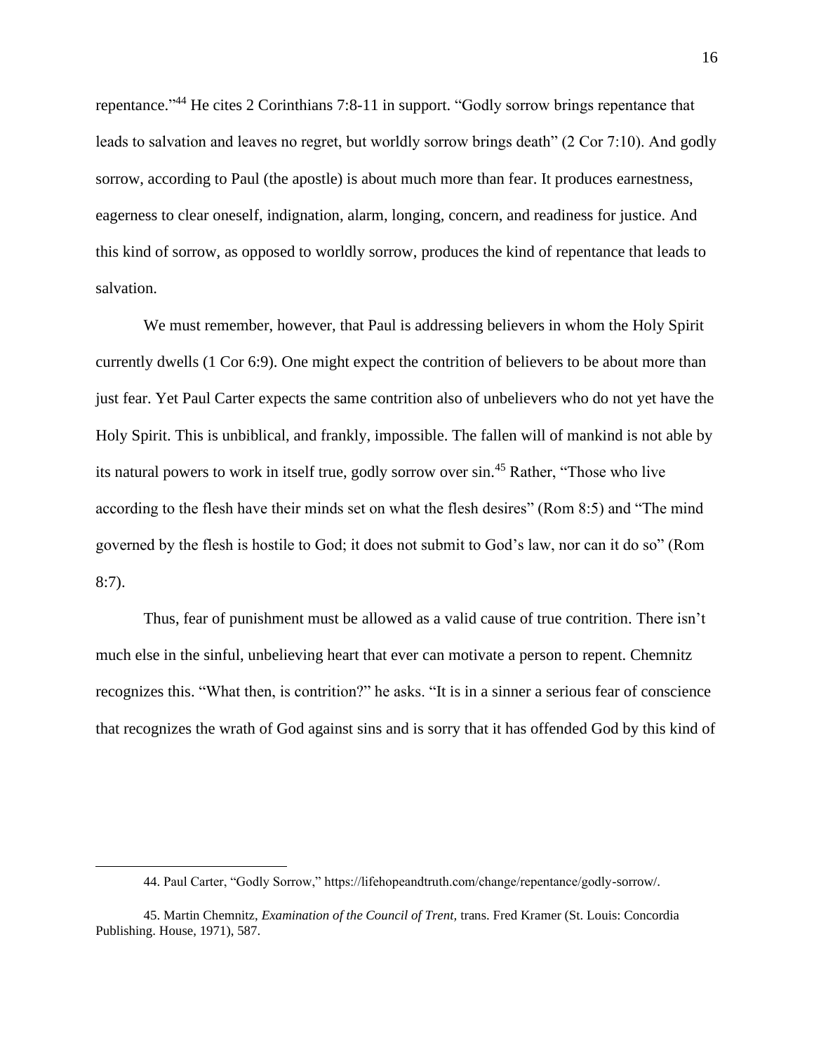repentance."[44] He cites 2 Corinthians 7:8-11 in support. "Godly sorrow brings repentance that leads to salvation and leaves no regret, but worldly sorrow brings death" (2 Cor 7:10). And godly sorrow, according to Paul (the apostle) is about much more than fear. It produces earnestness, eagerness to clear oneself, indignation, alarm, longing, concern, and readiness for justice. And this kind of sorrow, as opposed to worldly sorrow, produces the kind of repentance that leads to salvation.

We must remember, however, that Paul is addressing believers in whom the Holy Spirit currently dwells (1 Cor 6:9). One might expect the contrition of believers to be about more than just fear. Yet Paul Carter expects the same contrition also of unbelievers who do not yet have the Holy Spirit. This is unbiblical, and frankly, impossible. The fallen will of mankind is not able by its natural powers to work in itself true, godly sorrow over sin.[45] Rather, "Those who live according to the flesh have their minds set on what the flesh desires" (Rom 8:5) and "The mind governed by the flesh is hostile to God; it does not submit to God's law, nor can it do so" (Rom 8:7).

Thus, fear of punishment must be allowed as a valid cause of true contrition. There isn't much else in the sinful, unbelieving heart that ever can motivate a person to repent. Chemnitz recognizes this. "What then, is contrition?" he asks. "It is in a sinner a serious fear of conscience that recognizes the wrath of God against sins and is sorry that it has offended God by this kind of

---

44. Paul Carter, "Godly Sorrow," https://lifehopeandtruth.com/change/repentance/godly-sorrow/.

45. Martin Chemnitz, *Examination of the Council of Trent,* trans. Fred Kramer (St. Louis: Concordia Publishing. House, 1971), 587.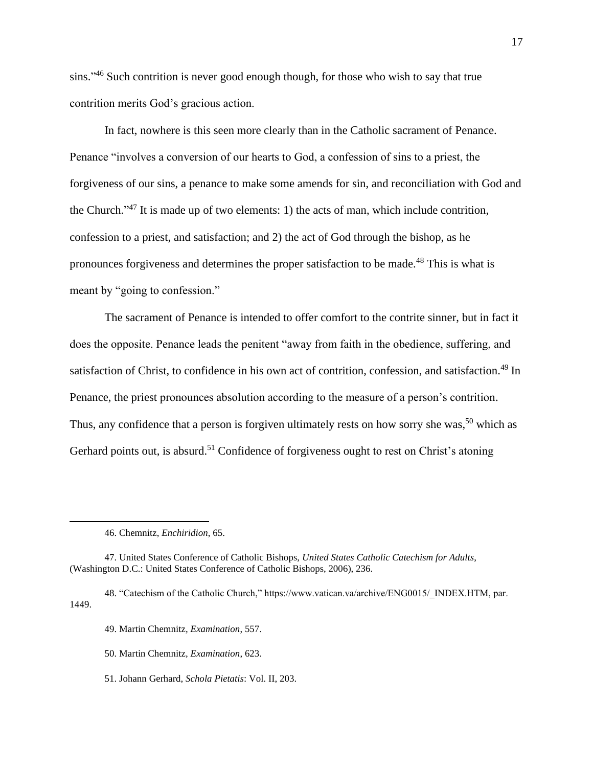sins."[46] Such contrition is never good enough though, for those who wish to say that true contrition merits God's gracious action.

In fact, nowhere is this seen more clearly than in the Catholic sacrament of Penance. Penance "involves a conversion of our hearts to God, a confession of sins to a priest, the forgiveness of our sins, a penance to make some amends for sin, and reconciliation with God and the Church."[47] It is made up of two elements: 1) the acts of man, which include contrition, confession to a priest, and satisfaction; and 2) the act of God through the bishop, as he pronounces forgiveness and determines the proper satisfaction to be made.[48] This is what is meant by "going to confession."

The sacrament of Penance is intended to offer comfort to the contrite sinner, but in fact it does the opposite. Penance leads the penitent "away from faith in the obedience, suffering, and satisfaction of Christ, to confidence in his own act of contrition, confession, and satisfaction.[49] In Penance, the priest pronounces absolution according to the measure of a person's contrition. Thus, any confidence that a person is forgiven ultimately rests on how sorry she was,[50] which as Gerhard points out, is absurd.[51] Confidence of forgiveness ought to rest on Christ's atoning

---

46. Chemnitz, *Enchiridion*, 65.

47. United States Conference of Catholic Bishops, *United States Catholic Catechism for Adults*, (Washington D.C.: United States Conference of Catholic Bishops, 2006), 236.

48. "Catechism of the Catholic Church," https://www.vatican.va/archive/ENG0015/_INDEX.HTM, par. 1449.

49. Martin Chemnitz, *Examination*, 557.

50. Martin Chemnitz, *Examination*, 623.

51. Johann Gerhard, *Schola Pietatis*: Vol. II, 203.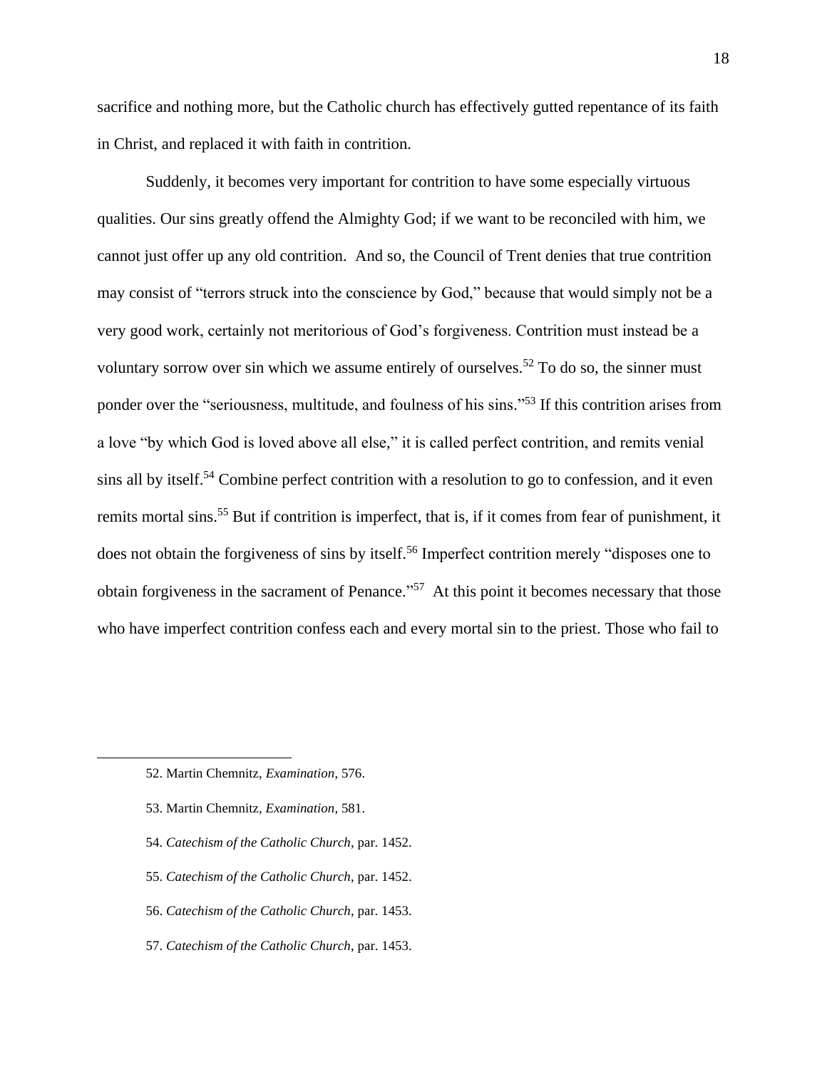sacrifice and nothing more, but the Catholic church has effectively gutted repentance of its faith in Christ, and replaced it with faith in contrition.

Suddenly, it becomes very important for contrition to have some especially virtuous qualities. Our sins greatly offend the Almighty God; if we want to be reconciled with him, we cannot just offer up any old contrition. And so, the Council of Trent denies that true contrition may consist of "terrors struck into the conscience by God," because that would simply not be a very good work, certainly not meritorious of God's forgiveness. Contrition must instead be a voluntary sorrow over sin which we assume entirely of ourselves.[52] To do so, the sinner must ponder over the "seriousness, multitude, and foulness of his sins."[53] If this contrition arises from a love "by which God is loved above all else," it is called perfect contrition, and remits venial sins all by itself.[54] Combine perfect contrition with a resolution to go to confession, and it even remits mortal sins.[55] But if contrition is imperfect, that is, if it comes from fear of punishment, it does not obtain the forgiveness of sins by itself.[56] Imperfect contrition merely "disposes one to obtain forgiveness in the sacrament of Penance."[57] At this point it becomes necessary that those who have imperfect contrition confess each and every mortal sin to the priest. Those who fail to

---

52. Martin Chemnitz, *Examination*, 576.

53. Martin Chemnitz, *Examination*, 581.

54. *Catechism of the Catholic Church*, par. 1452.

55. *Catechism of the Catholic Church*, par. 1452.

56. *Catechism of the Catholic Church*, par. 1453.

57. *Catechism of the Catholic Church*, par. 1453.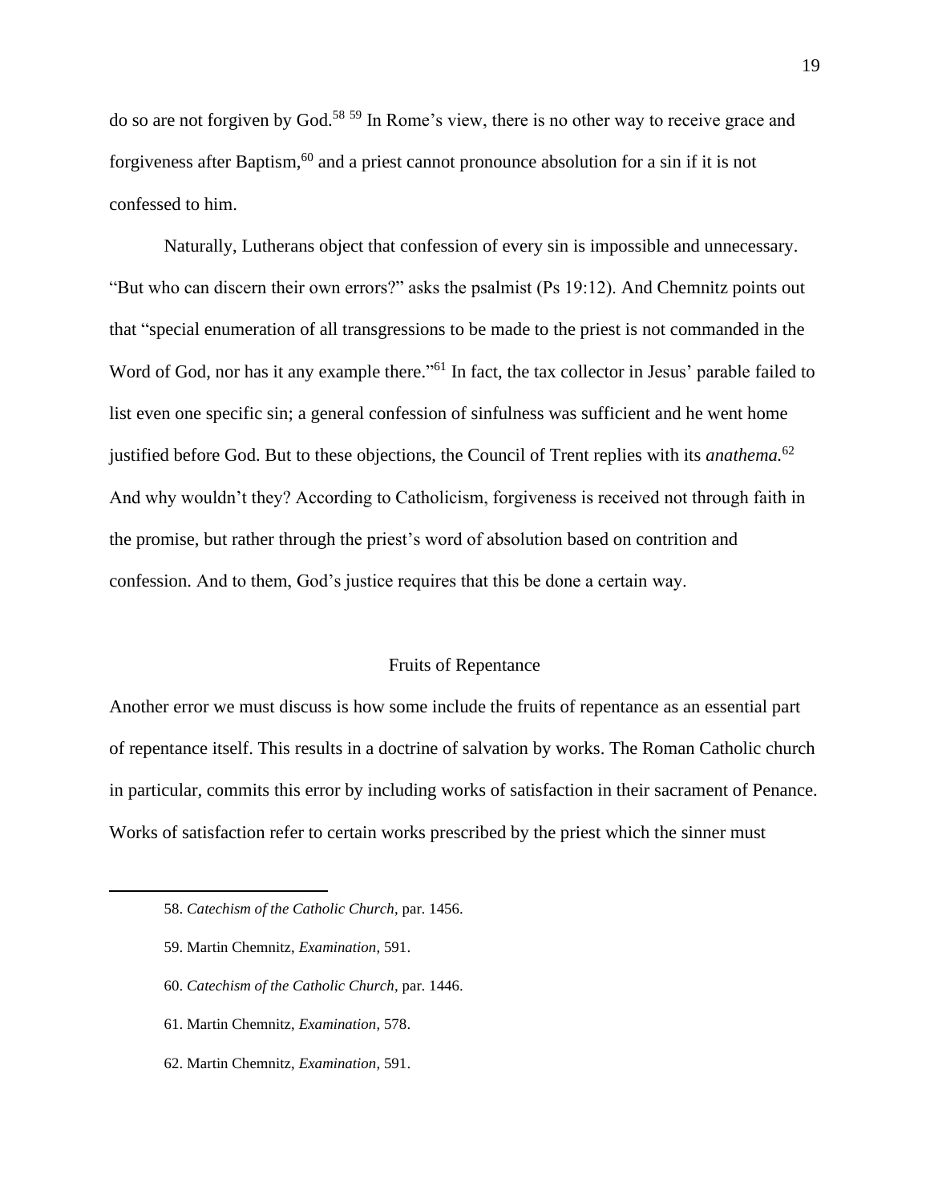do so are not forgiven by God.[58] [59] In Rome's view, there is no other way to receive grace and forgiveness after Baptism,[60] and a priest cannot pronounce absolution for a sin if it is not confessed to him.

Naturally, Lutherans object that confession of every sin is impossible and unnecessary. "But who can discern their own errors?" asks the psalmist (Ps 19:12). And Chemnitz points out that "special enumeration of all transgressions to be made to the priest is not commanded in the Word of God, nor has it any example there."[61] In fact, the tax collector in Jesus' parable failed to list even one specific sin; a general confession of sinfulness was sufficient and he went home justified before God. But to these objections, the Council of Trent replies with its *anathema.*[62] And why wouldn't they? According to Catholicism, forgiveness is received not through faith in the promise, but rather through the priest's word of absolution based on contrition and confession. And to them, God's justice requires that this be done a certain way.

## Fruits of Repentance

Another error we must discuss is how some include the fruits of repentance as an essential part of repentance itself. This results in a doctrine of salvation by works. The Roman Catholic church in particular, commits this error by including works of satisfaction in their sacrament of Penance. Works of satisfaction refer to certain works prescribed by the priest which the sinner must

---

58. *Catechism of the Catholic Church*, par. 1456.

59. Martin Chemnitz, *Examination*, 591.

60. *Catechism of the Catholic Church*, par. 1446.

61. Martin Chemnitz, *Examination*, 578.

62. Martin Chemnitz, *Examination*, 591.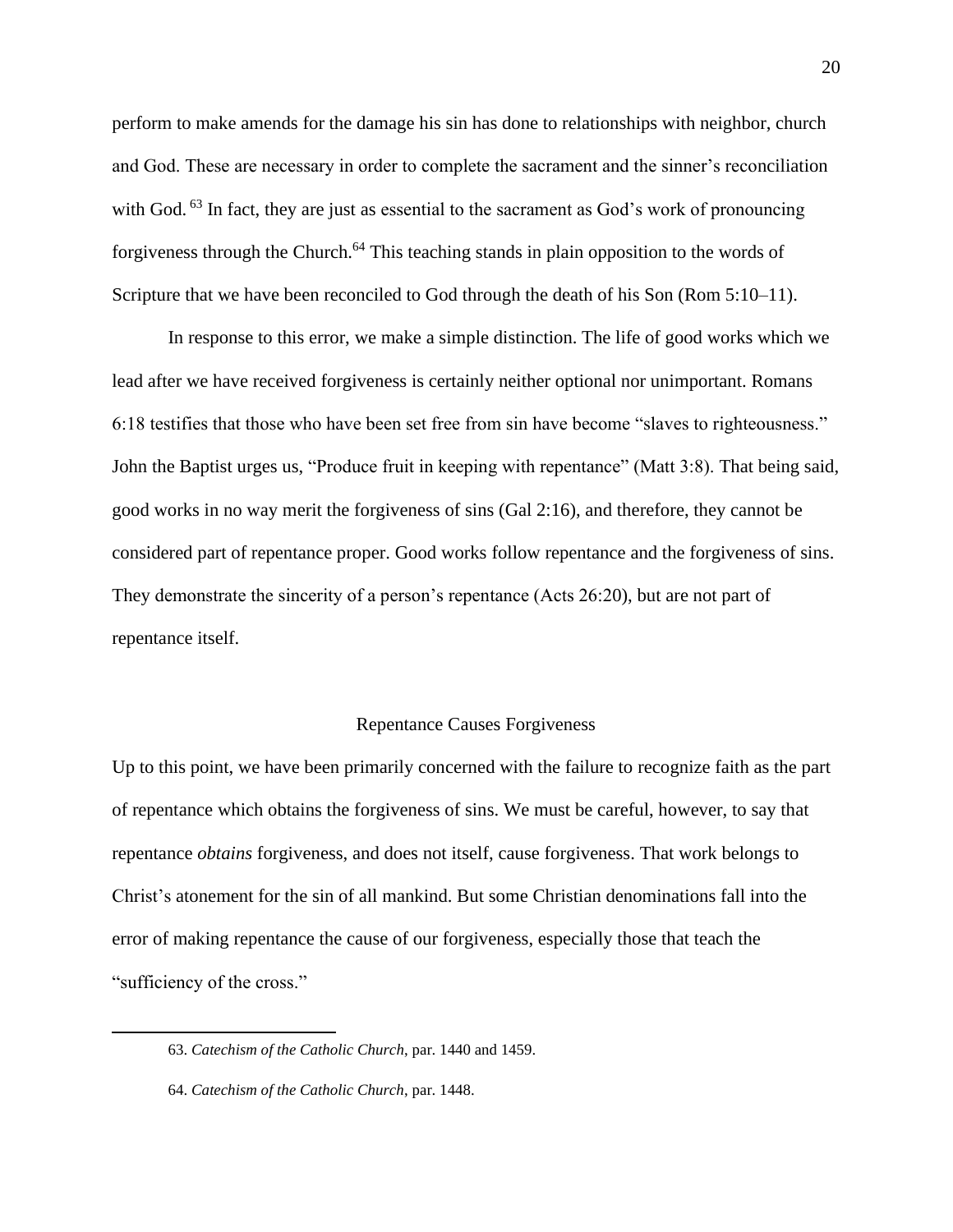perform to make amends for the damage his sin has done to relationships with neighbor, church and God. These are necessary in order to complete the sacrament and the sinner's reconciliation with God.[63] In fact, they are just as essential to the sacrament as God's work of pronouncing forgiveness through the Church.[64] This teaching stands in plain opposition to the words of Scripture that we have been reconciled to God through the death of his Son (Rom 5:10–11).

In response to this error, we make a simple distinction. The life of good works which we lead after we have received forgiveness is certainly neither optional nor unimportant. Romans 6:18 testifies that those who have been set free from sin have become "slaves to righteousness." John the Baptist urges us, "Produce fruit in keeping with repentance" (Matt 3:8). That being said, good works in no way merit the forgiveness of sins (Gal 2:16), and therefore, they cannot be considered part of repentance proper. Good works follow repentance and the forgiveness of sins. They demonstrate the sincerity of a person's repentance (Acts 26:20), but are not part of repentance itself.

## Repentance Causes Forgiveness

Up to this point, we have been primarily concerned with the failure to recognize faith as the part of repentance which obtains the forgiveness of sins. We must be careful, however, to say that repentance *obtains* forgiveness, and does not itself, cause forgiveness. That work belongs to Christ's atonement for the sin of all mankind. But some Christian denominations fall into the error of making repentance the cause of our forgiveness, especially those that teach the "sufficiency of the cross."

---

63. *Catechism of the Catholic Church*, par. 1440 and 1459.

64. *Catechism of the Catholic Church*, par. 1448.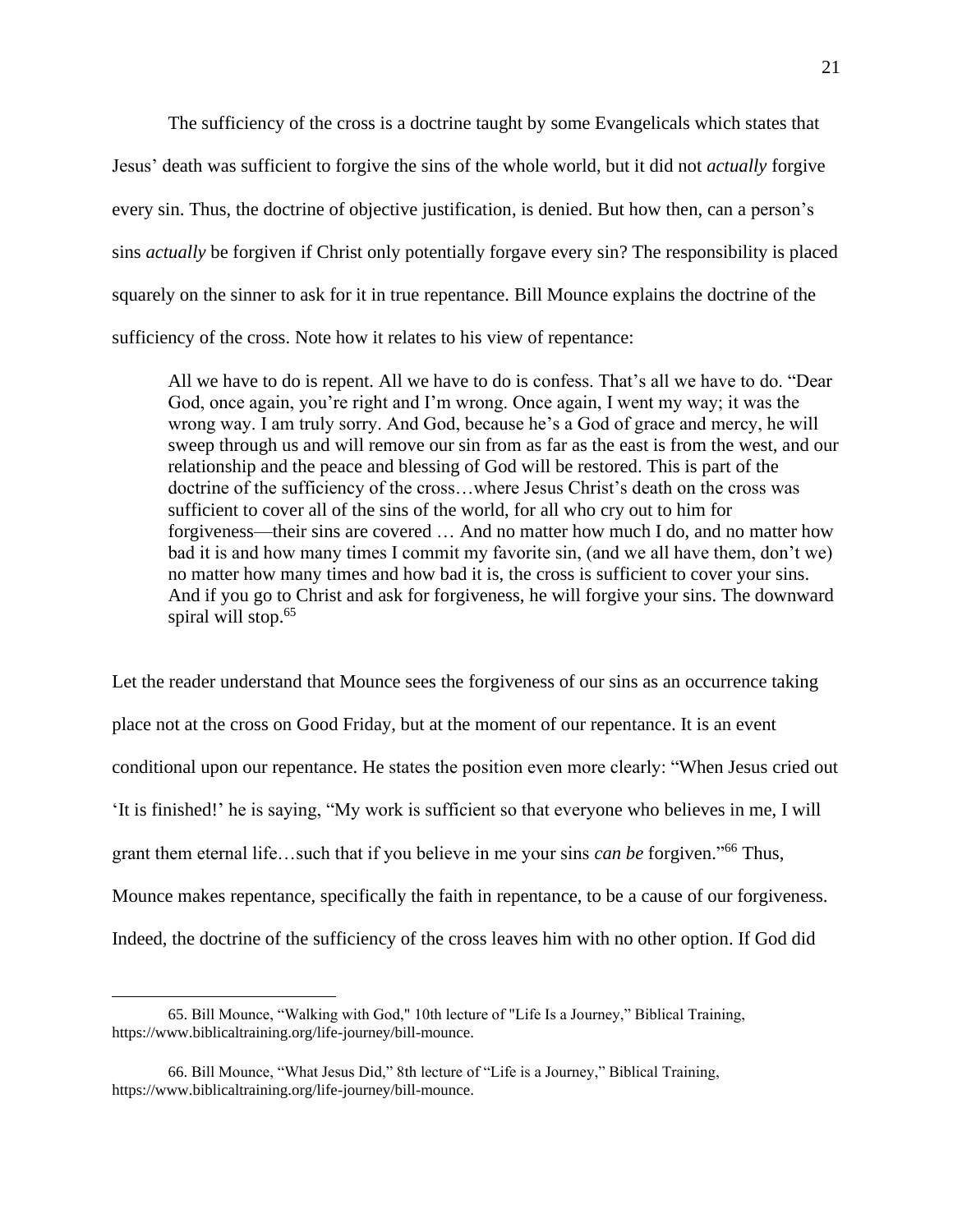The sufficiency of the cross is a doctrine taught by some Evangelicals which states that Jesus' death was sufficient to forgive the sins of the whole world, but it did not *actually* forgive every sin. Thus, the doctrine of objective justification, is denied. But how then, can a person's sins *actually* be forgiven if Christ only potentially forgave every sin? The responsibility is placed squarely on the sinner to ask for it in true repentance. Bill Mounce explains the doctrine of the sufficiency of the cross. Note how it relates to his view of repentance:

> All we have to do is repent. All we have to do is confess. That's all we have to do. "Dear God, once again, you're right and I'm wrong. Once again, I went my way; it was the wrong way. I am truly sorry. And God, because he's a God of grace and mercy, he will sweep through us and will remove our sin from as far as the east is from the west, and our relationship and the peace and blessing of God will be restored. This is part of the doctrine of the sufficiency of the cross…where Jesus Christ's death on the cross was sufficient to cover all of the sins of the world, for all who cry out to him for forgiveness—their sins are covered … And no matter how much I do, and no matter how bad it is and how many times I commit my favorite sin, (and we all have them, don't we) no matter how many times and how bad it is, the cross is sufficient to cover your sins. And if you go to Christ and ask for forgiveness, he will forgive your sins. The downward spiral will stop.[65]

Let the reader understand that Mounce sees the forgiveness of our sins as an occurrence taking place not at the cross on Good Friday, but at the moment of our repentance. It is an event conditional upon our repentance. He states the position even more clearly: "When Jesus cried out 'It is finished!' he is saying, "My work is sufficient so that everyone who believes in me, I will grant them eternal life…such that if you believe in me your sins *can be* forgiven."[66] Thus, Mounce makes repentance, specifically the faith in repentance, to be a cause of our forgiveness. Indeed, the doctrine of the sufficiency of the cross leaves him with no other option. If God did

---

65. Bill Mounce, "Walking with God," 10th lecture of "Life Is a Journey," Biblical Training, https://www.biblicaltraining.org/life-journey/bill-mounce.

66. Bill Mounce, "What Jesus Did," 8th lecture of "Life is a Journey," Biblical Training, https://www.biblicaltraining.org/life-journey/bill-mounce.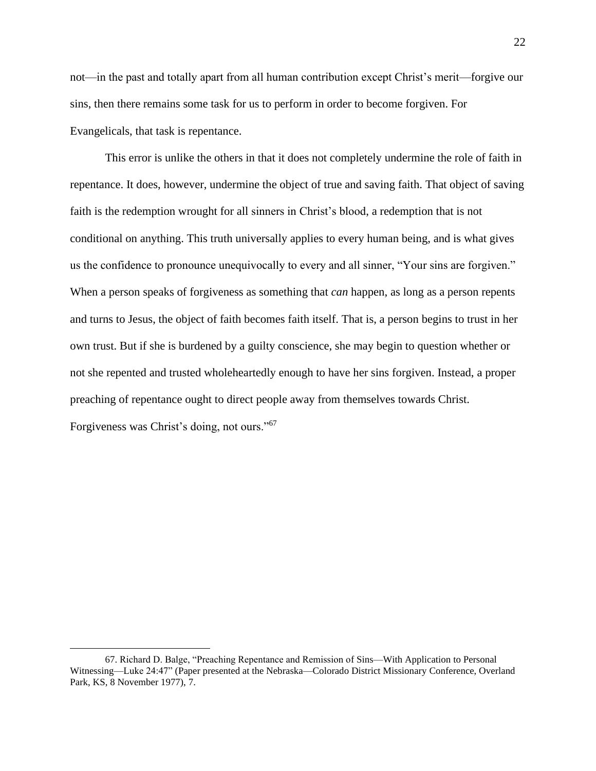not—in the past and totally apart from all human contribution except Christ's merit—forgive our sins, then there remains some task for us to perform in order to become forgiven. For Evangelicals, that task is repentance.

This error is unlike the others in that it does not completely undermine the role of faith in repentance. It does, however, undermine the object of true and saving faith. That object of saving faith is the redemption wrought for all sinners in Christ's blood, a redemption that is not conditional on anything. This truth universally applies to every human being, and is what gives us the confidence to pronounce unequivocally to every and all sinner, "Your sins are forgiven." When a person speaks of forgiveness as something that *can* happen, as long as a person repents and turns to Jesus, the object of faith becomes faith itself. That is, a person begins to trust in her own trust. But if she is burdened by a guilty conscience, she may begin to question whether or not she repented and trusted wholeheartedly enough to have her sins forgiven. Instead, a proper preaching of repentance ought to direct people away from themselves towards Christ. Forgiveness was Christ's doing, not ours."[67]

---

67. Richard D. Balge, "Preaching Repentance and Remission of Sins—With Application to Personal Witnessing—Luke 24:47" (Paper presented at the Nebraska—Colorado District Missionary Conference, Overland Park, KS, 8 November 1977), 7.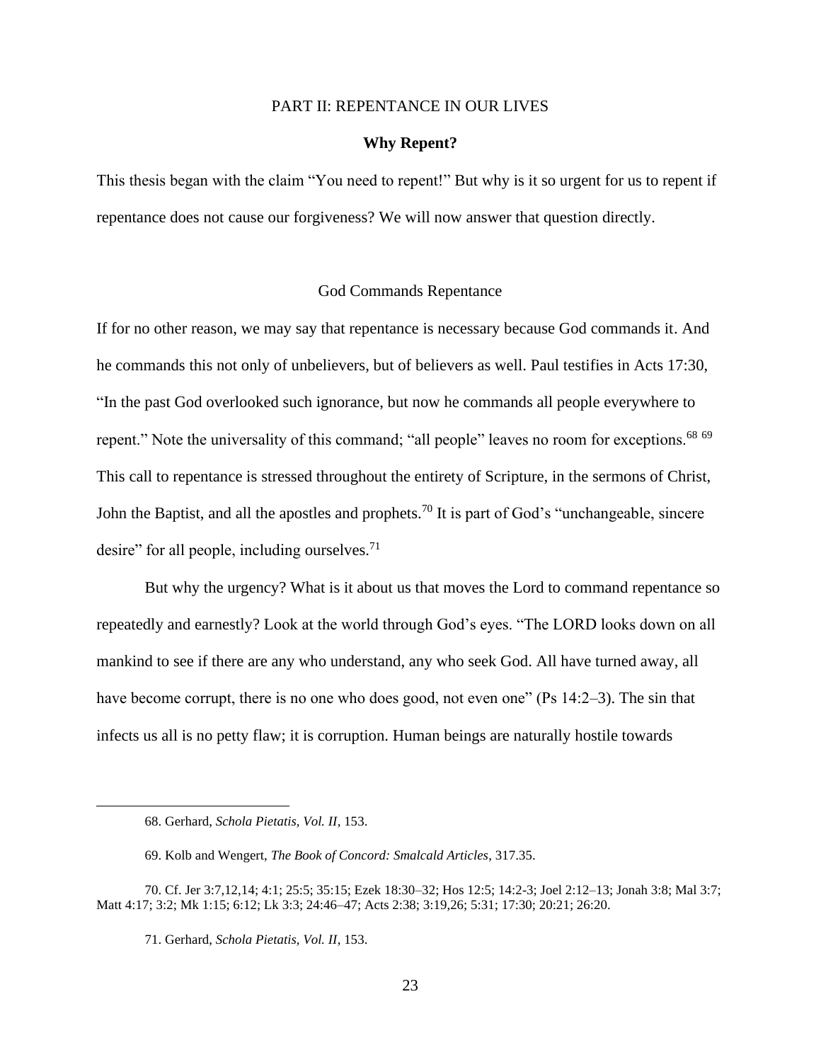# PART II: REPENTANCE IN OUR LIVES

## Why Repent?

This thesis began with the claim "You need to repent!" But why is it so urgent for us to repent if repentance does not cause our forgiveness? We will now answer that question directly.

### God Commands Repentance

If for no other reason, we may say that repentance is necessary because God commands it. And he commands this not only of unbelievers, but of believers as well. Paul testifies in Acts 17:30, "In the past God overlooked such ignorance, but now he commands all people everywhere to repent." Note the universality of this command; "all people" leaves no room for exceptions.[68] [69] This call to repentance is stressed throughout the entirety of Scripture, in the sermons of Christ, John the Baptist, and all the apostles and prophets.[70] It is part of God's "unchangeable, sincere desire" for all people, including ourselves.[71]

But why the urgency? What is it about us that moves the Lord to command repentance so repeatedly and earnestly? Look at the world through God's eyes. "The LORD looks down on all mankind to see if there are any who understand, any who seek God. All have turned away, all have become corrupt, there is no one who does good, not even one" (Ps 14:2–3). The sin that infects us all is no petty flaw; it is corruption. Human beings are naturally hostile towards

---

68. Gerhard, *Schola Pietatis, Vol. II*, 153.

69. Kolb and Wengert, *The Book of Concord: Smalcald Articles*, 317.35.

70. Cf. Jer 3:7,12,14; 4:1; 25:5; 35:15; Ezek 18:30–32; Hos 12:5; 14:2-3; Joel 2:12–13; Jonah 3:8; Mal 3:7; Matt 4:17; 3:2; Mk 1:15; 6:12; Lk 3:3; 24:46–47; Acts 2:38; 3:19,26; 5:31; 17:30; 20:21; 26:20.

71. Gerhard, *Schola Pietatis, Vol. II*, 153.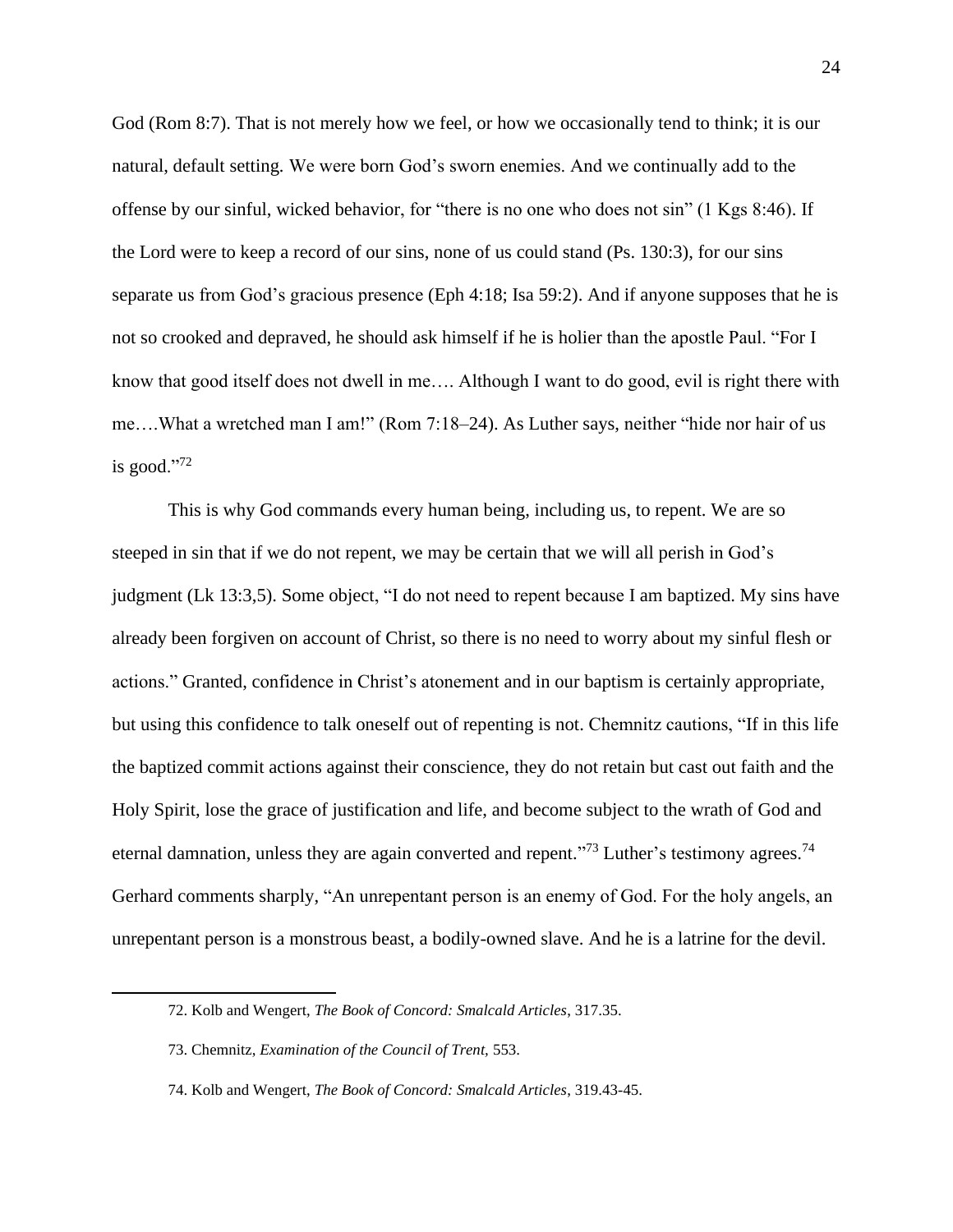God (Rom 8:7). That is not merely how we feel, or how we occasionally tend to think; it is our natural, default setting. We were born God's sworn enemies. And we continually add to the offense by our sinful, wicked behavior, for "there is no one who does not sin" (1 Kgs 8:46). If the Lord were to keep a record of our sins, none of us could stand (Ps. 130:3), for our sins separate us from God's gracious presence (Eph 4:18; Isa 59:2). And if anyone supposes that he is not so crooked and depraved, he should ask himself if he is holier than the apostle Paul. "For I know that good itself does not dwell in me…. Although I want to do good, evil is right there with me….What a wretched man I am!" (Rom 7:18–24). As Luther says, neither "hide nor hair of us is good."[72]

This is why God commands every human being, including us, to repent. We are so steeped in sin that if we do not repent, we may be certain that we will all perish in God's judgment (Lk 13:3,5). Some object, "I do not need to repent because I am baptized. My sins have already been forgiven on account of Christ, so there is no need to worry about my sinful flesh or actions." Granted, confidence in Christ's atonement and in our baptism is certainly appropriate, but using this confidence to talk oneself out of repenting is not. Chemnitz cautions, "If in this life the baptized commit actions against their conscience, they do not retain but cast out faith and the Holy Spirit, lose the grace of justification and life, and become subject to the wrath of God and eternal damnation, unless they are again converted and repent."[73] Luther's testimony agrees.[74] Gerhard comments sharply, "An unrepentant person is an enemy of God. For the holy angels, an unrepentant person is a monstrous beast, a bodily-owned slave. And he is a latrine for the devil.

72. Kolb and Wengert, *The Book of Concord: Smalcald Articles*, 317.35.

73. Chemnitz, *Examination of the Council of Trent,* 553.

74. Kolb and Wengert, *The Book of Concord: Smalcald Articles*, 319.43-45.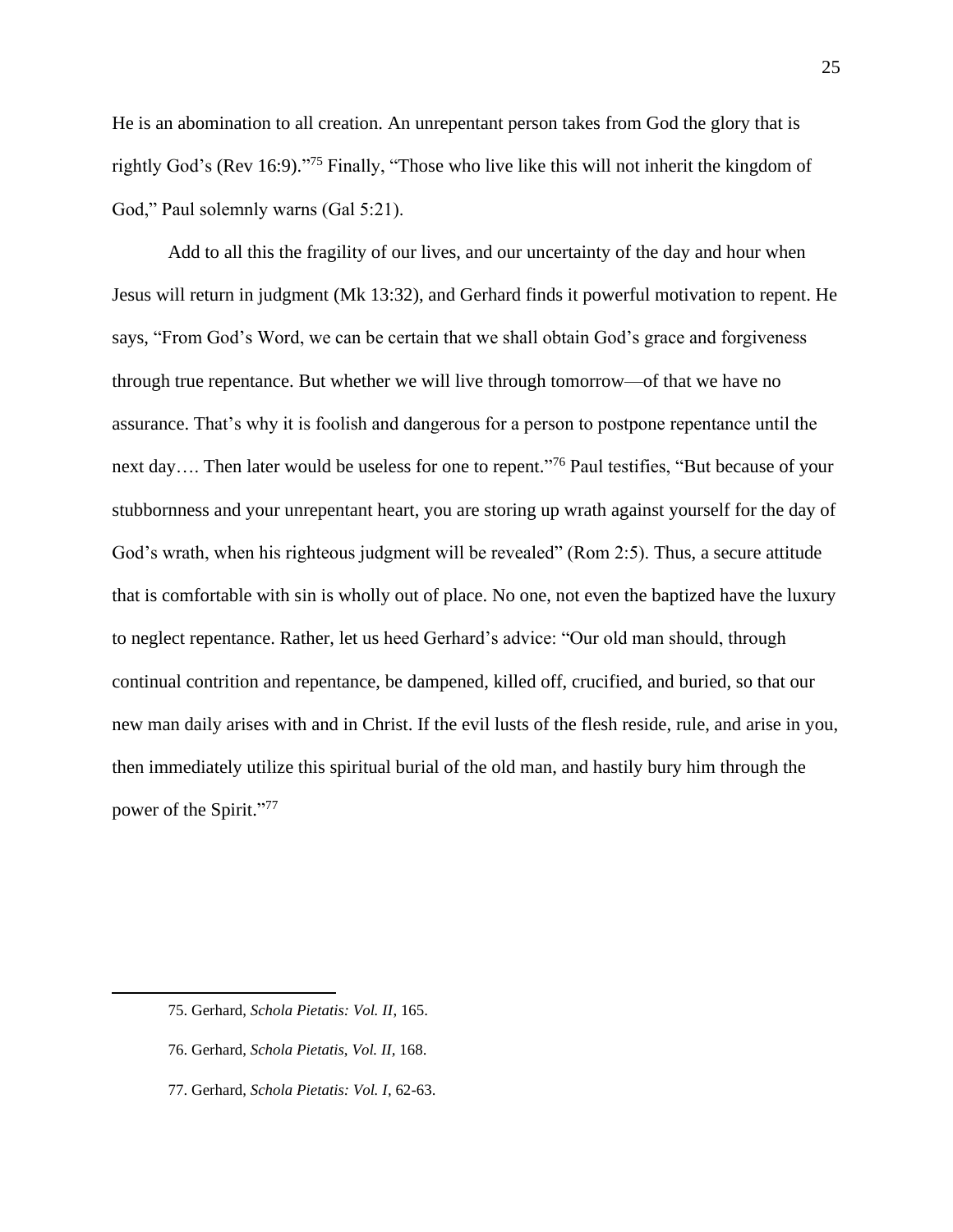He is an abomination to all creation. An unrepentant person takes from God the glory that is rightly God's (Rev 16:9)."[75] Finally, "Those who live like this will not inherit the kingdom of God," Paul solemnly warns (Gal 5:21).

Add to all this the fragility of our lives, and our uncertainty of the day and hour when Jesus will return in judgment (Mk 13:32), and Gerhard finds it powerful motivation to repent. He says, "From God's Word, we can be certain that we shall obtain God's grace and forgiveness through true repentance. But whether we will live through tomorrow—of that we have no assurance. That's why it is foolish and dangerous for a person to postpone repentance until the next day…. Then later would be useless for one to repent."[76] Paul testifies, "But because of your stubbornness and your unrepentant heart, you are storing up wrath against yourself for the day of God's wrath, when his righteous judgment will be revealed" (Rom 2:5). Thus, a secure attitude that is comfortable with sin is wholly out of place. No one, not even the baptized have the luxury to neglect repentance. Rather, let us heed Gerhard's advice: "Our old man should, through continual contrition and repentance, be dampened, killed off, crucified, and buried, so that our new man daily arises with and in Christ. If the evil lusts of the flesh reside, rule, and arise in you, then immediately utilize this spiritual burial of the old man, and hastily bury him through the power of the Spirit."[77]

---

75. Gerhard, *Schola Pietatis: Vol. II*, 165.

76. Gerhard, *Schola Pietatis, Vol. II*, 168.

77. Gerhard, *Schola Pietatis: Vol. I*, 62-63.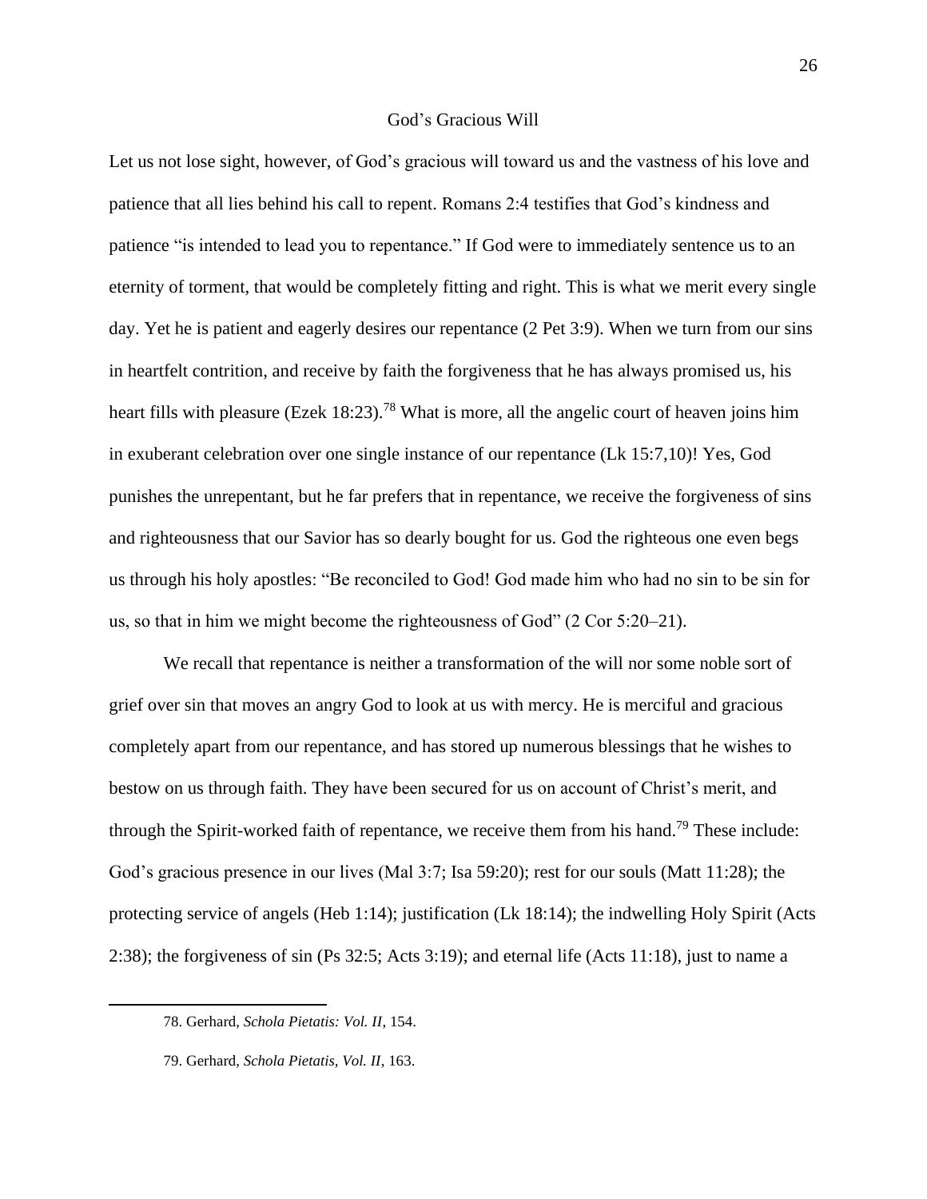## God's Gracious Will

Let us not lose sight, however, of God's gracious will toward us and the vastness of his love and patience that all lies behind his call to repent. Romans 2:4 testifies that God's kindness and patience "is intended to lead you to repentance." If God were to immediately sentence us to an eternity of torment, that would be completely fitting and right. This is what we merit every single day. Yet he is patient and eagerly desires our repentance (2 Pet 3:9). When we turn from our sins in heartfelt contrition, and receive by faith the forgiveness that he has always promised us, his heart fills with pleasure (Ezek 18:23).[78] What is more, all the angelic court of heaven joins him in exuberant celebration over one single instance of our repentance (Lk 15:7,10)! Yes, God punishes the unrepentant, but he far prefers that in repentance, we receive the forgiveness of sins and righteousness that our Savior has so dearly bought for us. God the righteous one even begs us through his holy apostles: "Be reconciled to God! God made him who had no sin to be sin for us, so that in him we might become the righteousness of God" (2 Cor 5:20–21).

We recall that repentance is neither a transformation of the will nor some noble sort of grief over sin that moves an angry God to look at us with mercy. He is merciful and gracious completely apart from our repentance, and has stored up numerous blessings that he wishes to bestow on us through faith. They have been secured for us on account of Christ's merit, and through the Spirit-worked faith of repentance, we receive them from his hand.[79] These include: God's gracious presence in our lives (Mal 3:7; Isa 59:20); rest for our souls (Matt 11:28); the protecting service of angels (Heb 1:14); justification (Lk 18:14); the indwelling Holy Spirit (Acts 2:38); the forgiveness of sin (Ps 32:5; Acts 3:19); and eternal life (Acts 11:18), just to name a

78. Gerhard, *Schola Pietatis: Vol. II*, 154.

79. Gerhard, *Schola Pietatis, Vol. II*, 163.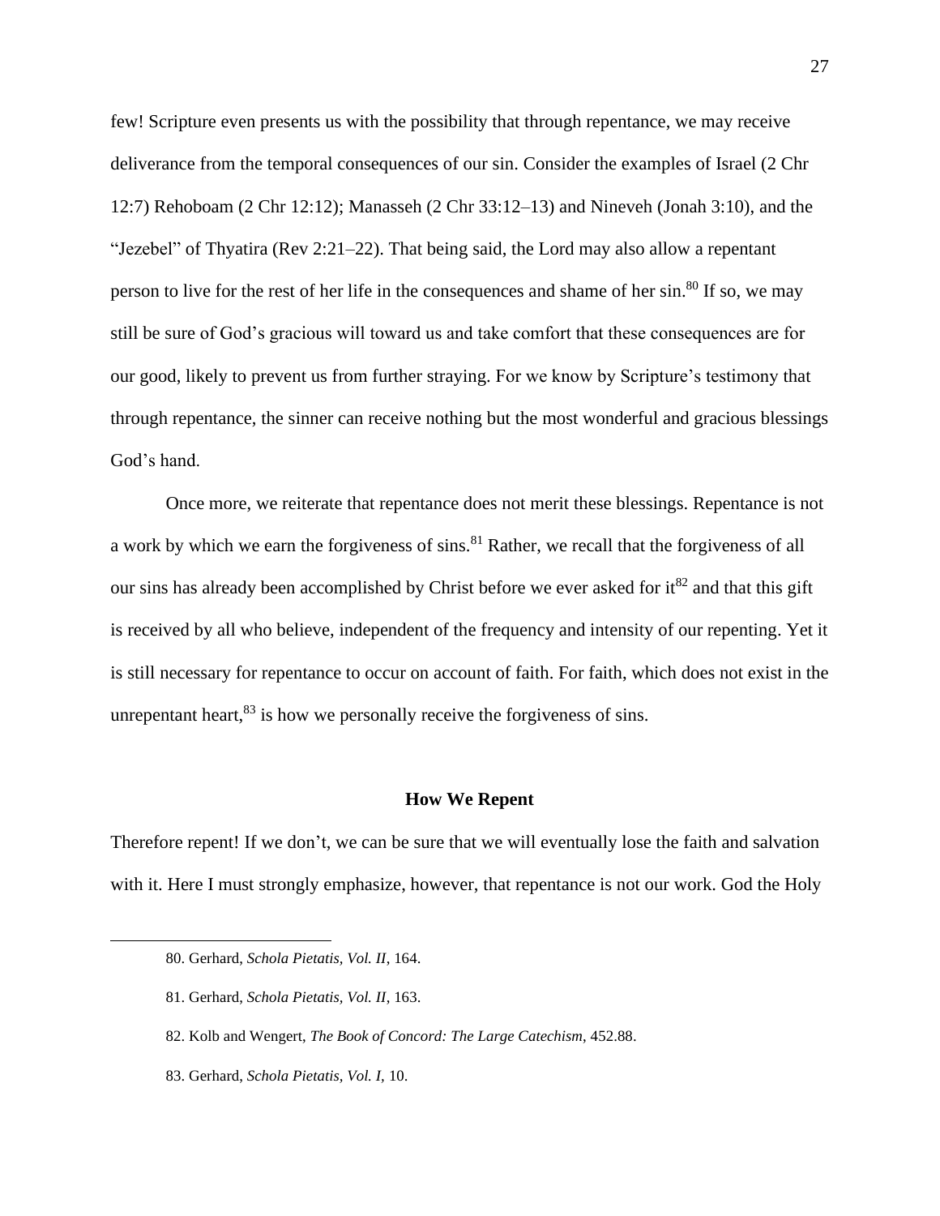few! Scripture even presents us with the possibility that through repentance, we may receive deliverance from the temporal consequences of our sin. Consider the examples of Israel (2 Chr 12:7) Rehoboam (2 Chr 12:12); Manasseh (2 Chr 33:12–13) and Nineveh (Jonah 3:10), and the "Jezebel" of Thyatira (Rev 2:21–22). That being said, the Lord may also allow a repentant person to live for the rest of her life in the consequences and shame of her sin.[80] If so, we may still be sure of God's gracious will toward us and take comfort that these consequences are for our good, likely to prevent us from further straying. For we know by Scripture's testimony that through repentance, the sinner can receive nothing but the most wonderful and gracious blessings God's hand.

Once more, we reiterate that repentance does not merit these blessings. Repentance is not a work by which we earn the forgiveness of sins.[81] Rather, we recall that the forgiveness of all our sins has already been accomplished by Christ before we ever asked for it[82] and that this gift is received by all who believe, independent of the frequency and intensity of our repenting. Yet it is still necessary for repentance to occur on account of faith. For faith, which does not exist in the unrepentant heart,[83] is how we personally receive the forgiveness of sins.

## How We Repent

Therefore repent! If we don't, we can be sure that we will eventually lose the faith and salvation with it. Here I must strongly emphasize, however, that repentance is not our work. God the Holy

---

80. Gerhard, *Schola Pietatis, Vol. II*, 164.

81. Gerhard, *Schola Pietatis, Vol. II*, 163.

82. Kolb and Wengert, *The Book of Concord: The Large Catechism*, 452.88.

83. Gerhard, *Schola Pietatis, Vol. I*, 10.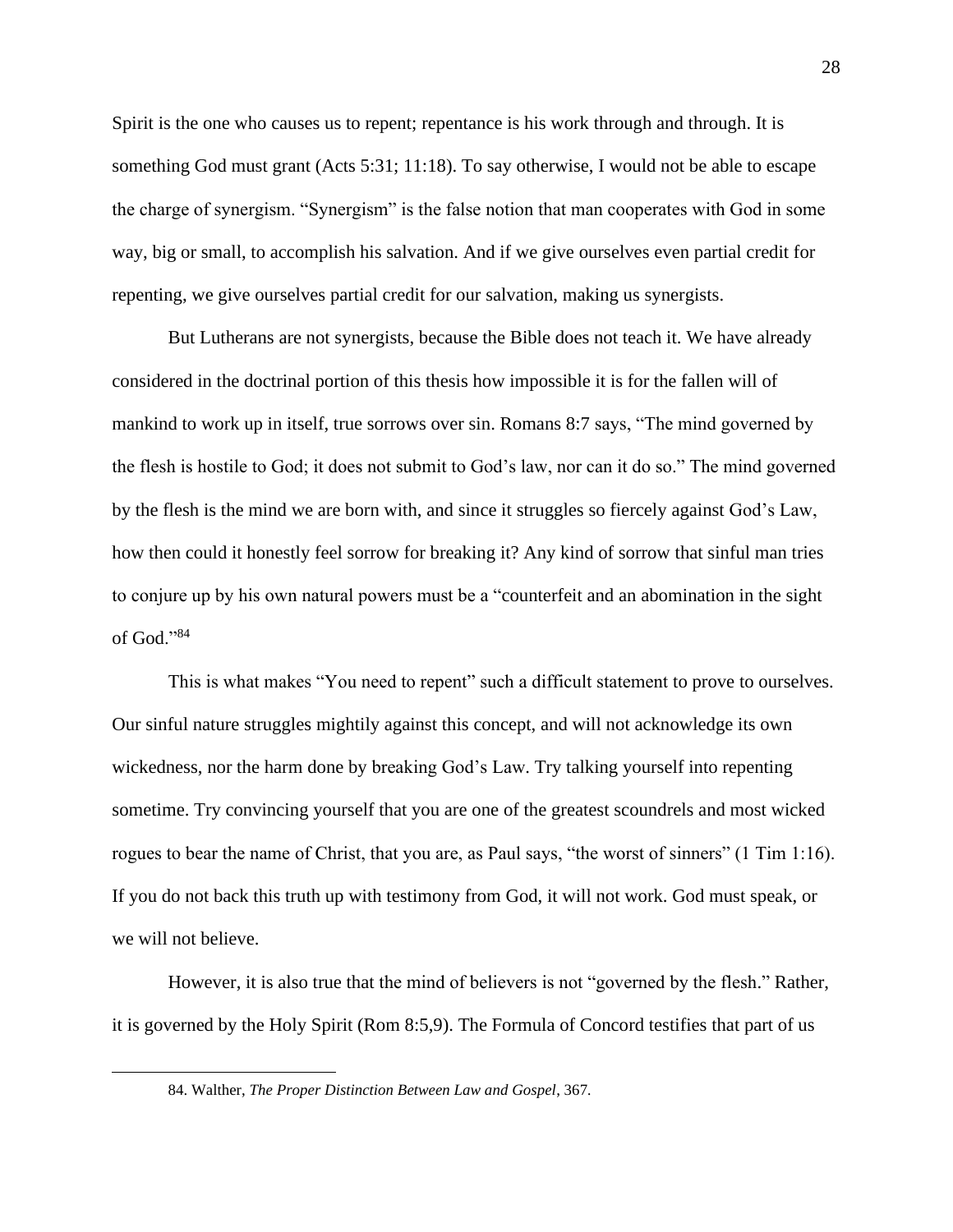Spirit is the one who causes us to repent; repentance is his work through and through. It is something God must grant (Acts 5:31; 11:18). To say otherwise, I would not be able to escape the charge of synergism. “Synergism” is the false notion that man cooperates with God in some way, big or small, to accomplish his salvation. And if we give ourselves even partial credit for repenting, we give ourselves partial credit for our salvation, making us synergists.

But Lutherans are not synergists, because the Bible does not teach it. We have already considered in the doctrinal portion of this thesis how impossible it is for the fallen will of mankind to work up in itself, true sorrows over sin. Romans 8:7 says, “The mind governed by the flesh is hostile to God; it does not submit to God’s law, nor can it do so.” The mind governed by the flesh is the mind we are born with, and since it struggles so fiercely against God’s Law, how then could it honestly feel sorrow for breaking it? Any kind of sorrow that sinful man tries to conjure up by his own natural powers must be a “counterfeit and an abomination in the sight of God.”[84]

This is what makes “You need to repent” such a difficult statement to prove to ourselves. Our sinful nature struggles mightily against this concept, and will not acknowledge its own wickedness, nor the harm done by breaking God’s Law. Try talking yourself into repenting sometime. Try convincing yourself that you are one of the greatest scoundrels and most wicked rogues to bear the name of Christ, that you are, as Paul says, “the worst of sinners” (1 Tim 1:16). If you do not back this truth up with testimony from God, it will not work. God must speak, or we will not believe.

However, it is also true that the mind of believers is not “governed by the flesh.” Rather, it is governed by the Holy Spirit (Rom 8:5,9). The Formula of Concord testifies that part of us

---

84. Walther, *The Proper Distinction Between Law and Gospel*, 367.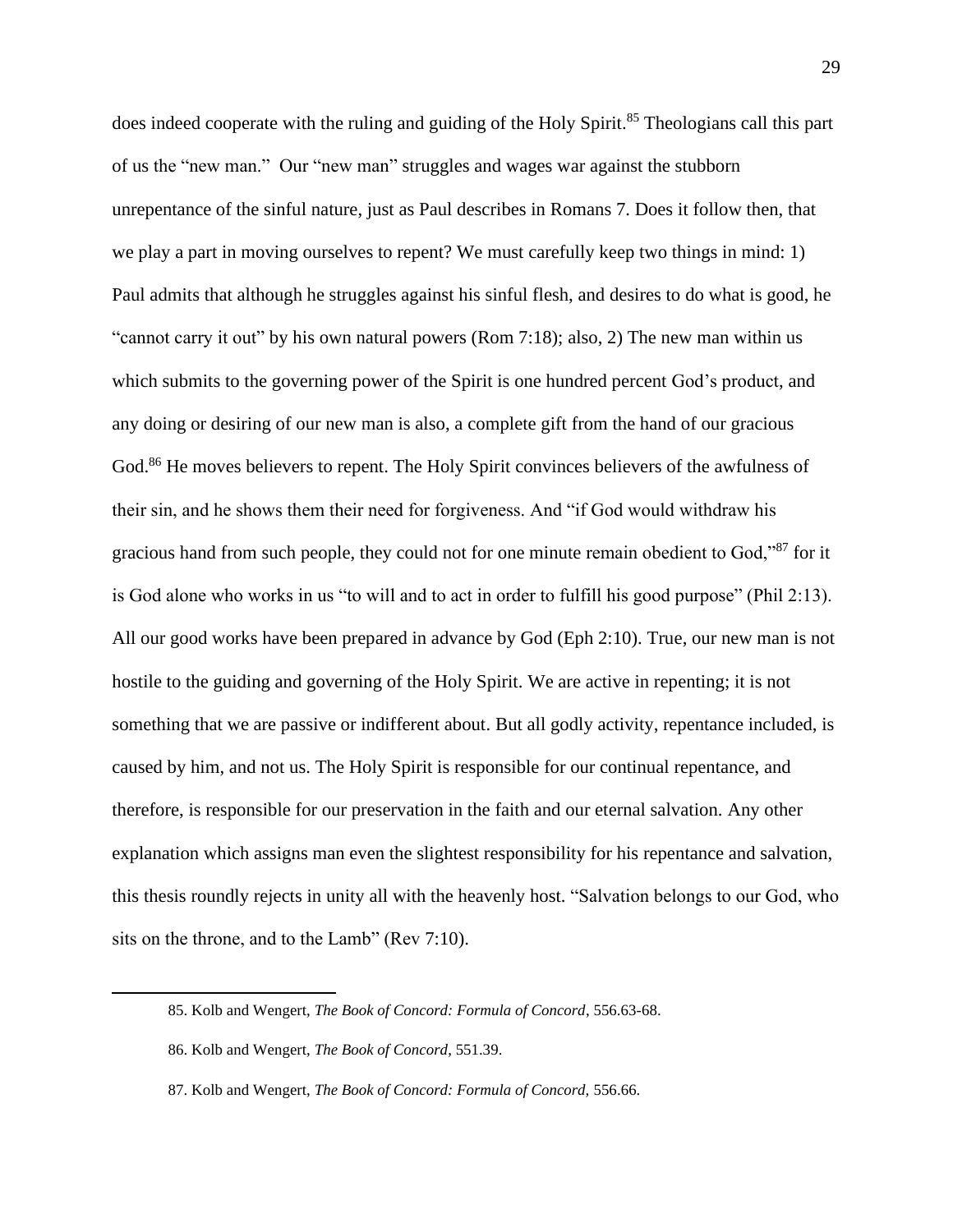does indeed cooperate with the ruling and guiding of the Holy Spirit.[85] Theologians call this part of us the "new man." Our "new man" struggles and wages war against the stubborn unrepentance of the sinful nature, just as Paul describes in Romans 7. Does it follow then, that we play a part in moving ourselves to repent? We must carefully keep two things in mind: 1) Paul admits that although he struggles against his sinful flesh, and desires to do what is good, he "cannot carry it out" by his own natural powers (Rom 7:18); also, 2) The new man within us which submits to the governing power of the Spirit is one hundred percent God's product, and any doing or desiring of our new man is also, a complete gift from the hand of our gracious God.[86] He moves believers to repent. The Holy Spirit convinces believers of the awfulness of their sin, and he shows them their need for forgiveness. And "if God would withdraw his gracious hand from such people, they could not for one minute remain obedient to God,"[87] for it is God alone who works in us "to will and to act in order to fulfill his good purpose" (Phil 2:13). All our good works have been prepared in advance by God (Eph 2:10). True, our new man is not hostile to the guiding and governing of the Holy Spirit. We are active in repenting; it is not something that we are passive or indifferent about. But all godly activity, repentance included, is caused by him, and not us. The Holy Spirit is responsible for our continual repentance, and therefore, is responsible for our preservation in the faith and our eternal salvation. Any other explanation which assigns man even the slightest responsibility for his repentance and salvation, this thesis roundly rejects in unity all with the heavenly host. "Salvation belongs to our God, who sits on the throne, and to the Lamb" (Rev 7:10).

---

85. Kolb and Wengert, *The Book of Concord: Formula of Concord*, 556.63-68.

86. Kolb and Wengert, *The Book of Concord,* 551.39.

87. Kolb and Wengert, *The Book of Concord: Formula of Concord,* 556.66.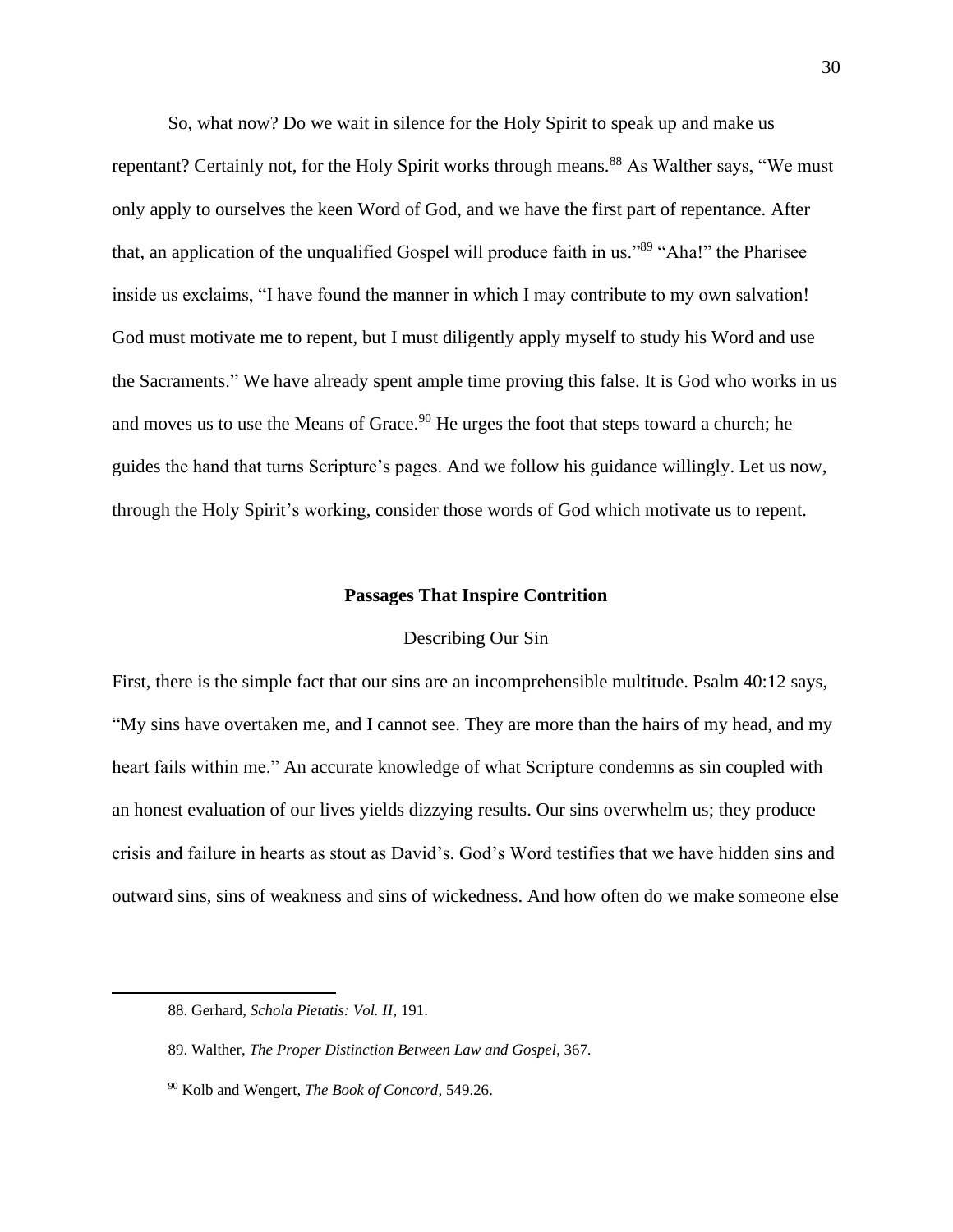So, what now? Do we wait in silence for the Holy Spirit to speak up and make us repentant? Certainly not, for the Holy Spirit works through means.[88] As Walther says, "We must only apply to ourselves the keen Word of God, and we have the first part of repentance. After that, an application of the unqualified Gospel will produce faith in us."[89] "Aha!" the Pharisee inside us exclaims, "I have found the manner in which I may contribute to my own salvation! God must motivate me to repent, but I must diligently apply myself to study his Word and use the Sacraments." We have already spent ample time proving this false. It is God who works in us and moves us to use the Means of Grace.[90] He urges the foot that steps toward a church; he guides the hand that turns Scripture's pages. And we follow his guidance willingly. Let us now, through the Holy Spirit's working, consider those words of God which motivate us to repent.

## Passages That Inspire Contrition

### Describing Our Sin

First, there is the simple fact that our sins are an incomprehensible multitude. Psalm 40:12 says, "My sins have overtaken me, and I cannot see. They are more than the hairs of my head, and my heart fails within me." An accurate knowledge of what Scripture condemns as sin coupled with an honest evaluation of our lives yields dizzying results. Our sins overwhelm us; they produce crisis and failure in hearts as stout as David's. God's Word testifies that we have hidden sins and outward sins, sins of weakness and sins of wickedness. And how often do we make someone else

---

88. Gerhard, *Schola Pietatis: Vol. II*, 191.

89. Walther, *The Proper Distinction Between Law and Gospel*, 367.

90 Kolb and Wengert, *The Book of Concord*, 549.26.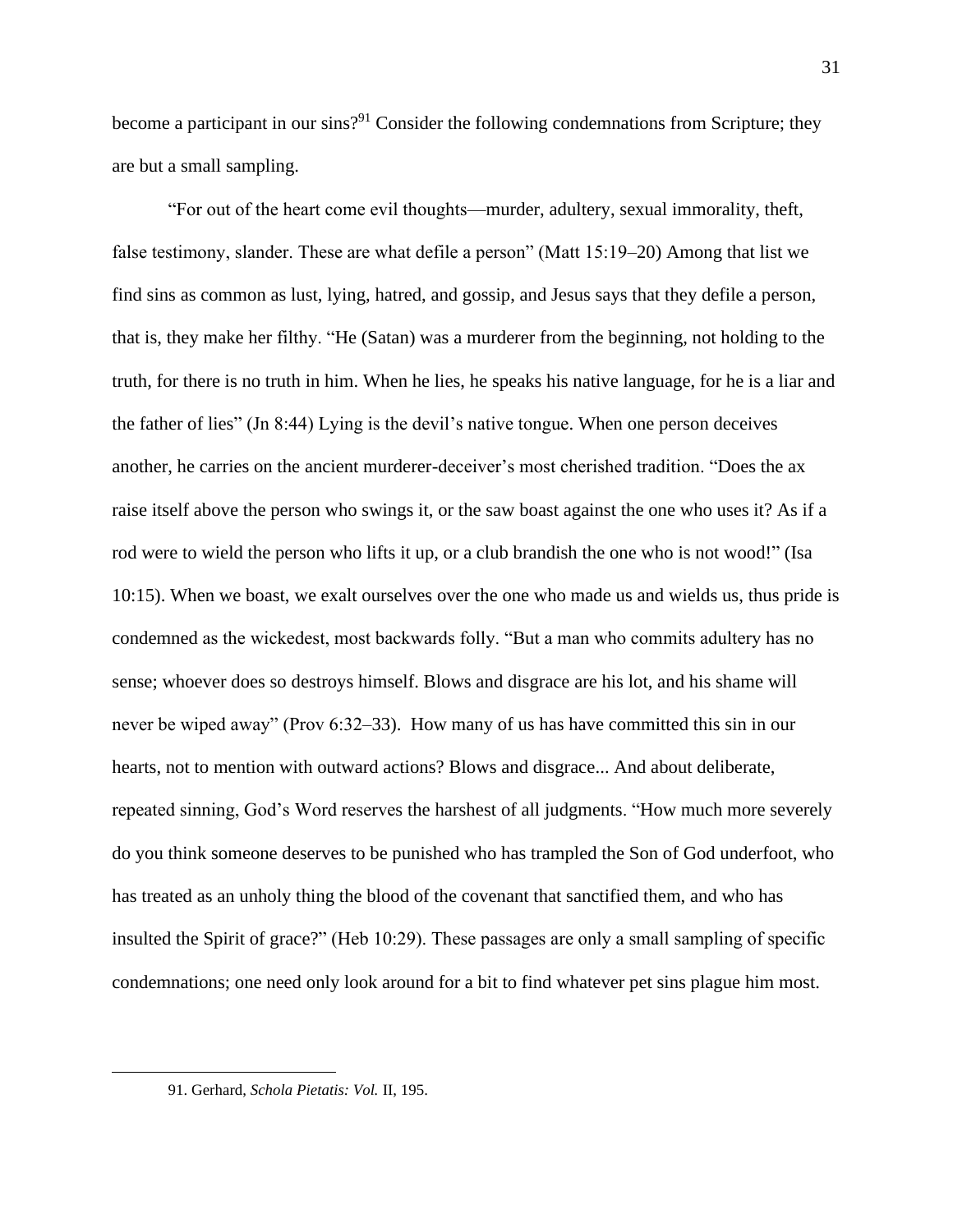become a participant in our sins?[91] Consider the following condemnations from Scripture; they are but a small sampling.

"For out of the heart come evil thoughts—murder, adultery, sexual immorality, theft, false testimony, slander. These are what defile a person" (Matt 15:19–20) Among that list we find sins as common as lust, lying, hatred, and gossip, and Jesus says that they defile a person, that is, they make her filthy. "He (Satan) was a murderer from the beginning, not holding to the truth, for there is no truth in him. When he lies, he speaks his native language, for he is a liar and the father of lies" (Jn 8:44) Lying is the devil's native tongue. When one person deceives another, he carries on the ancient murderer-deceiver's most cherished tradition. "Does the ax raise itself above the person who swings it, or the saw boast against the one who uses it? As if a rod were to wield the person who lifts it up, or a club brandish the one who is not wood!" (Isa 10:15). When we boast, we exalt ourselves over the one who made us and wields us, thus pride is condemned as the wickedest, most backwards folly. "But a man who commits adultery has no sense; whoever does so destroys himself. Blows and disgrace are his lot, and his shame will never be wiped away" (Prov 6:32–33). How many of us has have committed this sin in our hearts, not to mention with outward actions? Blows and disgrace... And about deliberate, repeated sinning, God's Word reserves the harshest of all judgments. "How much more severely do you think someone deserves to be punished who has trampled the Son of God underfoot, who has treated as an unholy thing the blood of the covenant that sanctified them, and who has insulted the Spirit of grace?" (Heb 10:29). These passages are only a small sampling of specific condemnations; one need only look around for a bit to find whatever pet sins plague him most.

---

91. Gerhard, *Schola Pietatis: Vol.* II, 195.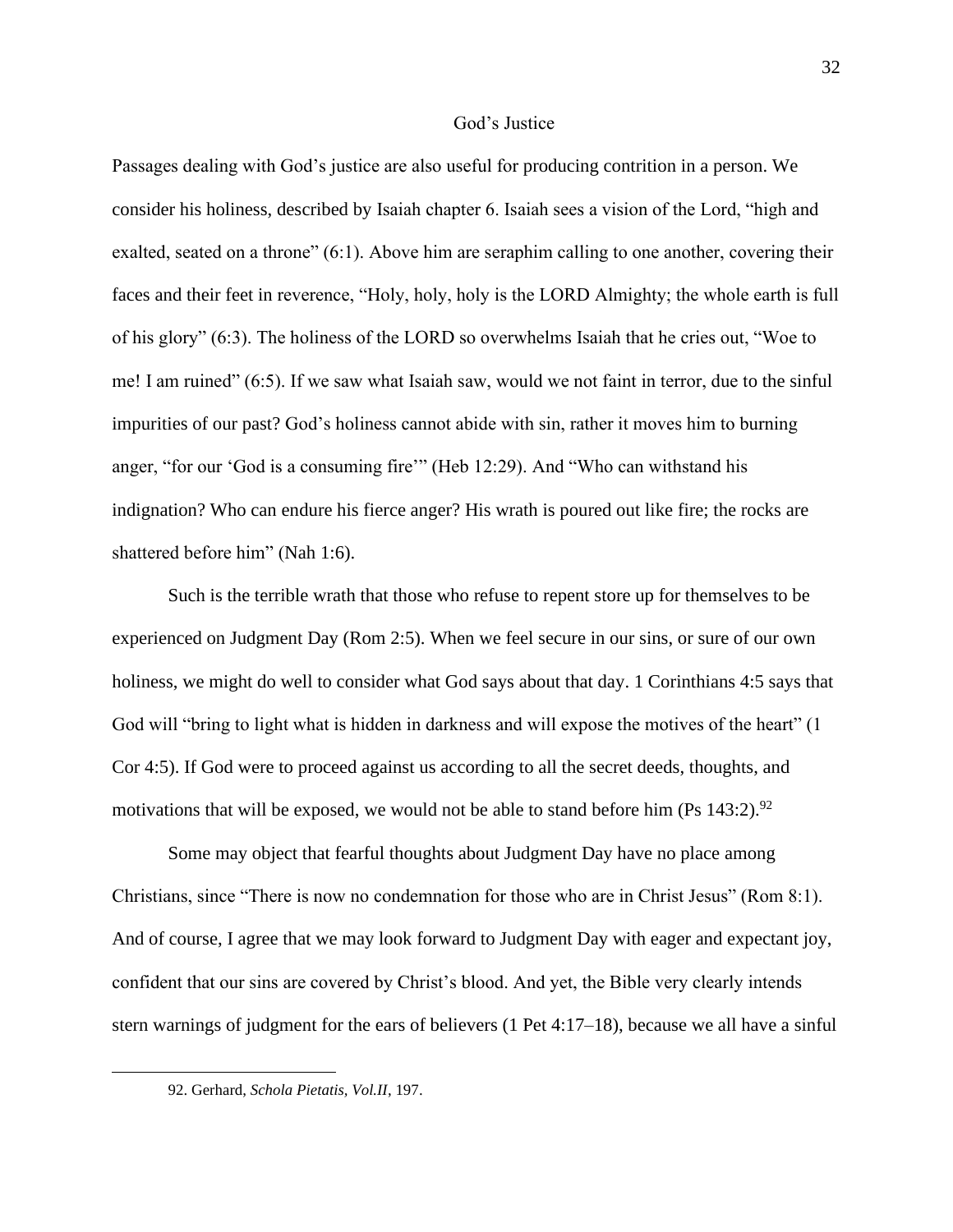## God's Justice

Passages dealing with God's justice are also useful for producing contrition in a person. We consider his holiness, described by Isaiah chapter 6. Isaiah sees a vision of the Lord, "high and exalted, seated on a throne" (6:1). Above him are seraphim calling to one another, covering their faces and their feet in reverence, "Holy, holy, holy is the LORD Almighty; the whole earth is full of his glory" (6:3). The holiness of the LORD so overwhelms Isaiah that he cries out, "Woe to me! I am ruined" (6:5). If we saw what Isaiah saw, would we not faint in terror, due to the sinful impurities of our past? God's holiness cannot abide with sin, rather it moves him to burning anger, "for our 'God is a consuming fire'" (Heb 12:29). And "Who can withstand his indignation? Who can endure his fierce anger? His wrath is poured out like fire; the rocks are shattered before him" (Nah 1:6).

Such is the terrible wrath that those who refuse to repent store up for themselves to be experienced on Judgment Day (Rom 2:5). When we feel secure in our sins, or sure of our own holiness, we might do well to consider what God says about that day. 1 Corinthians 4:5 says that God will "bring to light what is hidden in darkness and will expose the motives of the heart" (1 Cor 4:5). If God were to proceed against us according to all the secret deeds, thoughts, and motivations that will be exposed, we would not be able to stand before him (Ps 143:2).[92]

Some may object that fearful thoughts about Judgment Day have no place among Christians, since "There is now no condemnation for those who are in Christ Jesus" (Rom 8:1). And of course, I agree that we may look forward to Judgment Day with eager and expectant joy, confident that our sins are covered by Christ's blood. And yet, the Bible very clearly intends stern warnings of judgment for the ears of believers (1 Pet 4:17–18), because we all have a sinful

---

92. Gerhard, *Schola Pietatis, Vol.II*, 197.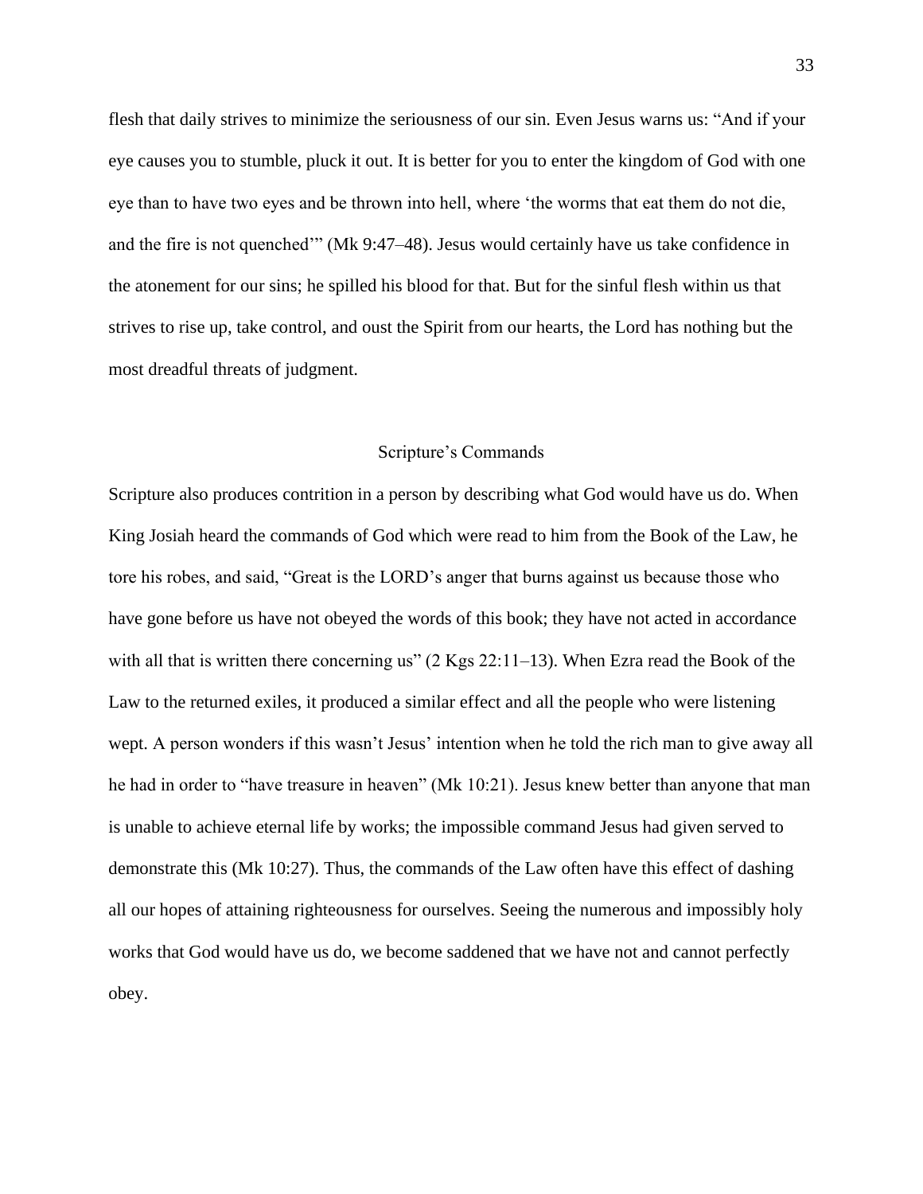flesh that daily strives to minimize the seriousness of our sin. Even Jesus warns us: "And if your eye causes you to stumble, pluck it out. It is better for you to enter the kingdom of God with one eye than to have two eyes and be thrown into hell, where 'the worms that eat them do not die, and the fire is not quenched'" (Mk 9:47–48). Jesus would certainly have us take confidence in the atonement for our sins; he spilled his blood for that. But for the sinful flesh within us that strives to rise up, take control, and oust the Spirit from our hearts, the Lord has nothing but the most dreadful threats of judgment.

## Scripture's Commands

Scripture also produces contrition in a person by describing what God would have us do. When King Josiah heard the commands of God which were read to him from the Book of the Law, he tore his robes, and said, "Great is the LORD's anger that burns against us because those who have gone before us have not obeyed the words of this book; they have not acted in accordance with all that is written there concerning us" (2 Kgs 22:11–13). When Ezra read the Book of the Law to the returned exiles, it produced a similar effect and all the people who were listening wept. A person wonders if this wasn't Jesus' intention when he told the rich man to give away all he had in order to "have treasure in heaven" (Mk 10:21). Jesus knew better than anyone that man is unable to achieve eternal life by works; the impossible command Jesus had given served to demonstrate this (Mk 10:27). Thus, the commands of the Law often have this effect of dashing all our hopes of attaining righteousness for ourselves. Seeing the numerous and impossibly holy works that God would have us do, we become saddened that we have not and cannot perfectly obey.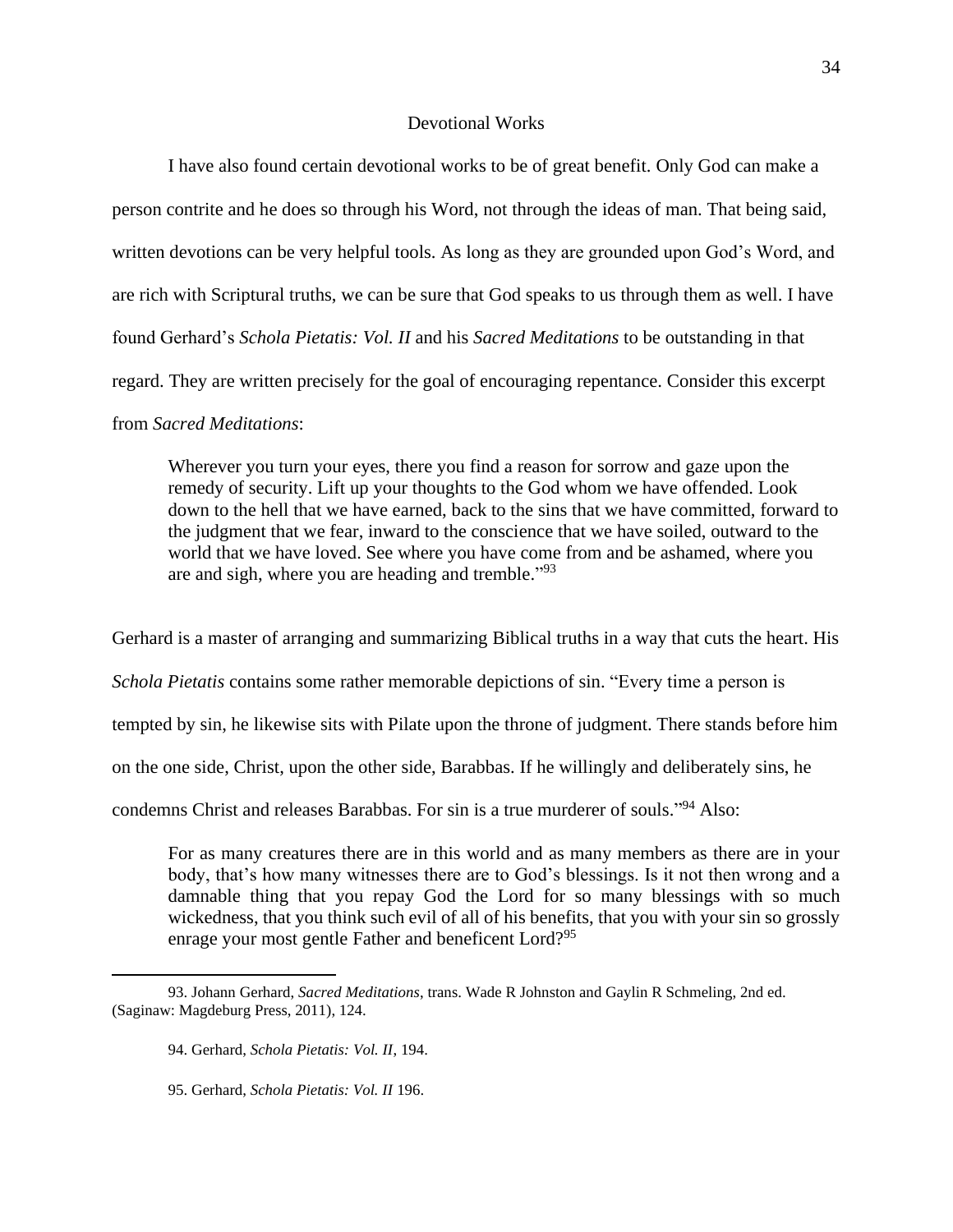## Devotional Works

I have also found certain devotional works to be of great benefit. Only God can make a person contrite and he does so through his Word, not through the ideas of man. That being said, written devotions can be very helpful tools. As long as they are grounded upon God's Word, and are rich with Scriptural truths, we can be sure that God speaks to us through them as well. I have found Gerhard's *Schola Pietatis: Vol. II* and his *Sacred Meditations* to be outstanding in that regard. They are written precisely for the goal of encouraging repentance. Consider this excerpt from *Sacred Meditations*:

> Wherever you turn your eyes, there you find a reason for sorrow and gaze upon the remedy of security. Lift up your thoughts to the God whom we have offended. Look down to the hell that we have earned, back to the sins that we have committed, forward to the judgment that we fear, inward to the conscience that we have soiled, outward to the world that we have loved. See where you have come from and be ashamed, where you are and sigh, where you are heading and tremble."[93]

Gerhard is a master of arranging and summarizing Biblical truths in a way that cuts the heart. His *Schola Pietatis* contains some rather memorable depictions of sin. "Every time a person is tempted by sin, he likewise sits with Pilate upon the throne of judgment. There stands before him on the one side, Christ, upon the other side, Barabbas. If he willingly and deliberately sins, he condemns Christ and releases Barabbas. For sin is a true murderer of souls."[94] Also:

> For as many creatures there are in this world and as many members as there are in your body, that's how many witnesses there are to God's blessings. Is it not then wrong and a damnable thing that you repay God the Lord for so many blessings with so much wickedness, that you think such evil of all of his benefits, that you with your sin so grossly enrage your most gentle Father and beneficent Lord?[95]

---

93. Johann Gerhard, *Sacred Meditations*, trans. Wade R Johnston and Gaylin R Schmeling, 2nd ed. (Saginaw: Magdeburg Press, 2011), 124.

94. Gerhard, *Schola Pietatis: Vol. II*, 194.

95. Gerhard, *Schola Pietatis: Vol. II* 196.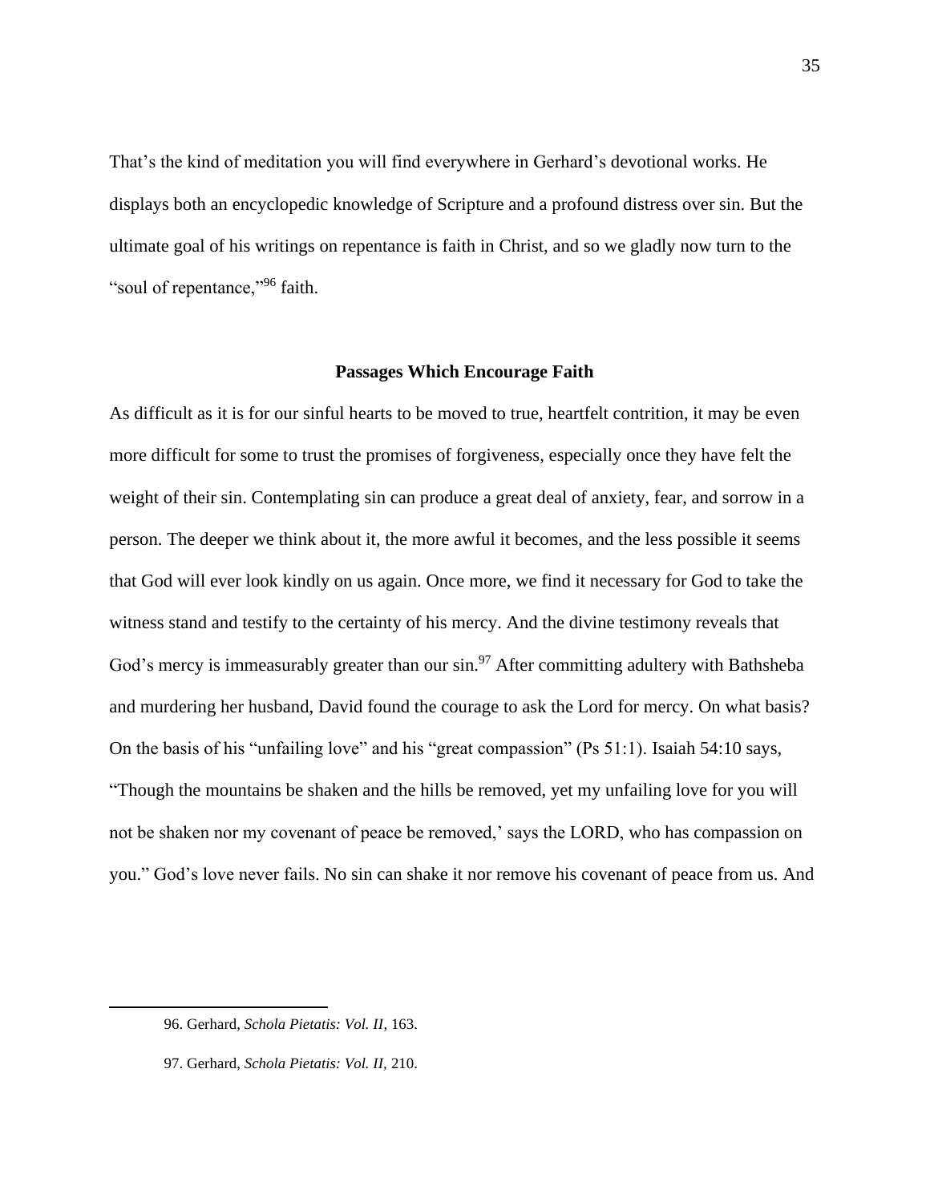That's the kind of meditation you will find everywhere in Gerhard's devotional works. He displays both an encyclopedic knowledge of Scripture and a profound distress over sin. But the ultimate goal of his writings on repentance is faith in Christ, and so we gladly now turn to the "soul of repentance,"[96] faith.

### Passages Which Encourage Faith

As difficult as it is for our sinful hearts to be moved to true, heartfelt contrition, it may be even more difficult for some to trust the promises of forgiveness, especially once they have felt the weight of their sin. Contemplating sin can produce a great deal of anxiety, fear, and sorrow in a person. The deeper we think about it, the more awful it becomes, and the less possible it seems that God will ever look kindly on us again. Once more, we find it necessary for God to take the witness stand and testify to the certainty of his mercy. And the divine testimony reveals that God's mercy is immeasurably greater than our sin.[97] After committing adultery with Bathsheba and murdering her husband, David found the courage to ask the Lord for mercy. On what basis? On the basis of his "unfailing love" and his "great compassion" (Ps 51:1). Isaiah 54:10 says, "Though the mountains be shaken and the hills be removed, yet my unfailing love for you will not be shaken nor my covenant of peace be removed,' says the LORD, who has compassion on you." God's love never fails. No sin can shake it nor remove his covenant of peace from us. And

---

96. Gerhard, *Schola Pietatis: Vol. II,* 163.

97. Gerhard, *Schola Pietatis: Vol. II,* 210.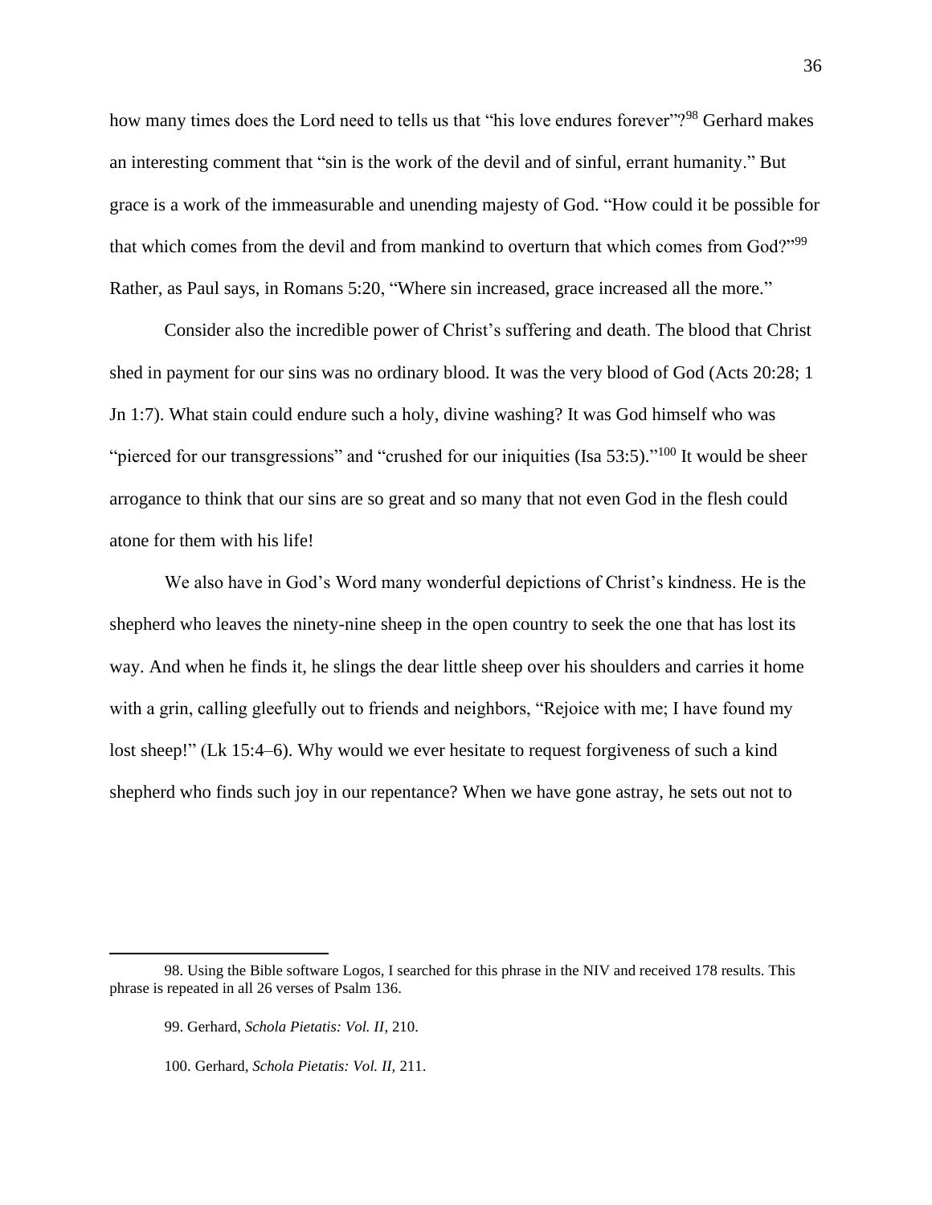how many times does the Lord need to tells us that "his love endures forever"?[98] Gerhard makes an interesting comment that "sin is the work of the devil and of sinful, errant humanity." But grace is a work of the immeasurable and unending majesty of God. "How could it be possible for that which comes from the devil and from mankind to overturn that which comes from God?"[99] Rather, as Paul says, in Romans 5:20, "Where sin increased, grace increased all the more."

Consider also the incredible power of Christ's suffering and death. The blood that Christ shed in payment for our sins was no ordinary blood. It was the very blood of God (Acts 20:28; 1 Jn 1:7). What stain could endure such a holy, divine washing? It was God himself who was "pierced for our transgressions" and "crushed for our iniquities (Isa 53:5)."[100] It would be sheer arrogance to think that our sins are so great and so many that not even God in the flesh could atone for them with his life!

We also have in God's Word many wonderful depictions of Christ's kindness. He is the shepherd who leaves the ninety-nine sheep in the open country to seek the one that has lost its way. And when he finds it, he slings the dear little sheep over his shoulders and carries it home with a grin, calling gleefully out to friends and neighbors, "Rejoice with me; I have found my lost sheep!" (Lk 15:4–6). Why would we ever hesitate to request forgiveness of such a kind shepherd who finds such joy in our repentance? When we have gone astray, he sets out not to

---

98. Using the Bible software Logos, I searched for this phrase in the NIV and received 178 results. This phrase is repeated in all 26 verses of Psalm 136.

99. Gerhard, *Schola Pietatis: Vol. II*, 210.

100. Gerhard, *Schola Pietatis: Vol. II*, 211.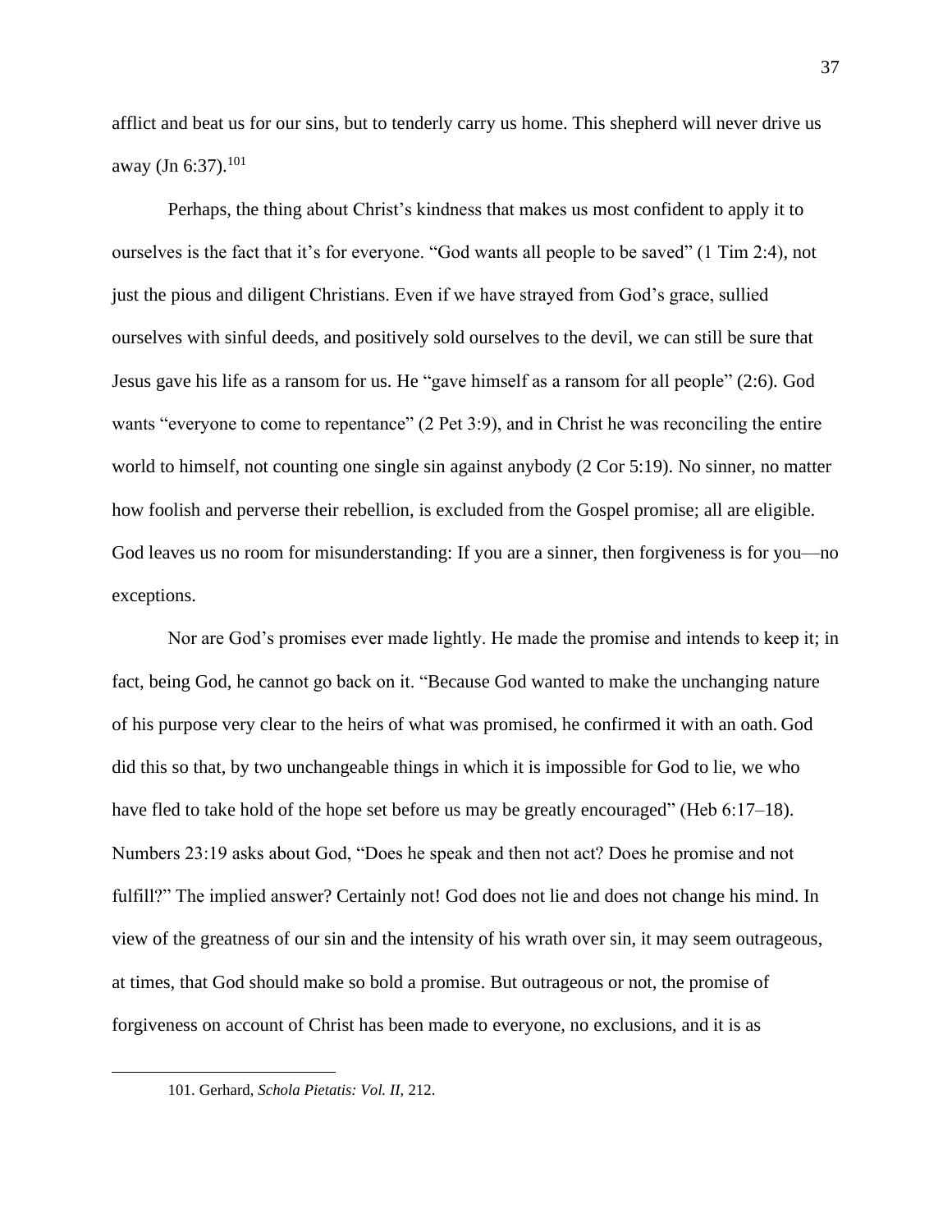afflict and beat us for our sins, but to tenderly carry us home. This shepherd will never drive us away (Jn 6:37).[101]

Perhaps, the thing about Christ's kindness that makes us most confident to apply it to ourselves is the fact that it's for everyone. "God wants all people to be saved" (1 Tim 2:4), not just the pious and diligent Christians. Even if we have strayed from God's grace, sullied ourselves with sinful deeds, and positively sold ourselves to the devil, we can still be sure that Jesus gave his life as a ransom for us. He "gave himself as a ransom for all people" (2:6). God wants "everyone to come to repentance" (2 Pet 3:9), and in Christ he was reconciling the entire world to himself, not counting one single sin against anybody (2 Cor 5:19). No sinner, no matter how foolish and perverse their rebellion, is excluded from the Gospel promise; all are eligible. God leaves us no room for misunderstanding: If you are a sinner, then forgiveness is for you—no exceptions.

Nor are God's promises ever made lightly. He made the promise and intends to keep it; in fact, being God, he cannot go back on it. "Because God wanted to make the unchanging nature of his purpose very clear to the heirs of what was promised, he confirmed it with an oath. God did this so that, by two unchangeable things in which it is impossible for God to lie, we who have fled to take hold of the hope set before us may be greatly encouraged" (Heb 6:17–18). Numbers 23:19 asks about God, "Does he speak and then not act? Does he promise and not fulfill?" The implied answer? Certainly not! God does not lie and does not change his mind. In view of the greatness of our sin and the intensity of his wrath over sin, it may seem outrageous, at times, that God should make so bold a promise. But outrageous or not, the promise of forgiveness on account of Christ has been made to everyone, no exclusions, and it is as

---

101. Gerhard, *Schola Pietatis: Vol. II*, 212.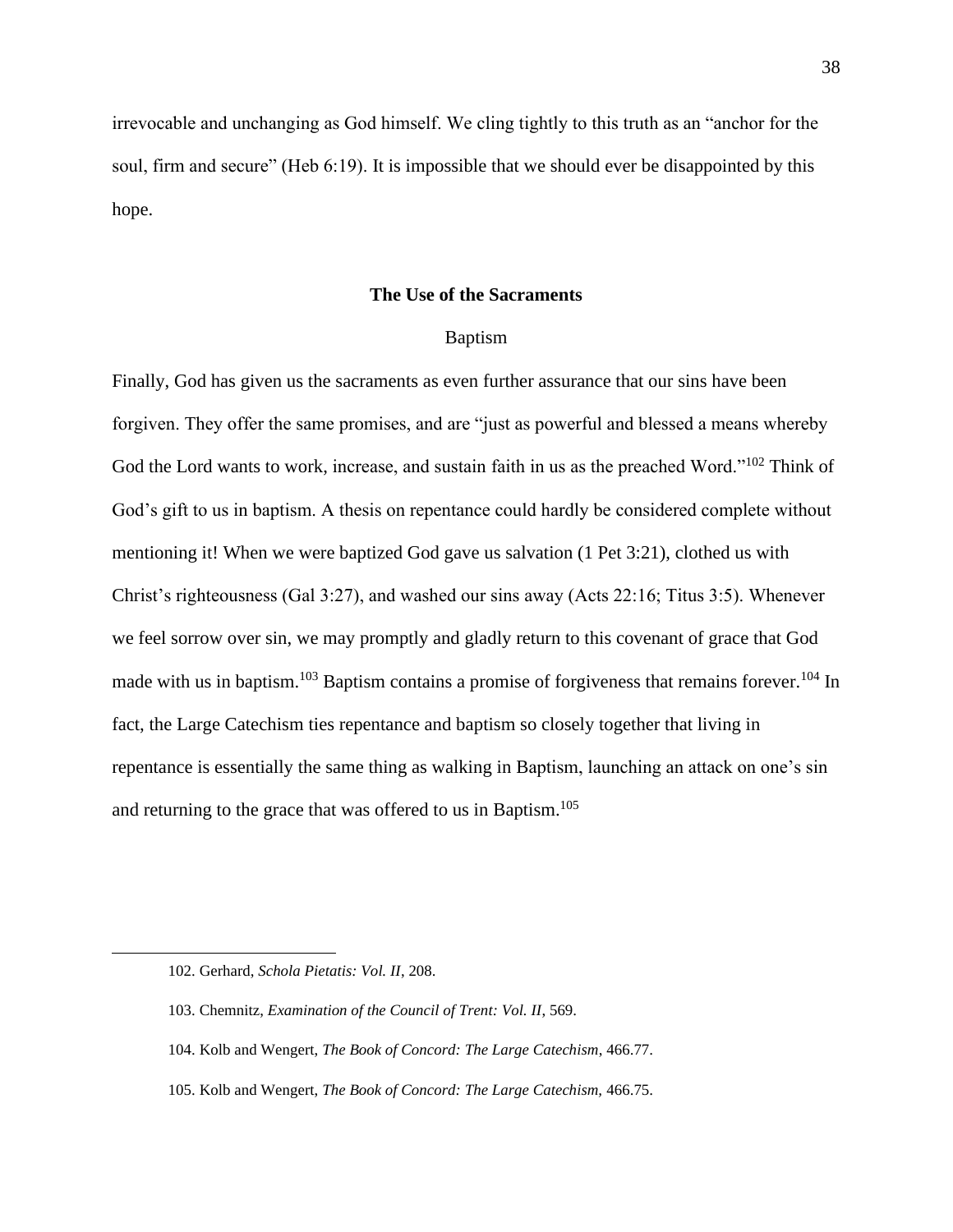irrevocable and unchanging as God himself. We cling tightly to this truth as an "anchor for the soul, firm and secure" (Heb 6:19). It is impossible that we should ever be disappointed by this hope.

## The Use of the Sacraments

### Baptism

Finally, God has given us the sacraments as even further assurance that our sins have been forgiven. They offer the same promises, and are "just as powerful and blessed a means whereby God the Lord wants to work, increase, and sustain faith in us as the preached Word."[102] Think of God's gift to us in baptism. A thesis on repentance could hardly be considered complete without mentioning it! When we were baptized God gave us salvation (1 Pet 3:21), clothed us with Christ's righteousness (Gal 3:27), and washed our sins away (Acts 22:16; Titus 3:5). Whenever we feel sorrow over sin, we may promptly and gladly return to this covenant of grace that God made with us in baptism.[103] Baptism contains a promise of forgiveness that remains forever.[104] In fact, the Large Catechism ties repentance and baptism so closely together that living in repentance is essentially the same thing as walking in Baptism, launching an attack on one's sin and returning to the grace that was offered to us in Baptism.[105]

---

102. Gerhard, *Schola Pietatis: Vol. II*, 208.

103. Chemnitz, *Examination of the Council of Trent: Vol. II*, 569.

104. Kolb and Wengert, *The Book of Concord: The Large Catechism*, 466.77.

105. Kolb and Wengert, *The Book of Concord: The Large Catechism,* 466.75.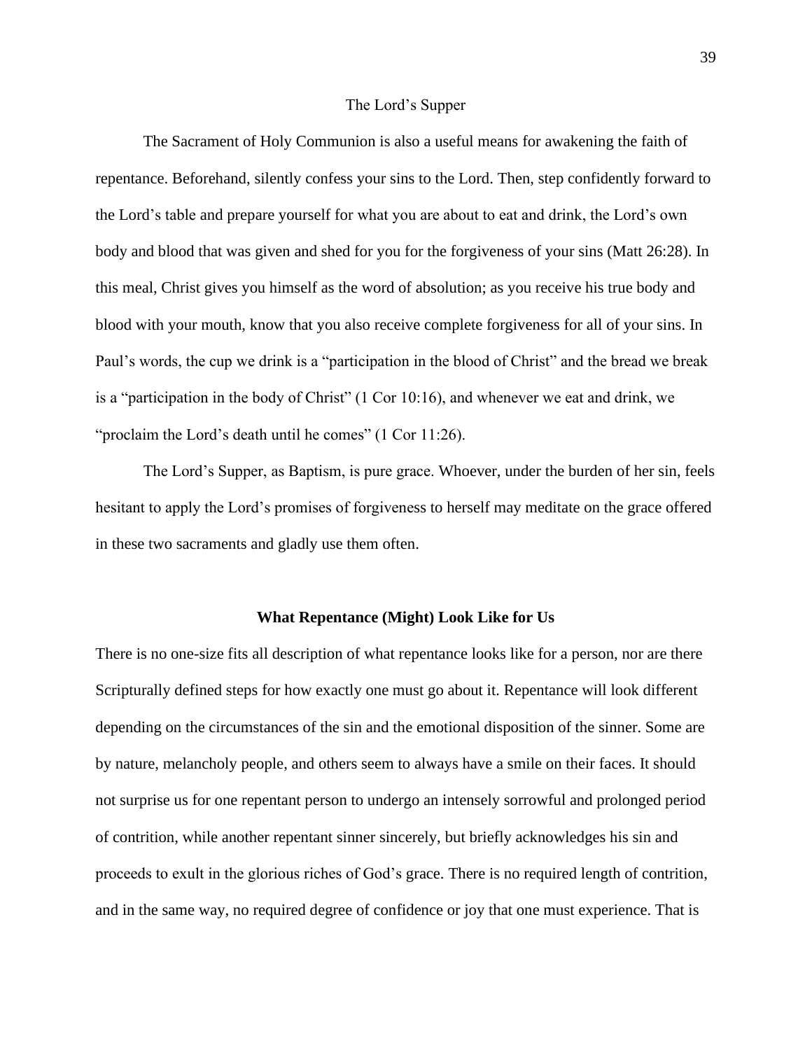### The Lord's Supper

The Sacrament of Holy Communion is also a useful means for awakening the faith of repentance. Beforehand, silently confess your sins to the Lord. Then, step confidently forward to the Lord's table and prepare yourself for what you are about to eat and drink, the Lord's own body and blood that was given and shed for you for the forgiveness of your sins (Matt 26:28). In this meal, Christ gives you himself as the word of absolution; as you receive his true body and blood with your mouth, know that you also receive complete forgiveness for all of your sins. In Paul's words, the cup we drink is a "participation in the blood of Christ" and the bread we break is a "participation in the body of Christ" (1 Cor 10:16), and whenever we eat and drink, we "proclaim the Lord's death until he comes" (1 Cor 11:26).

The Lord's Supper, as Baptism, is pure grace. Whoever, under the burden of her sin, feels hesitant to apply the Lord's promises of forgiveness to herself may meditate on the grace offered in these two sacraments and gladly use them often.

## What Repentance (Might) Look Like for Us

There is no one-size fits all description of what repentance looks like for a person, nor are there Scripturally defined steps for how exactly one must go about it. Repentance will look different depending on the circumstances of the sin and the emotional disposition of the sinner. Some are by nature, melancholy people, and others seem to always have a smile on their faces. It should not surprise us for one repentant person to undergo an intensely sorrowful and prolonged period of contrition, while another repentant sinner sincerely, but briefly acknowledges his sin and proceeds to exult in the glorious riches of God's grace. There is no required length of contrition, and in the same way, no required degree of confidence or joy that one must experience. That is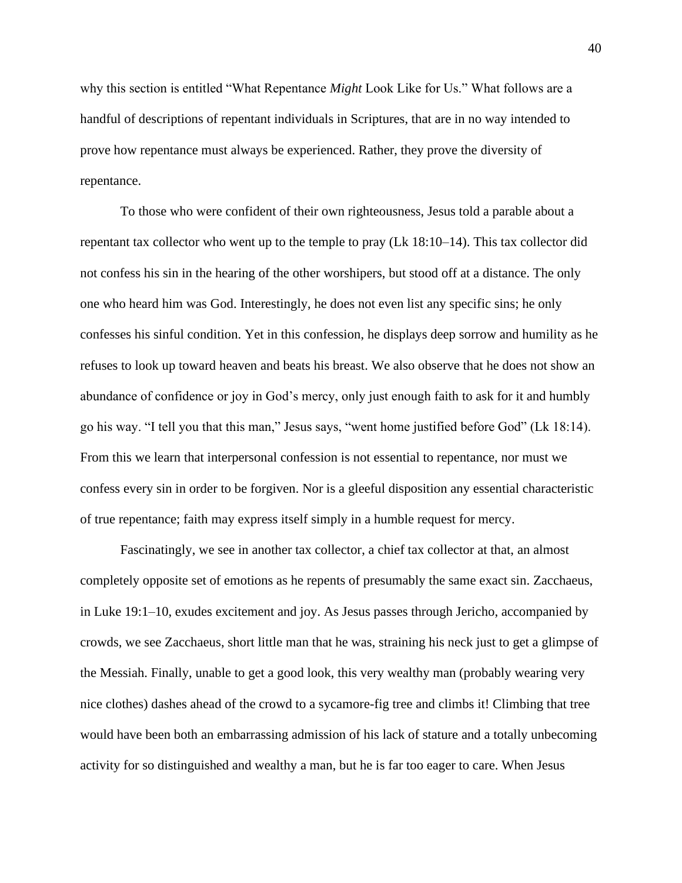why this section is entitled “What Repentance *Might* Look Like for Us.” What follows are a handful of descriptions of repentant individuals in Scriptures, that are in no way intended to prove how repentance must always be experienced. Rather, they prove the diversity of repentance.

To those who were confident of their own righteousness, Jesus told a parable about a repentant tax collector who went up to the temple to pray (Lk 18:10–14). This tax collector did not confess his sin in the hearing of the other worshipers, but stood off at a distance. The only one who heard him was God. Interestingly, he does not even list any specific sins; he only confesses his sinful condition. Yet in this confession, he displays deep sorrow and humility as he refuses to look up toward heaven and beats his breast. We also observe that he does not show an abundance of confidence or joy in God’s mercy, only just enough faith to ask for it and humbly go his way. “I tell you that this man,” Jesus says, “went home justified before God” (Lk 18:14). From this we learn that interpersonal confession is not essential to repentance, nor must we confess every sin in order to be forgiven. Nor is a gleeful disposition any essential characteristic of true repentance; faith may express itself simply in a humble request for mercy.

Fascinatingly, we see in another tax collector, a chief tax collector at that, an almost completely opposite set of emotions as he repents of presumably the same exact sin. Zacchaeus, in Luke 19:1–10, exudes excitement and joy. As Jesus passes through Jericho, accompanied by crowds, we see Zacchaeus, short little man that he was, straining his neck just to get a glimpse of the Messiah. Finally, unable to get a good look, this very wealthy man (probably wearing very nice clothes) dashes ahead of the crowd to a sycamore-fig tree and climbs it! Climbing that tree would have been both an embarrassing admission of his lack of stature and a totally unbecoming activity for so distinguished and wealthy a man, but he is far too eager to care. When Jesus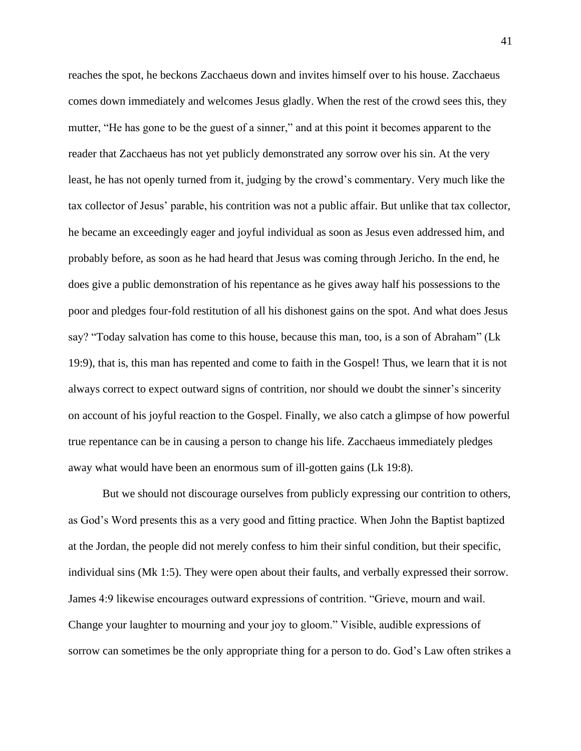reaches the spot, he beckons Zacchaeus down and invites himself over to his house. Zacchaeus comes down immediately and welcomes Jesus gladly. When the rest of the crowd sees this, they mutter, "He has gone to be the guest of a sinner," and at this point it becomes apparent to the reader that Zacchaeus has not yet publicly demonstrated any sorrow over his sin. At the very least, he has not openly turned from it, judging by the crowd's commentary. Very much like the tax collector of Jesus' parable, his contrition was not a public affair. But unlike that tax collector, he became an exceedingly eager and joyful individual as soon as Jesus even addressed him, and probably before, as soon as he had heard that Jesus was coming through Jericho. In the end, he does give a public demonstration of his repentance as he gives away half his possessions to the poor and pledges four-fold restitution of all his dishonest gains on the spot. And what does Jesus say? "Today salvation has come to this house, because this man, too, is a son of Abraham" (Lk 19:9), that is, this man has repented and come to faith in the Gospel! Thus, we learn that it is not always correct to expect outward signs of contrition, nor should we doubt the sinner's sincerity on account of his joyful reaction to the Gospel. Finally, we also catch a glimpse of how powerful true repentance can be in causing a person to change his life. Zacchaeus immediately pledges away what would have been an enormous sum of ill-gotten gains (Lk 19:8).

But we should not discourage ourselves from publicly expressing our contrition to others, as God's Word presents this as a very good and fitting practice. When John the Baptist baptized at the Jordan, the people did not merely confess to him their sinful condition, but their specific, individual sins (Mk 1:5). They were open about their faults, and verbally expressed their sorrow. James 4:9 likewise encourages outward expressions of contrition. "Grieve, mourn and wail. Change your laughter to mourning and your joy to gloom." Visible, audible expressions of sorrow can sometimes be the only appropriate thing for a person to do. God's Law often strikes a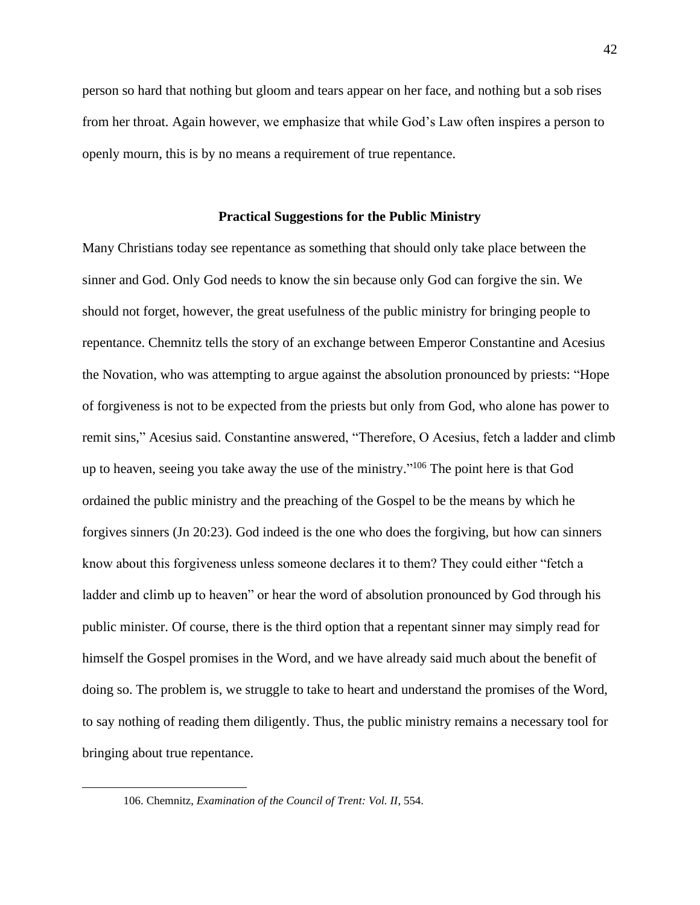person so hard that nothing but gloom and tears appear on her face, and nothing but a sob rises from her throat. Again however, we emphasize that while God's Law often inspires a person to openly mourn, this is by no means a requirement of true repentance.

## Practical Suggestions for the Public Ministry

Many Christians today see repentance as something that should only take place between the sinner and God. Only God needs to know the sin because only God can forgive the sin. We should not forget, however, the great usefulness of the public ministry for bringing people to repentance. Chemnitz tells the story of an exchange between Emperor Constantine and Acesius the Novation, who was attempting to argue against the absolution pronounced by priests: "Hope of forgiveness is not to be expected from the priests but only from God, who alone has power to remit sins," Acesius said. Constantine answered, "Therefore, O Acesius, fetch a ladder and climb up to heaven, seeing you take away the use of the ministry."[106] The point here is that God ordained the public ministry and the preaching of the Gospel to be the means by which he forgives sinners (Jn 20:23). God indeed is the one who does the forgiving, but how can sinners know about this forgiveness unless someone declares it to them? They could either "fetch a ladder and climb up to heaven" or hear the word of absolution pronounced by God through his public minister. Of course, there is the third option that a repentant sinner may simply read for himself the Gospel promises in the Word, and we have already said much about the benefit of doing so. The problem is, we struggle to take to heart and understand the promises of the Word, to say nothing of reading them diligently. Thus, the public ministry remains a necessary tool for bringing about true repentance.

---

106. Chemnitz, *Examination of the Council of Trent: Vol. II*, 554.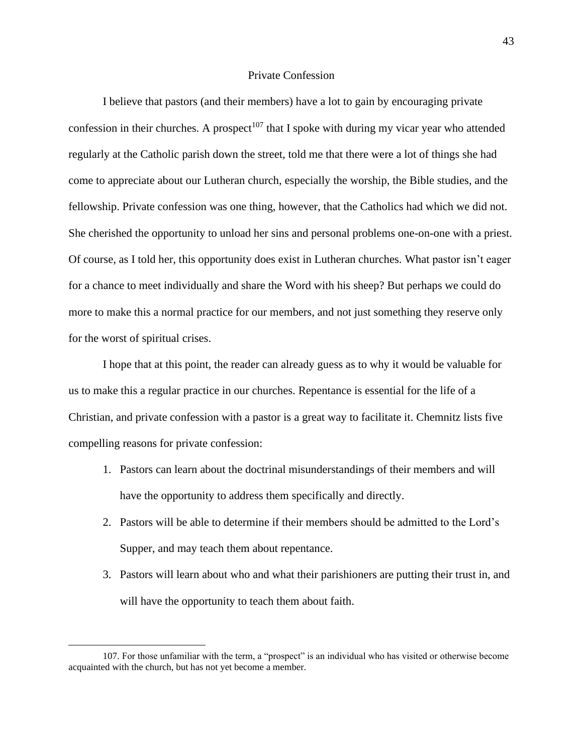## Private Confession

I believe that pastors (and their members) have a lot to gain by encouraging private confession in their churches. A prospect[107] that I spoke with during my vicar year who attended regularly at the Catholic parish down the street, told me that there were a lot of things she had come to appreciate about our Lutheran church, especially the worship, the Bible studies, and the fellowship. Private confession was one thing, however, that the Catholics had which we did not. She cherished the opportunity to unload her sins and personal problems one-on-one with a priest. Of course, as I told her, this opportunity does exist in Lutheran churches. What pastor isn't eager for a chance to meet individually and share the Word with his sheep? But perhaps we could do more to make this a normal practice for our members, and not just something they reserve only for the worst of spiritual crises.

I hope that at this point, the reader can already guess as to why it would be valuable for us to make this a regular practice in our churches. Repentance is essential for the life of a Christian, and private confession with a pastor is a great way to facilitate it. Chemnitz lists five compelling reasons for private confession:

1. Pastors can learn about the doctrinal misunderstandings of their members and will have the opportunity to address them specifically and directly.
2. Pastors will be able to determine if their members should be admitted to the Lord's Supper, and may teach them about repentance.
3. Pastors will learn about who and what their parishioners are putting their trust in, and will have the opportunity to teach them about faith.

107. For those unfamiliar with the term, a "prospect" is an individual who has visited or otherwise become acquainted with the church, but has not yet become a member.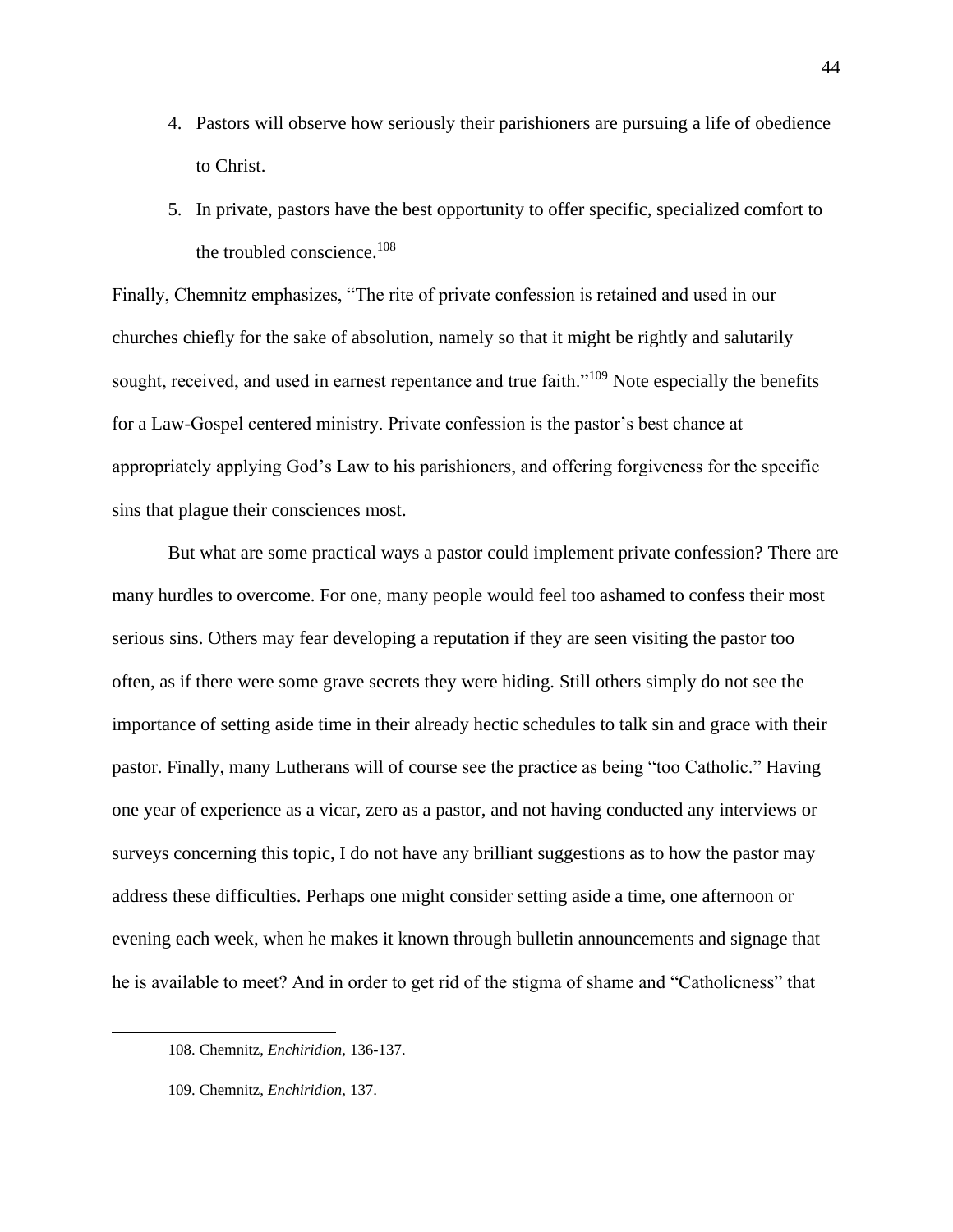4. Pastors will observe how seriously their parishioners are pursuing a life of obedience to Christ.
5. In private, pastors have the best opportunity to offer specific, specialized comfort to the troubled conscience.[108]

Finally, Chemnitz emphasizes, "The rite of private confession is retained and used in our churches chiefly for the sake of absolution, namely so that it might be rightly and salutarily sought, received, and used in earnest repentance and true faith."[109] Note especially the benefits for a Law-Gospel centered ministry. Private confession is the pastor's best chance at appropriately applying God's Law to his parishioners, and offering forgiveness for the specific sins that plague their consciences most.

But what are some practical ways a pastor could implement private confession? There are many hurdles to overcome. For one, many people would feel too ashamed to confess their most serious sins. Others may fear developing a reputation if they are seen visiting the pastor too often, as if there were some grave secrets they were hiding. Still others simply do not see the importance of setting aside time in their already hectic schedules to talk sin and grace with their pastor. Finally, many Lutherans will of course see the practice as being "too Catholic." Having one year of experience as a vicar, zero as a pastor, and not having conducted any interviews or surveys concerning this topic, I do not have any brilliant suggestions as to how the pastor may address these difficulties. Perhaps one might consider setting aside a time, one afternoon or evening each week, when he makes it known through bulletin announcements and signage that he is available to meet? And in order to get rid of the stigma of shame and "Catholicness" that

108. Chemnitz, *Enchiridion,* 136-137.

109. Chemnitz, *Enchiridion,* 137.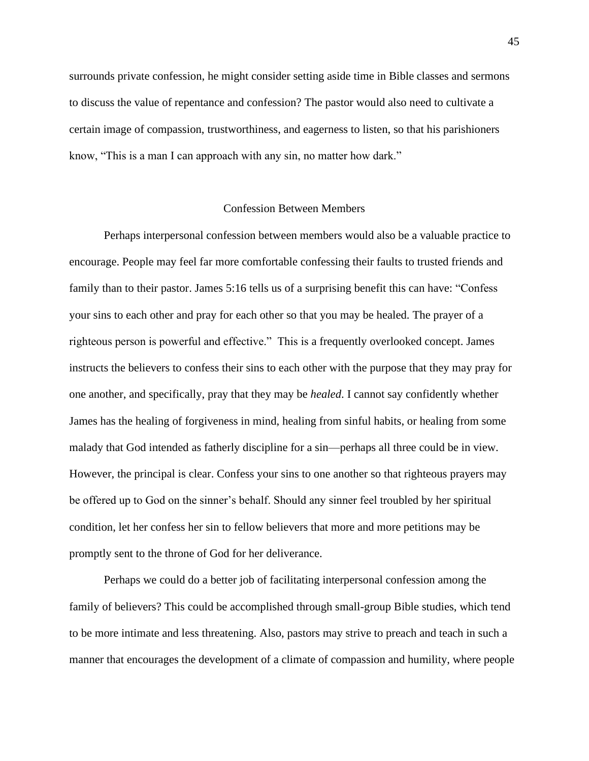surrounds private confession, he might consider setting aside time in Bible classes and sermons to discuss the value of repentance and confession? The pastor would also need to cultivate a certain image of compassion, trustworthiness, and eagerness to listen, so that his parishioners know, "This is a man I can approach with any sin, no matter how dark."

## Confession Between Members

Perhaps interpersonal confession between members would also be a valuable practice to encourage. People may feel far more comfortable confessing their faults to trusted friends and family than to their pastor. James 5:16 tells us of a surprising benefit this can have: "Confess your sins to each other and pray for each other so that you may be healed. The prayer of a righteous person is powerful and effective." This is a frequently overlooked concept. James instructs the believers to confess their sins to each other with the purpose that they may pray for one another, and specifically, pray that they may be *healed*. I cannot say confidently whether James has the healing of forgiveness in mind, healing from sinful habits, or healing from some malady that God intended as fatherly discipline for a sin—perhaps all three could be in view. However, the principal is clear. Confess your sins to one another so that righteous prayers may be offered up to God on the sinner's behalf. Should any sinner feel troubled by her spiritual condition, let her confess her sin to fellow believers that more and more petitions may be promptly sent to the throne of God for her deliverance.

Perhaps we could do a better job of facilitating interpersonal confession among the family of believers? This could be accomplished through small-group Bible studies, which tend to be more intimate and less threatening. Also, pastors may strive to preach and teach in such a manner that encourages the development of a climate of compassion and humility, where people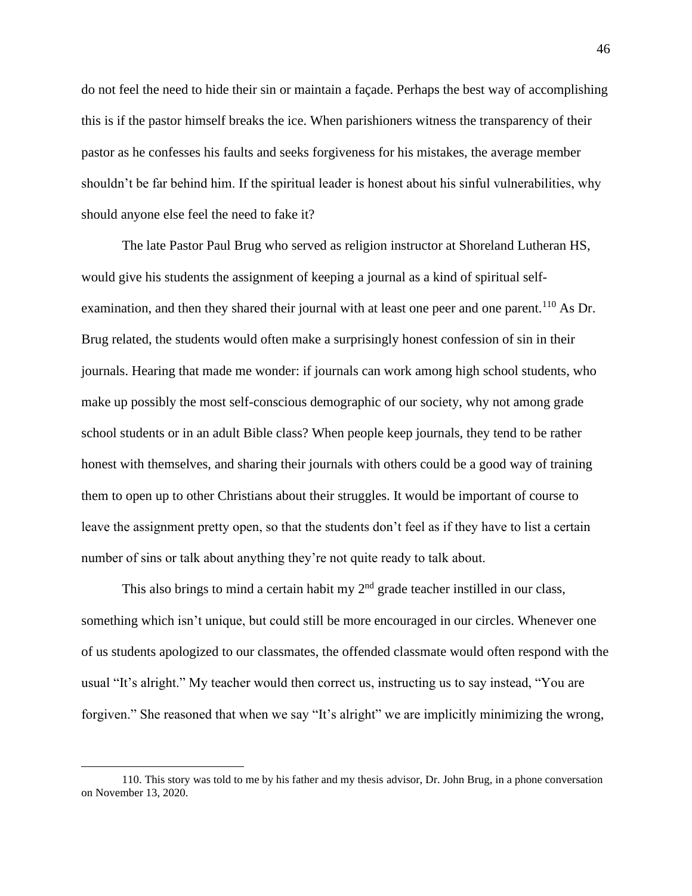do not feel the need to hide their sin or maintain a façade. Perhaps the best way of accomplishing this is if the pastor himself breaks the ice. When parishioners witness the transparency of their pastor as he confesses his faults and seeks forgiveness for his mistakes, the average member shouldn't be far behind him. If the spiritual leader is honest about his sinful vulnerabilities, why should anyone else feel the need to fake it?

The late Pastor Paul Brug who served as religion instructor at Shoreland Lutheran HS, would give his students the assignment of keeping a journal as a kind of spiritual self-examination, and then they shared their journal with at least one peer and one parent.[110] As Dr. Brug related, the students would often make a surprisingly honest confession of sin in their journals. Hearing that made me wonder: if journals can work among high school students, who make up possibly the most self-conscious demographic of our society, why not among grade school students or in an adult Bible class? When people keep journals, they tend to be rather honest with themselves, and sharing their journals with others could be a good way of training them to open up to other Christians about their struggles. It would be important of course to leave the assignment pretty open, so that the students don't feel as if they have to list a certain number of sins or talk about anything they're not quite ready to talk about.

This also brings to mind a certain habit my 2nd grade teacher instilled in our class, something which isn't unique, but could still be more encouraged in our circles. Whenever one of us students apologized to our classmates, the offended classmate would often respond with the usual "It's alright." My teacher would then correct us, instructing us to say instead, "You are forgiven." She reasoned that when we say "It's alright" we are implicitly minimizing the wrong,

---

110. This story was told to me by his father and my thesis advisor, Dr. John Brug, in a phone conversation on November 13, 2020.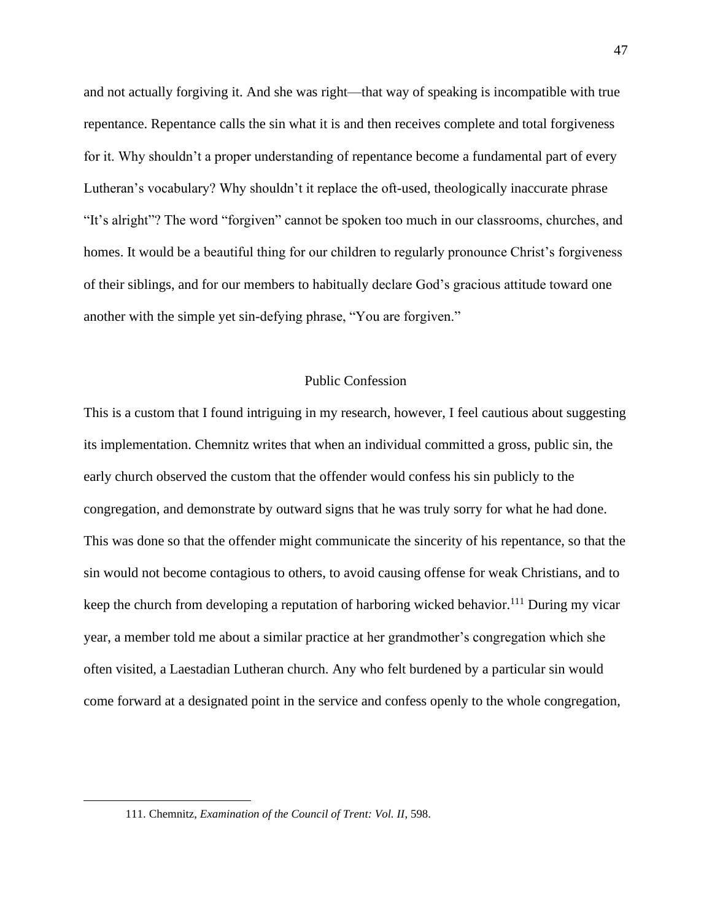and not actually forgiving it. And she was right—that way of speaking is incompatible with true repentance. Repentance calls the sin what it is and then receives complete and total forgiveness for it. Why shouldn't a proper understanding of repentance become a fundamental part of every Lutheran's vocabulary? Why shouldn't it replace the oft-used, theologically inaccurate phrase "It's alright"? The word "forgiven" cannot be spoken too much in our classrooms, churches, and homes. It would be a beautiful thing for our children to regularly pronounce Christ's forgiveness of their siblings, and for our members to habitually declare God's gracious attitude toward one another with the simple yet sin-defying phrase, "You are forgiven."

## Public Confession

This is a custom that I found intriguing in my research, however, I feel cautious about suggesting its implementation. Chemnitz writes that when an individual committed a gross, public sin, the early church observed the custom that the offender would confess his sin publicly to the congregation, and demonstrate by outward signs that he was truly sorry for what he had done. This was done so that the offender might communicate the sincerity of his repentance, so that the sin would not become contagious to others, to avoid causing offense for weak Christians, and to keep the church from developing a reputation of harboring wicked behavior.[111] During my vicar year, a member told me about a similar practice at her grandmother's congregation which she often visited, a Laestadian Lutheran church. Any who felt burdened by a particular sin would come forward at a designated point in the service and confess openly to the whole congregation,

111. Chemnitz, *Examination of the Council of Trent: Vol. II*, 598.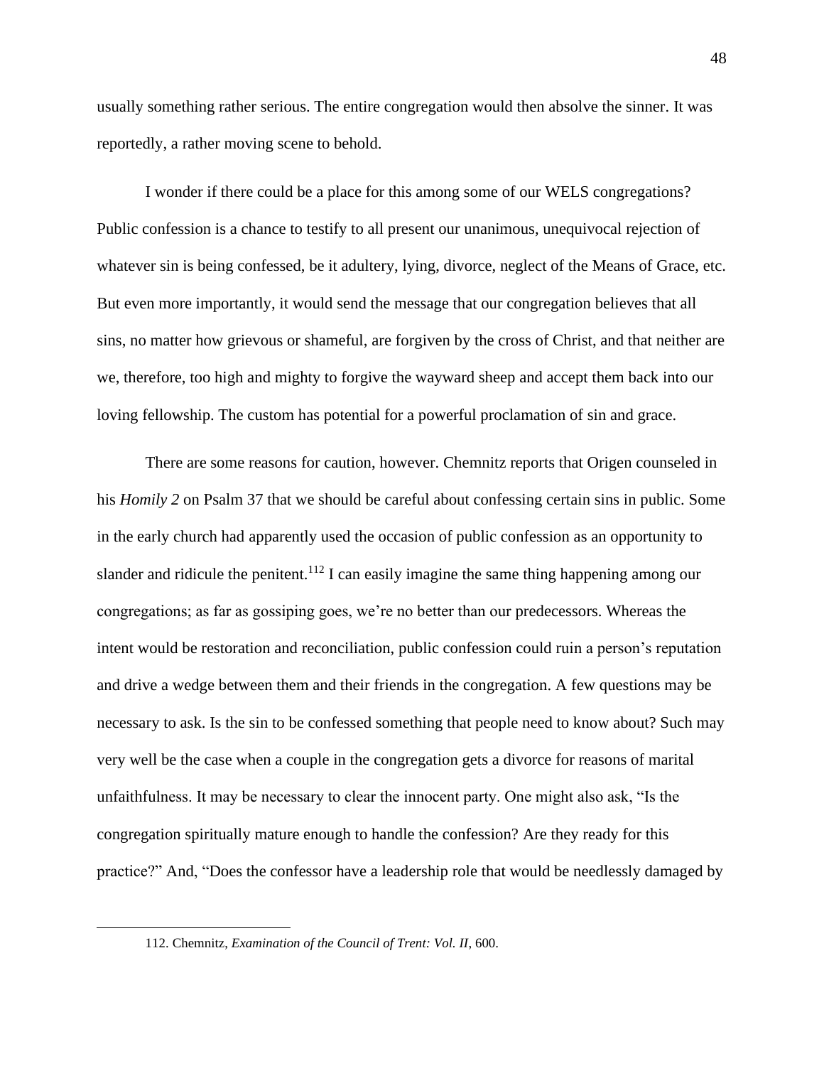usually something rather serious. The entire congregation would then absolve the sinner. It was reportedly, a rather moving scene to behold.

I wonder if there could be a place for this among some of our WELS congregations? Public confession is a chance to testify to all present our unanimous, unequivocal rejection of whatever sin is being confessed, be it adultery, lying, divorce, neglect of the Means of Grace, etc. But even more importantly, it would send the message that our congregation believes that all sins, no matter how grievous or shameful, are forgiven by the cross of Christ, and that neither are we, therefore, too high and mighty to forgive the wayward sheep and accept them back into our loving fellowship. The custom has potential for a powerful proclamation of sin and grace.

There are some reasons for caution, however. Chemnitz reports that Origen counseled in his *Homily 2* on Psalm 37 that we should be careful about confessing certain sins in public. Some in the early church had apparently used the occasion of public confession as an opportunity to slander and ridicule the penitent.[112] I can easily imagine the same thing happening among our congregations; as far as gossiping goes, we're no better than our predecessors. Whereas the intent would be restoration and reconciliation, public confession could ruin a person's reputation and drive a wedge between them and their friends in the congregation. A few questions may be necessary to ask. Is the sin to be confessed something that people need to know about? Such may very well be the case when a couple in the congregation gets a divorce for reasons of marital unfaithfulness. It may be necessary to clear the innocent party. One might also ask, "Is the congregation spiritually mature enough to handle the confession? Are they ready for this practice?" And, "Does the confessor have a leadership role that would be needlessly damaged by

---

112. Chemnitz, *Examination of the Council of Trent: Vol. II*, 600.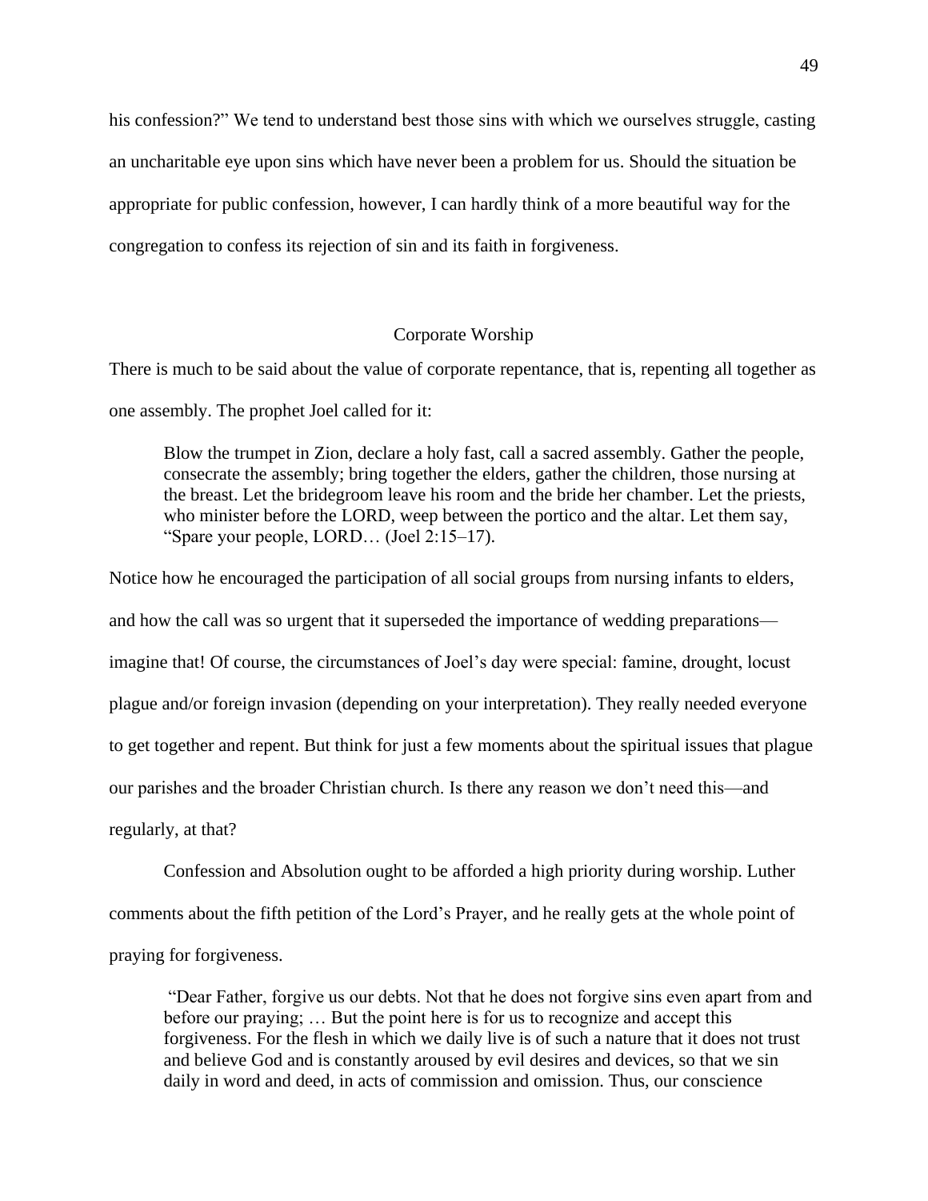his confession?" We tend to understand best those sins with which we ourselves struggle, casting an uncharitable eye upon sins which have never been a problem for us. Should the situation be appropriate for public confession, however, I can hardly think of a more beautiful way for the congregation to confess its rejection of sin and its faith in forgiveness.

## Corporate Worship

There is much to be said about the value of corporate repentance, that is, repenting all together as one assembly. The prophet Joel called for it:

> Blow the trumpet in Zion, declare a holy fast, call a sacred assembly. Gather the people, consecrate the assembly; bring together the elders, gather the children, those nursing at the breast. Let the bridegroom leave his room and the bride her chamber. Let the priests, who minister before the LORD, weep between the portico and the altar. Let them say, "Spare your people, LORD… (Joel 2:15–17).

Notice how he encouraged the participation of all social groups from nursing infants to elders, and how the call was so urgent that it superseded the importance of wedding preparations—imagine that! Of course, the circumstances of Joel's day were special: famine, drought, locust plague and/or foreign invasion (depending on your interpretation). They really needed everyone to get together and repent. But think for just a few moments about the spiritual issues that plague our parishes and the broader Christian church. Is there any reason we don't need this—and regularly, at that?

Confession and Absolution ought to be afforded a high priority during worship. Luther comments about the fifth petition of the Lord's Prayer, and he really gets at the whole point of praying for forgiveness.

> "Dear Father, forgive us our debts. Not that he does not forgive sins even apart from and before our praying; … But the point here is for us to recognize and accept this forgiveness. For the flesh in which we daily live is of such a nature that it does not trust and believe God and is constantly aroused by evil desires and devices, so that we sin daily in word and deed, in acts of commission and omission. Thus, our conscience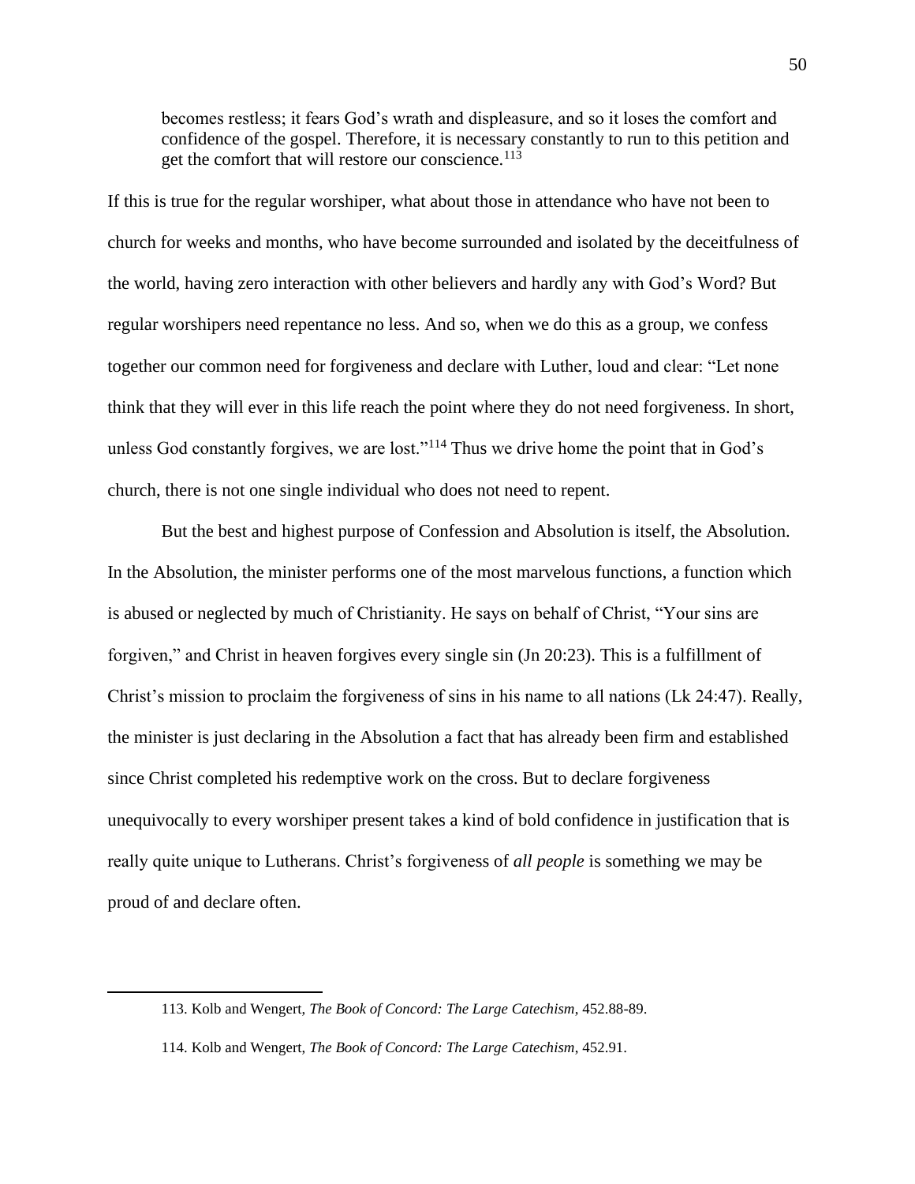> becomes restless; it fears God's wrath and displeasure, and so it loses the comfort and confidence of the gospel. Therefore, it is necessary constantly to run to this petition and get the comfort that will restore our conscience.[113]

If this is true for the regular worshiper, what about those in attendance who have not been to church for weeks and months, who have become surrounded and isolated by the deceitfulness of the world, having zero interaction with other believers and hardly any with God's Word? But regular worshipers need repentance no less. And so, when we do this as a group, we confess together our common need for forgiveness and declare with Luther, loud and clear: "Let none think that they will ever in this life reach the point where they do not need forgiveness. In short, unless God constantly forgives, we are lost."[114] Thus we drive home the point that in God's church, there is not one single individual who does not need to repent.

But the best and highest purpose of Confession and Absolution is itself, the Absolution. In the Absolution, the minister performs one of the most marvelous functions, a function which is abused or neglected by much of Christianity. He says on behalf of Christ, "Your sins are forgiven," and Christ in heaven forgives every single sin (Jn 20:23). This is a fulfillment of Christ's mission to proclaim the forgiveness of sins in his name to all nations (Lk 24:47). Really, the minister is just declaring in the Absolution a fact that has already been firm and established since Christ completed his redemptive work on the cross. But to declare forgiveness unequivocally to every worshiper present takes a kind of bold confidence in justification that is really quite unique to Lutherans. Christ's forgiveness of *all people* is something we may be proud of and declare often.

---

113. Kolb and Wengert, *The Book of Concord: The Large Catechism*, 452.88-89.

114. Kolb and Wengert, *The Book of Concord: The Large Catechism*, 452.91.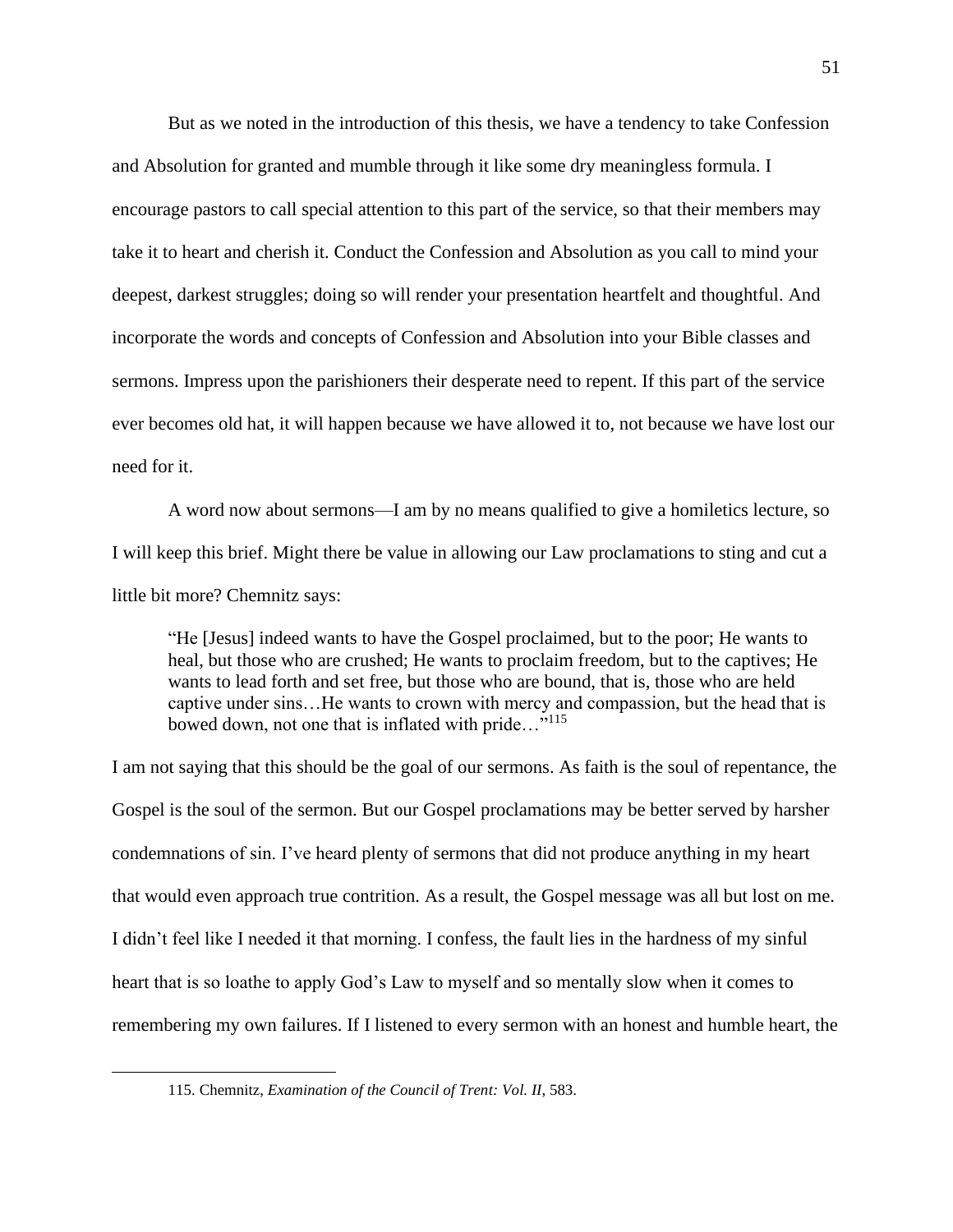But as we noted in the introduction of this thesis, we have a tendency to take Confession and Absolution for granted and mumble through it like some dry meaningless formula. I encourage pastors to call special attention to this part of the service, so that their members may take it to heart and cherish it. Conduct the Confession and Absolution as you call to mind your deepest, darkest struggles; doing so will render your presentation heartfelt and thoughtful. And incorporate the words and concepts of Confession and Absolution into your Bible classes and sermons. Impress upon the parishioners their desperate need to repent. If this part of the service ever becomes old hat, it will happen because we have allowed it to, not because we have lost our need for it.

A word now about sermons—I am by no means qualified to give a homiletics lecture, so I will keep this brief. Might there be value in allowing our Law proclamations to sting and cut a little bit more? Chemnitz says:

> "He [Jesus] indeed wants to have the Gospel proclaimed, but to the poor; He wants to heal, but those who are crushed; He wants to proclaim freedom, but to the captives; He wants to lead forth and set free, but those who are bound, that is, those who are held captive under sins…He wants to crown with mercy and compassion, but the head that is bowed down, not one that is inflated with pride…"[115]

I am not saying that this should be the goal of our sermons. As faith is the soul of repentance, the Gospel is the soul of the sermon. But our Gospel proclamations may be better served by harsher condemnations of sin. I've heard plenty of sermons that did not produce anything in my heart that would even approach true contrition. As a result, the Gospel message was all but lost on me. I didn't feel like I needed it that morning. I confess, the fault lies in the hardness of my sinful heart that is so loathe to apply God's Law to myself and so mentally slow when it comes to remembering my own failures. If I listened to every sermon with an honest and humble heart, the

---

115. Chemnitz, *Examination of the Council of Trent: Vol. II*, 583.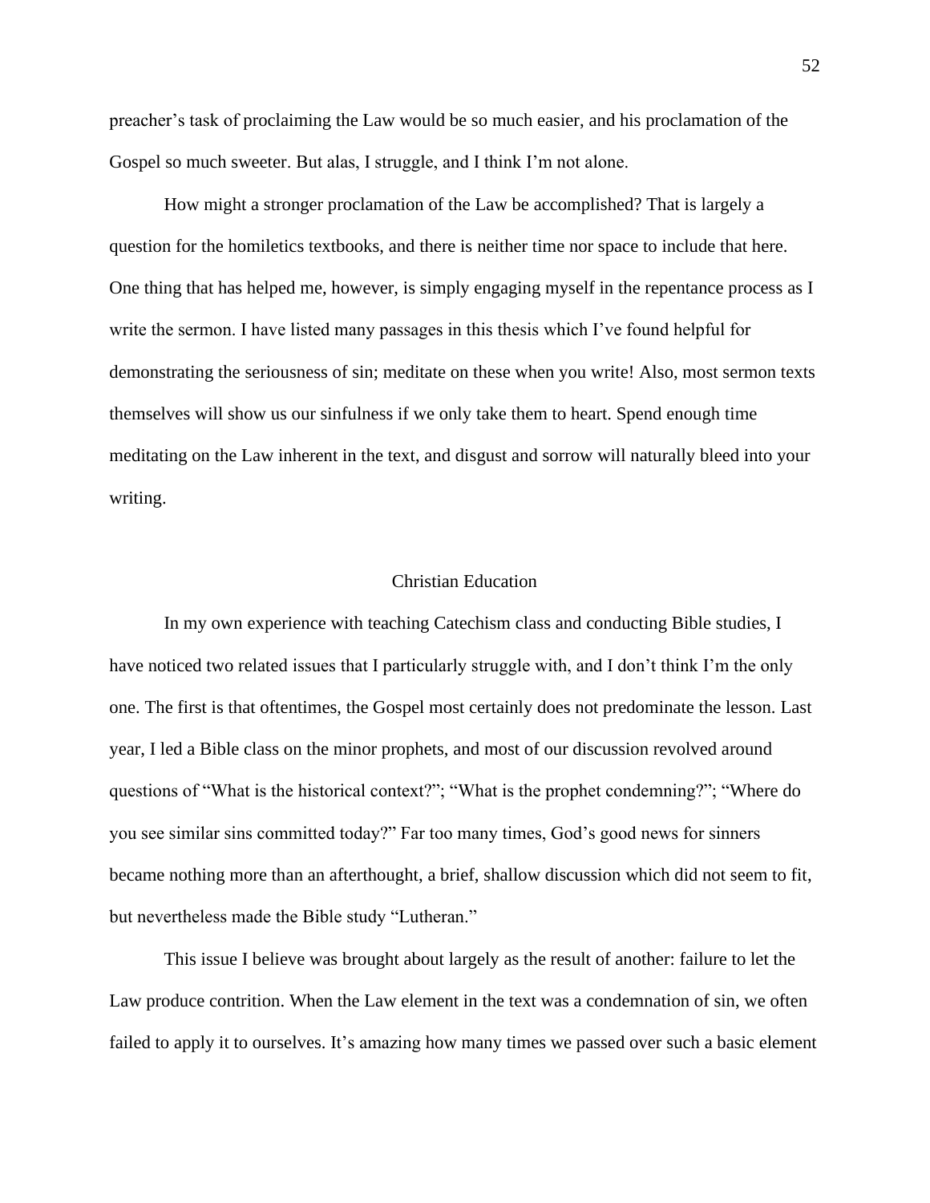preacher's task of proclaiming the Law would be so much easier, and his proclamation of the Gospel so much sweeter. But alas, I struggle, and I think I'm not alone.

How might a stronger proclamation of the Law be accomplished? That is largely a question for the homiletics textbooks, and there is neither time nor space to include that here. One thing that has helped me, however, is simply engaging myself in the repentance process as I write the sermon. I have listed many passages in this thesis which I've found helpful for demonstrating the seriousness of sin; meditate on these when you write! Also, most sermon texts themselves will show us our sinfulness if we only take them to heart. Spend enough time meditating on the Law inherent in the text, and disgust and sorrow will naturally bleed into your writing.

## Christian Education

In my own experience with teaching Catechism class and conducting Bible studies, I have noticed two related issues that I particularly struggle with, and I don't think I'm the only one. The first is that oftentimes, the Gospel most certainly does not predominate the lesson. Last year, I led a Bible class on the minor prophets, and most of our discussion revolved around questions of "What is the historical context?"; "What is the prophet condemning?"; "Where do you see similar sins committed today?" Far too many times, God's good news for sinners became nothing more than an afterthought, a brief, shallow discussion which did not seem to fit, but nevertheless made the Bible study "Lutheran."

This issue I believe was brought about largely as the result of another: failure to let the Law produce contrition. When the Law element in the text was a condemnation of sin, we often failed to apply it to ourselves. It's amazing how many times we passed over such a basic element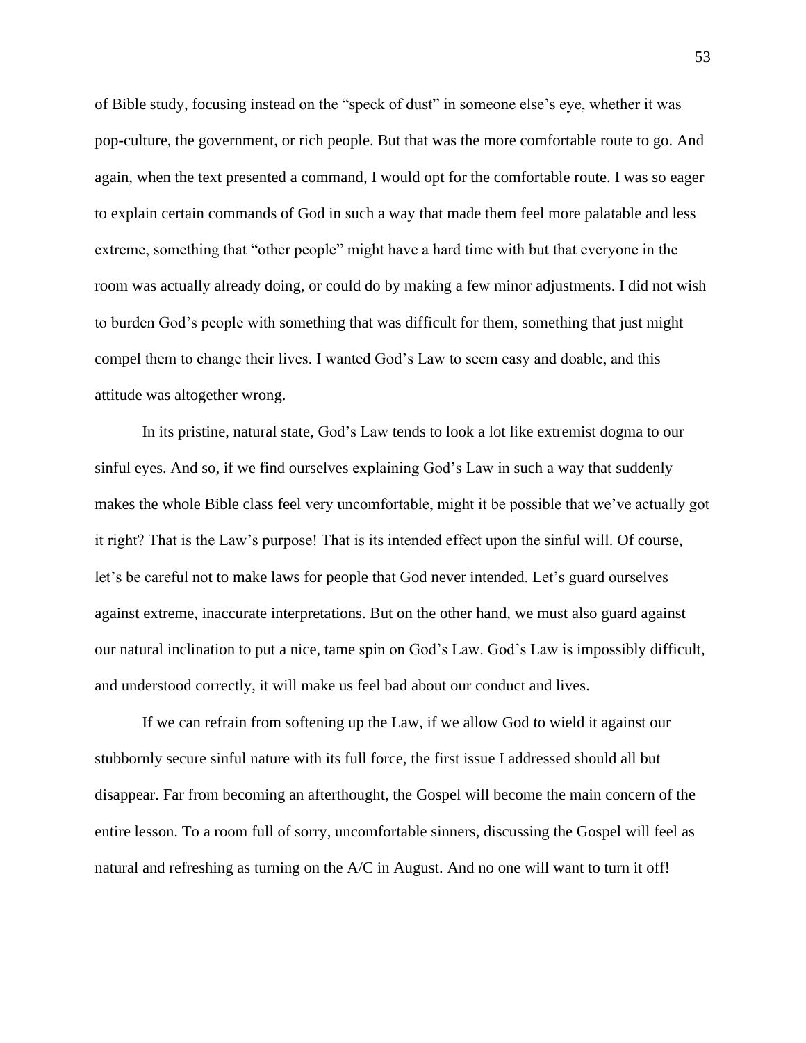of Bible study, focusing instead on the "speck of dust" in someone else's eye, whether it was pop-culture, the government, or rich people. But that was the more comfortable route to go. And again, when the text presented a command, I would opt for the comfortable route. I was so eager to explain certain commands of God in such a way that made them feel more palatable and less extreme, something that "other people" might have a hard time with but that everyone in the room was actually already doing, or could do by making a few minor adjustments. I did not wish to burden God's people with something that was difficult for them, something that just might compel them to change their lives. I wanted God's Law to seem easy and doable, and this attitude was altogether wrong.

In its pristine, natural state, God's Law tends to look a lot like extremist dogma to our sinful eyes. And so, if we find ourselves explaining God's Law in such a way that suddenly makes the whole Bible class feel very uncomfortable, might it be possible that we've actually got it right? That is the Law's purpose! That is its intended effect upon the sinful will. Of course, let's be careful not to make laws for people that God never intended. Let's guard ourselves against extreme, inaccurate interpretations. But on the other hand, we must also guard against our natural inclination to put a nice, tame spin on God's Law. God's Law is impossibly difficult, and understood correctly, it will make us feel bad about our conduct and lives.

If we can refrain from softening up the Law, if we allow God to wield it against our stubbornly secure sinful nature with its full force, the first issue I addressed should all but disappear. Far from becoming an afterthought, the Gospel will become the main concern of the entire lesson. To a room full of sorry, uncomfortable sinners, discussing the Gospel will feel as natural and refreshing as turning on the A/C in August. And no one will want to turn it off!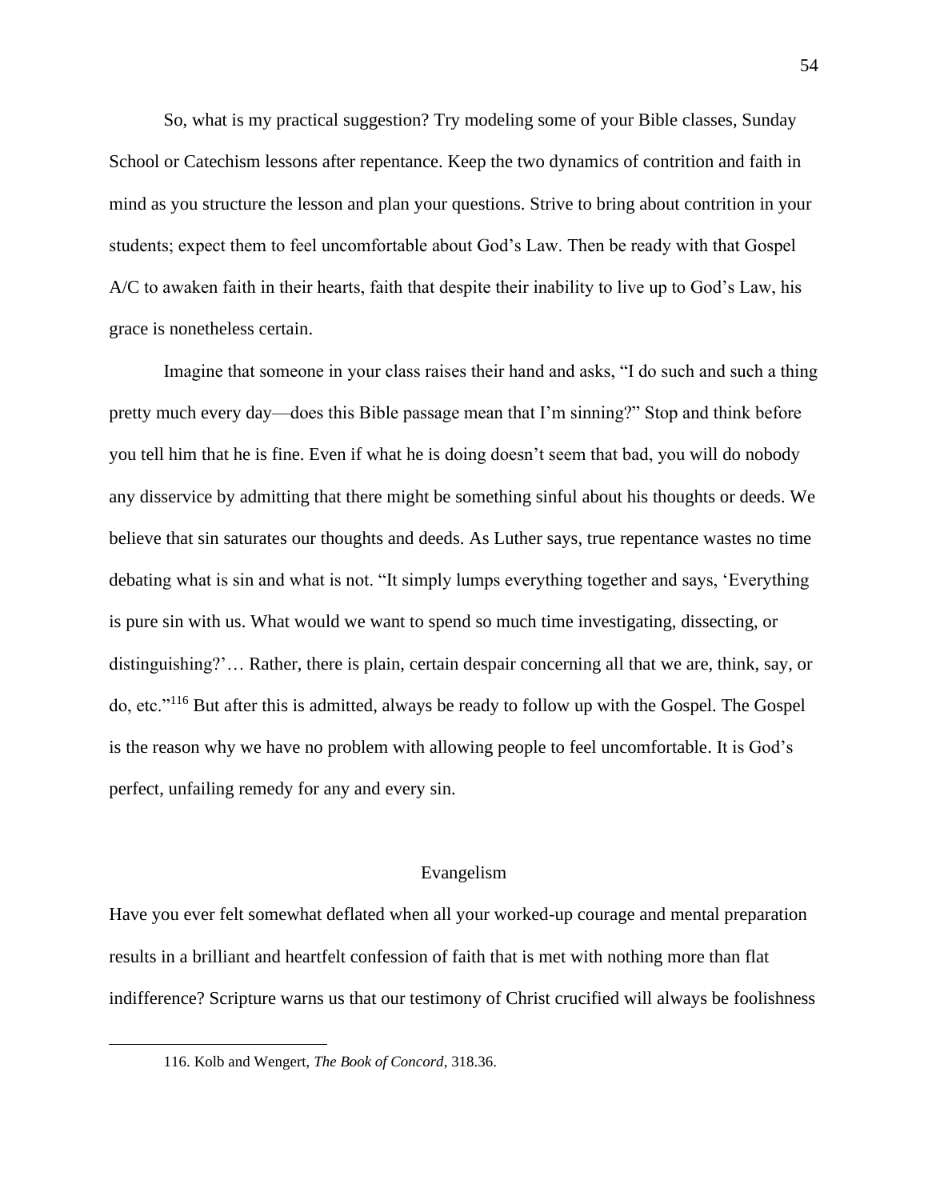So, what is my practical suggestion? Try modeling some of your Bible classes, Sunday School or Catechism lessons after repentance. Keep the two dynamics of contrition and faith in mind as you structure the lesson and plan your questions. Strive to bring about contrition in your students; expect them to feel uncomfortable about God's Law. Then be ready with that Gospel A/C to awaken faith in their hearts, faith that despite their inability to live up to God's Law, his grace is nonetheless certain.

Imagine that someone in your class raises their hand and asks, "I do such and such a thing pretty much every day—does this Bible passage mean that I'm sinning?" Stop and think before you tell him that he is fine. Even if what he is doing doesn't seem that bad, you will do nobody any disservice by admitting that there might be something sinful about his thoughts or deeds. We believe that sin saturates our thoughts and deeds. As Luther says, true repentance wastes no time debating what is sin and what is not. "It simply lumps everything together and says, 'Everything is pure sin with us. What would we want to spend so much time investigating, dissecting, or distinguishing?'… Rather, there is plain, certain despair concerning all that we are, think, say, or do, etc."[116] But after this is admitted, always be ready to follow up with the Gospel. The Gospel is the reason why we have no problem with allowing people to feel uncomfortable. It is God's perfect, unfailing remedy for any and every sin.

## Evangelism

Have you ever felt somewhat deflated when all your worked-up courage and mental preparation results in a brilliant and heartfelt confession of faith that is met with nothing more than flat indifference? Scripture warns us that our testimony of Christ crucified will always be foolishness

---

116. Kolb and Wengert, *The Book of Concord*, 318.36.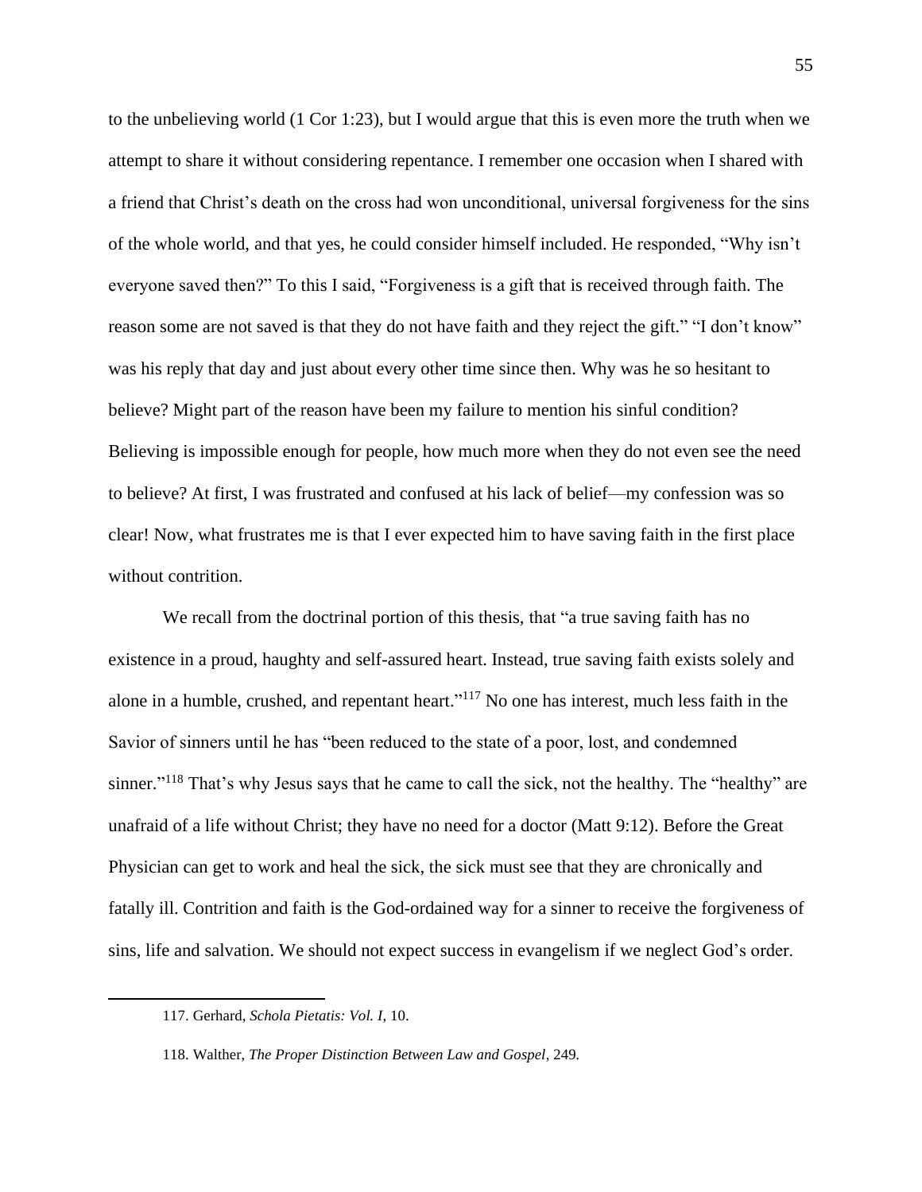to the unbelieving world (1 Cor 1:23), but I would argue that this is even more the truth when we attempt to share it without considering repentance. I remember one occasion when I shared with a friend that Christ's death on the cross had won unconditional, universal forgiveness for the sins of the whole world, and that yes, he could consider himself included. He responded, "Why isn't everyone saved then?" To this I said, "Forgiveness is a gift that is received through faith. The reason some are not saved is that they do not have faith and they reject the gift." "I don't know" was his reply that day and just about every other time since then. Why was he so hesitant to believe? Might part of the reason have been my failure to mention his sinful condition? Believing is impossible enough for people, how much more when they do not even see the need to believe? At first, I was frustrated and confused at his lack of belief—my confession was so clear! Now, what frustrates me is that I ever expected him to have saving faith in the first place without contrition.

We recall from the doctrinal portion of this thesis, that "a true saving faith has no existence in a proud, haughty and self-assured heart. Instead, true saving faith exists solely and alone in a humble, crushed, and repentant heart."[117] No one has interest, much less faith in the Savior of sinners until he has "been reduced to the state of a poor, lost, and condemned sinner."[118] That's why Jesus says that he came to call the sick, not the healthy. The "healthy" are unafraid of a life without Christ; they have no need for a doctor (Matt 9:12). Before the Great Physician can get to work and heal the sick, the sick must see that they are chronically and fatally ill. Contrition and faith is the God-ordained way for a sinner to receive the forgiveness of sins, life and salvation. We should not expect success in evangelism if we neglect God's order.

---

117. Gerhard, *Schola Pietatis: Vol. I*, 10.

118. Walther, *The Proper Distinction Between Law and Gospel*, 249.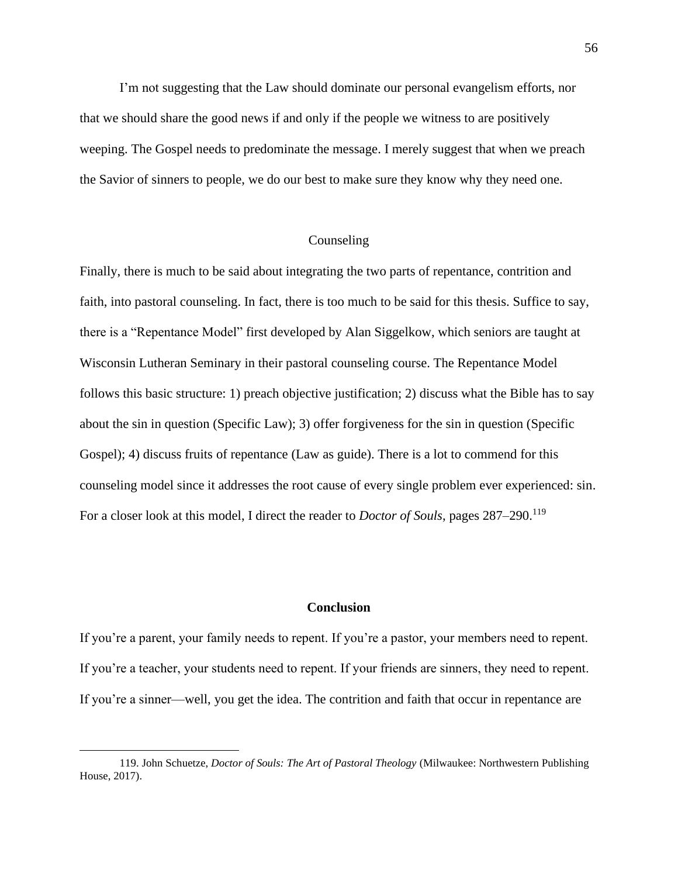I'm not suggesting that the Law should dominate our personal evangelism efforts, nor that we should share the good news if and only if the people we witness to are positively weeping. The Gospel needs to predominate the message. I merely suggest that when we preach the Savior of sinners to people, we do our best to make sure they know why they need one.

### Counseling

Finally, there is much to be said about integrating the two parts of repentance, contrition and faith, into pastoral counseling. In fact, there is too much to be said for this thesis. Suffice to say, there is a "Repentance Model" first developed by Alan Siggelkow, which seniors are taught at Wisconsin Lutheran Seminary in their pastoral counseling course. The Repentance Model follows this basic structure: 1) preach objective justification; 2) discuss what the Bible has to say about the sin in question (Specific Law); 3) offer forgiveness for the sin in question (Specific Gospel); 4) discuss fruits of repentance (Law as guide). There is a lot to commend for this counseling model since it addresses the root cause of every single problem ever experienced: sin. For a closer look at this model, I direct the reader to *Doctor of Souls*, pages 287–290.[119]

## Conclusion

If you're a parent, your family needs to repent. If you're a pastor, your members need to repent. If you're a teacher, your students need to repent. If your friends are sinners, they need to repent. If you're a sinner—well, you get the idea. The contrition and faith that occur in repentance are

---

119. John Schuetze, *Doctor of Souls: The Art of Pastoral Theology* (Milwaukee: Northwestern Publishing House, 2017).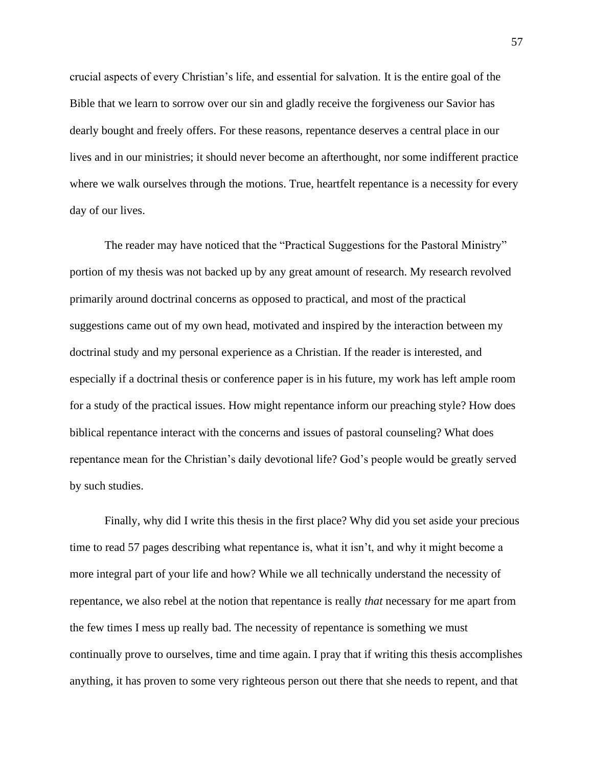crucial aspects of every Christian's life, and essential for salvation. It is the entire goal of the Bible that we learn to sorrow over our sin and gladly receive the forgiveness our Savior has dearly bought and freely offers. For these reasons, repentance deserves a central place in our lives and in our ministries; it should never become an afterthought, nor some indifferent practice where we walk ourselves through the motions. True, heartfelt repentance is a necessity for every day of our lives.

The reader may have noticed that the "Practical Suggestions for the Pastoral Ministry" portion of my thesis was not backed up by any great amount of research. My research revolved primarily around doctrinal concerns as opposed to practical, and most of the practical suggestions came out of my own head, motivated and inspired by the interaction between my doctrinal study and my personal experience as a Christian. If the reader is interested, and especially if a doctrinal thesis or conference paper is in his future, my work has left ample room for a study of the practical issues. How might repentance inform our preaching style? How does biblical repentance interact with the concerns and issues of pastoral counseling? What does repentance mean for the Christian's daily devotional life? God's people would be greatly served by such studies.

Finally, why did I write this thesis in the first place? Why did you set aside your precious time to read 57 pages describing what repentance is, what it isn't, and why it might become a more integral part of your life and how? While we all technically understand the necessity of repentance, we also rebel at the notion that repentance is really *that* necessary for me apart from the few times I mess up really bad. The necessity of repentance is something we must continually prove to ourselves, time and time again. I pray that if writing this thesis accomplishes anything, it has proven to some very righteous person out there that she needs to repent, and that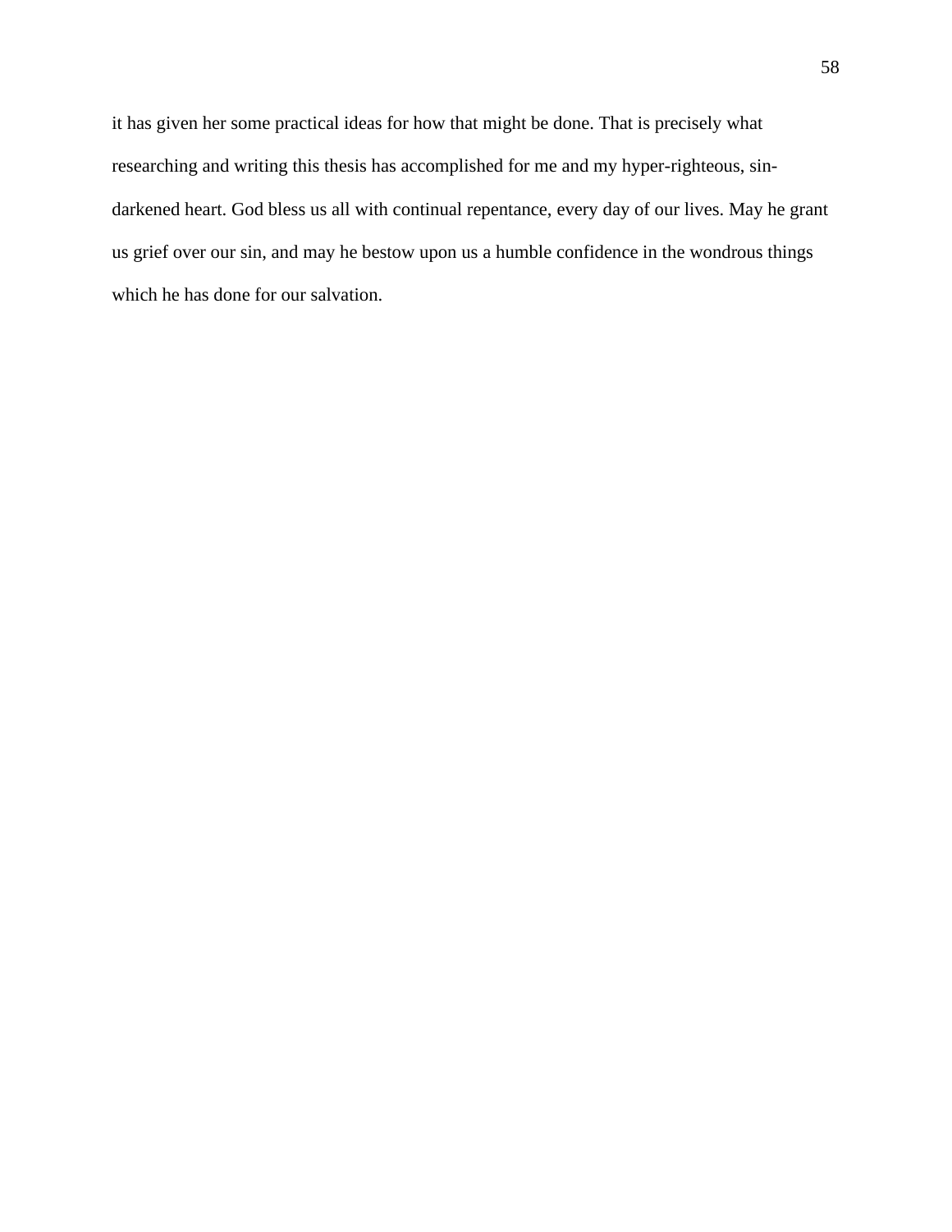it has given her some practical ideas for how that might be done. That is precisely what researching and writing this thesis has accomplished for me and my hyper-righteous, sin-darkened heart. God bless us all with continual repentance, every day of our lives. May he grant us grief over our sin, and may he bestow upon us a humble confidence in the wondrous things which he has done for our salvation.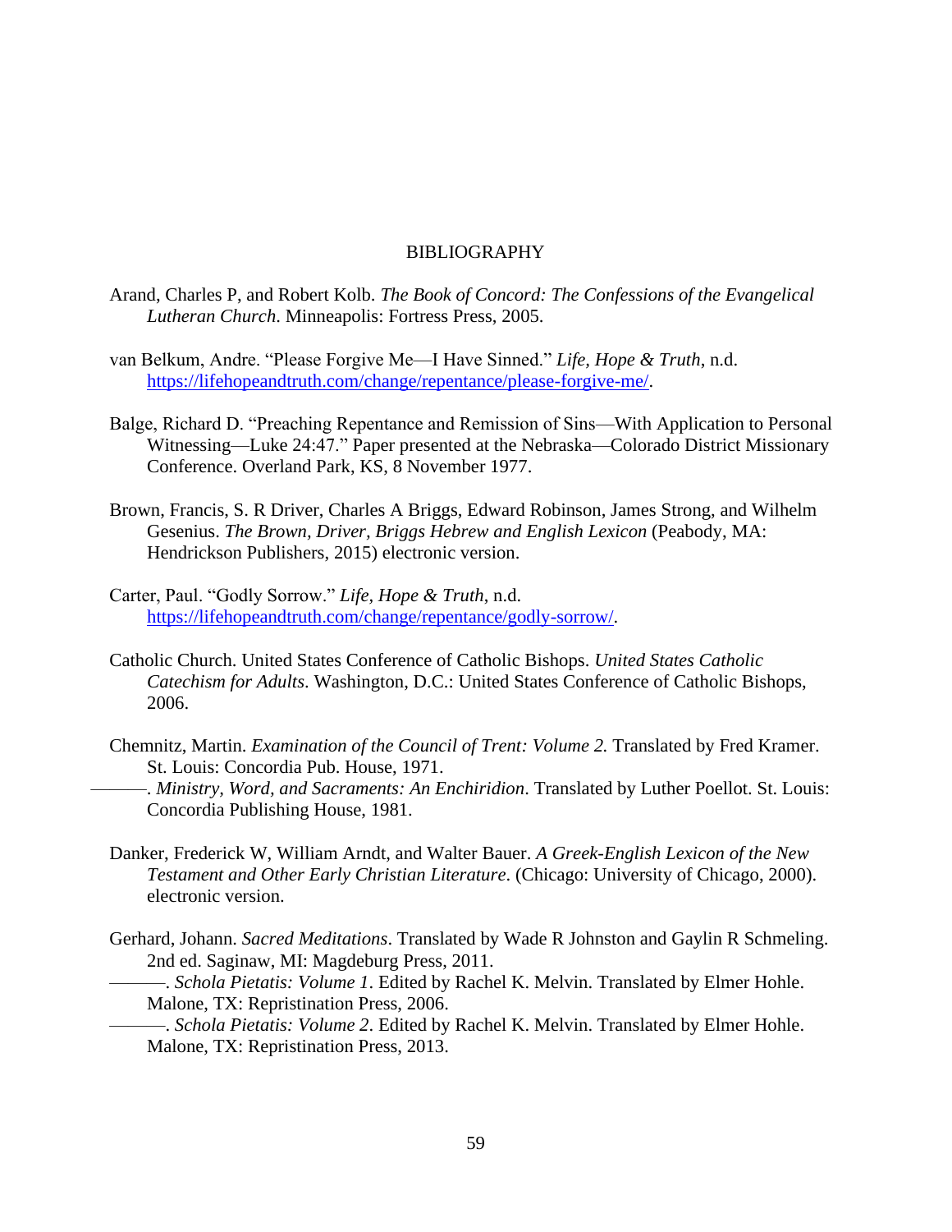# BIBLIOGRAPHY

Arand, Charles P, and Robert Kolb. *The Book of Concord: The Confessions of the Evangelical Lutheran Church*. Minneapolis: Fortress Press, 2005.

van Belkum, Andre. "Please Forgive Me—I Have Sinned." *Life, Hope & Truth*, n.d. https://lifehopeandtruth.com/change/repentance/please-forgive-me/.

Balge, Richard D. "Preaching Repentance and Remission of Sins—With Application to Personal Witnessing—Luke 24:47." Paper presented at the Nebraska—Colorado District Missionary Conference. Overland Park, KS, 8 November 1977.

Brown, Francis, S. R Driver, Charles A Briggs, Edward Robinson, James Strong, and Wilhelm Gesenius. *The Brown, Driver, Briggs Hebrew and English Lexicon* (Peabody, MA: Hendrickson Publishers, 2015) electronic version.

Carter, Paul. "Godly Sorrow." *Life, Hope & Truth*, n.d. https://lifehopeandtruth.com/change/repentance/godly-sorrow/.

Catholic Church. United States Conference of Catholic Bishops. *United States Catholic Catechism for Adults*. Washington, D.C.: United States Conference of Catholic Bishops, 2006.

Chemnitz, Martin. *Examination of the Council of Trent: Volume 2.* Translated by Fred Kramer. St. Louis: Concordia Pub. House, 1971.

———. *Ministry, Word, and Sacraments: An Enchiridion*. Translated by Luther Poellot. St. Louis: Concordia Publishing House, 1981.

Danker, Frederick W, William Arndt, and Walter Bauer. *A Greek-English Lexicon of the New Testament and Other Early Christian Literature*. (Chicago: University of Chicago, 2000). electronic version.

Gerhard, Johann. *Sacred Meditations*. Translated by Wade R Johnston and Gaylin R Schmeling. 2nd ed. Saginaw, MI: Magdeburg Press, 2011.

———. *Schola Pietatis: Volume 1*. Edited by Rachel K. Melvin. Translated by Elmer Hohle. Malone, TX: Repristination Press, 2006.

———. *Schola Pietatis: Volume 2*. Edited by Rachel K. Melvin. Translated by Elmer Hohle. Malone, TX: Repristination Press, 2013.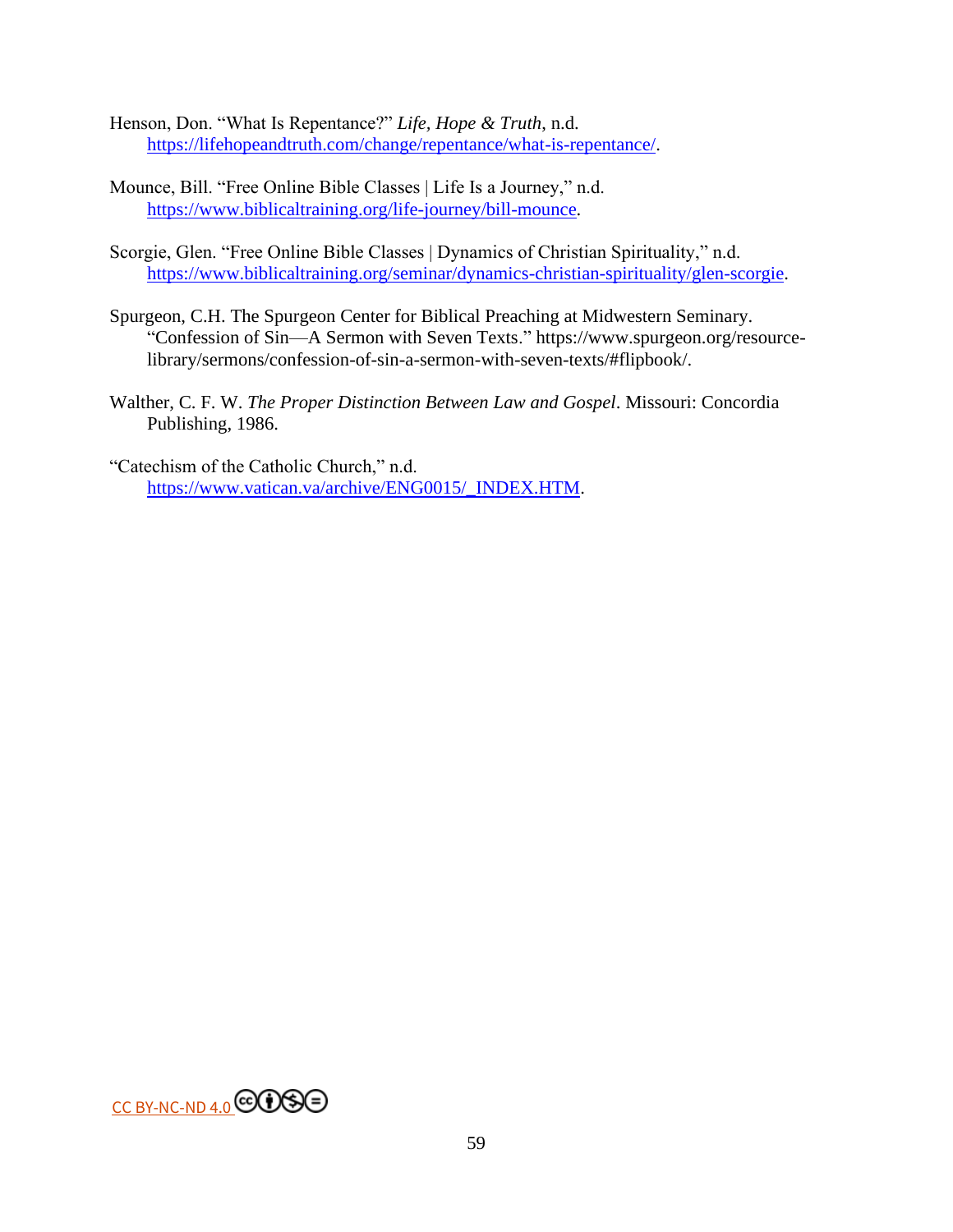Henson, Don. "What Is Repentance?" *Life, Hope & Truth*, n.d. https://lifehopeandtruth.com/change/repentance/what-is-repentance/.

Mounce, Bill. "Free Online Bible Classes | Life Is a Journey," n.d. https://www.biblicaltraining.org/life-journey/bill-mounce.

Scorgie, Glen. "Free Online Bible Classes | Dynamics of Christian Spirituality," n.d. https://www.biblicaltraining.org/seminar/dynamics-christian-spirituality/glen-scorgie.

Spurgeon, C.H. The Spurgeon Center for Biblical Preaching at Midwestern Seminary. "Confession of Sin—A Sermon with Seven Texts." https://www.spurgeon.org/resource-library/sermons/confession-of-sin-a-sermon-with-seven-texts/#flipbook/.

Walther, C. F. W. *The Proper Distinction Between Law and Gospel*. Missouri: Concordia Publishing, 1986.

"Catechism of the Catholic Church," n.d. https://www.vatican.va/archive/ENG0015/_INDEX.HTM.

CC BY-NC-ND 4.0